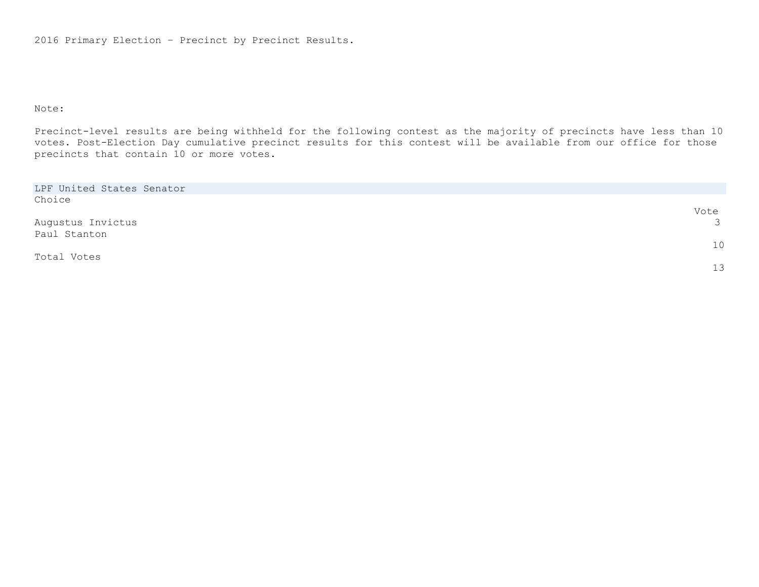2016 Primary Election – Precinct by Precinct Results.

Note:

Precinct-level results are being withheld for the following contest as the majority of precincts have less than 10 votes. Post-Election Day cumulative precinct results for this contest will be available from our office for those precincts that contain 10 or more votes.

| LPF United States Senator | |
|---|---|
| Choice | Vote |
| Augustus Invictus | 3 |
| Paul Stanton | 10 |
| Total Votes | 13 |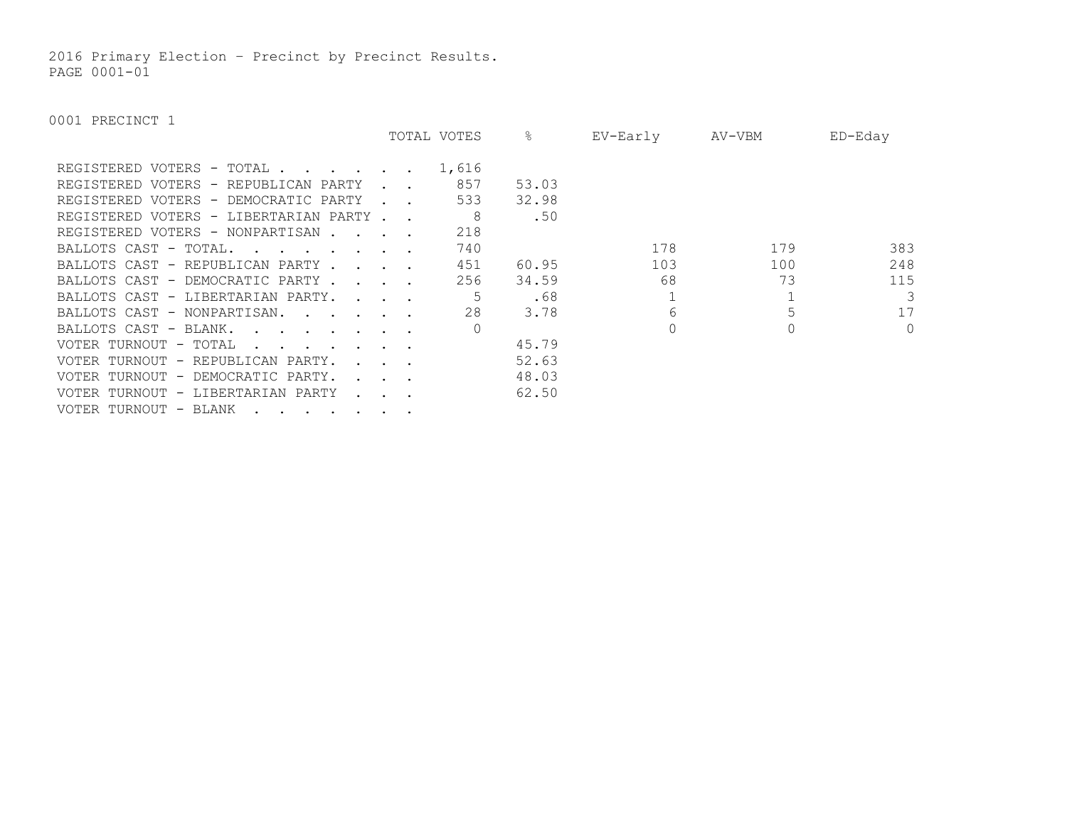2016 Primary Election – Precinct by Precinct Results.
PAGE 0001-01

0001 PRECINCT 1

| | TOTAL VOTES | % | EV-Early | AV-VBM | ED-Eday |
|---|---|---|---|---|---|
| REGISTERED VOTERS - TOTAL . . . . . . . | 1,616 | | | | |
| REGISTERED VOTERS - REPUBLICAN PARTY . . | 857 | 53.03 | | | |
| REGISTERED VOTERS - DEMOCRATIC PARTY . . | 533 | 32.98 | | | |
| REGISTERED VOTERS - LIBERTARIAN PARTY . . | 8 | .50 | | | |
| REGISTERED VOTERS - NONPARTISAN . . . . | 218 | | | | |
| BALLOTS CAST - TOTAL. . . . . . . . . | 740 | | 178 | 179 | 383 |
| BALLOTS CAST - REPUBLICAN PARTY . . . . | 451 | 60.95 | 103 | 100 | 248 |
| BALLOTS CAST - DEMOCRATIC PARTY . . . . | 256 | 34.59 | 68 | 73 | 115 |
| BALLOTS CAST - LIBERTARIAN PARTY. . . . | 5 | .68 | 1 | 1 | 3 |
| BALLOTS CAST - NONPARTISAN. . . . . . | 28 | 3.78 | 6 | 5 | 17 |
| BALLOTS CAST - BLANK. . . . . . . . . | 0 | | 0 | 0 | 0 |
| VOTER TURNOUT - TOTAL . . . . . . . . | | 45.79 | | | |
| VOTER TURNOUT - REPUBLICAN PARTY. . . . | | 52.63 | | | |
| VOTER TURNOUT - DEMOCRATIC PARTY. . . . | | 48.03 | | | |
| VOTER TURNOUT - LIBERTARIAN PARTY . . . | | 62.50 | | | |
| VOTER TURNOUT - BLANK . . . . . . . . | | | | | |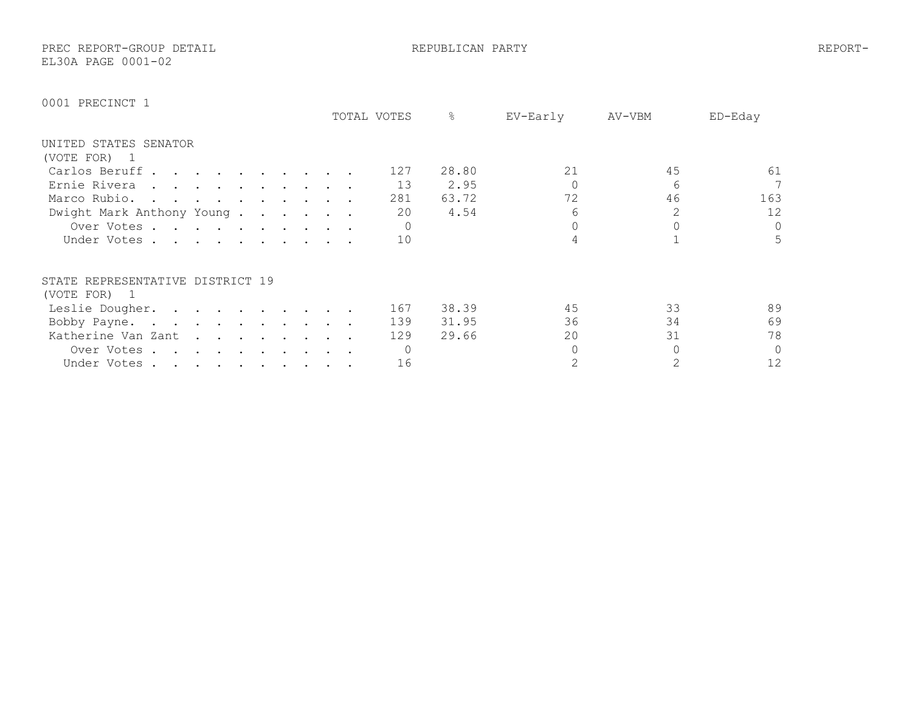## 0001 PRECINCT 1

### UNITED STATES SENATOR
(VOTE FOR) 1

| | TOTAL VOTES | % | EV-Early | AV-VBM | ED-Eday |
|---|---|---|---|---|---|
| Carlos Beruff | 127 | 28.80 | 21 | 45 | 61 |
| Ernie Rivera | 13 | 2.95 | 0 | 6 | 7 |
| Marco Rubio. | 281 | 63.72 | 72 | 46 | 163 |
| Dwight Mark Anthony Young | 20 | 4.54 | 6 | 2 | 12 |
| Over Votes | 0 | | 0 | 0 | 0 |
| Under Votes | 10 | | 4 | 1 | 5 |

### STATE REPRESENTATIVE DISTRICT 19
(VOTE FOR) 1

| | TOTAL VOTES | % | EV-Early | AV-VBM | ED-Eday |
|---|---|---|---|---|---|
| Leslie Dougher. | 167 | 38.39 | 45 | 33 | 89 |
| Bobby Payne. | 139 | 31.95 | 36 | 34 | 69 |
| Katherine Van Zant | 129 | 29.66 | 20 | 31 | 78 |
| Over Votes | 0 | | 0 | 0 | 0 |
| Under Votes | 16 | | 2 | 2 | 12 |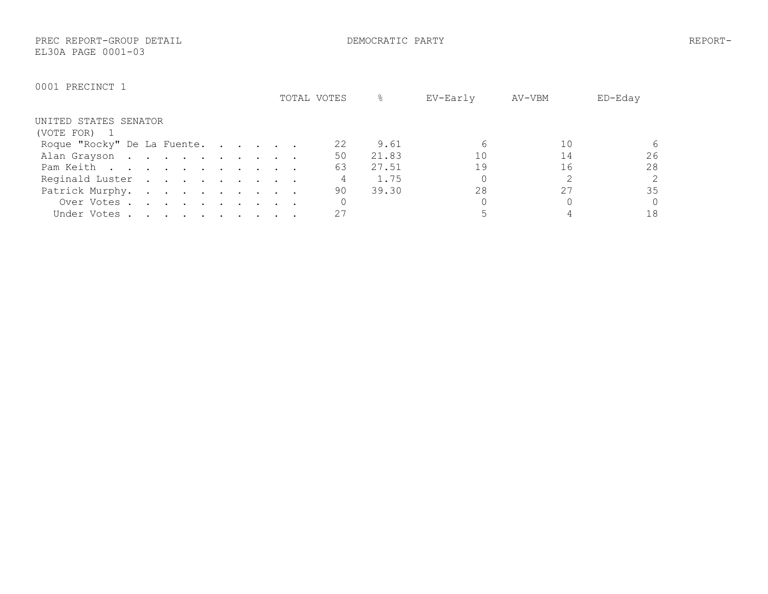PREC REPORT-GROUP DETAIL DEMOCRATIC PARTY REPORT-
EL30A PAGE 0001-03

0001 PRECINCT 1

UNITED STATES SENATOR
(VOTE FOR) 1

| | TOTAL VOTES | % | EV-Early | AV-VBM | ED-Eday |
|---|---|---|---|---|---|
| Roque "Rocky" De La Fuente | 22 | 9.61 | 6 | 10 | 6 |
| Alan Grayson | 50 | 21.83 | 10 | 14 | 26 |
| Pam Keith | 63 | 27.51 | 19 | 16 | 28 |
| Reginald Luster | 4 | 1.75 | 0 | 2 | 2 |
| Patrick Murphy | 90 | 39.30 | 28 | 27 | 35 |
| Over Votes | 0 | | 0 | 0 | 0 |
| Under Votes | 27 | | 5 | 4 | 18 |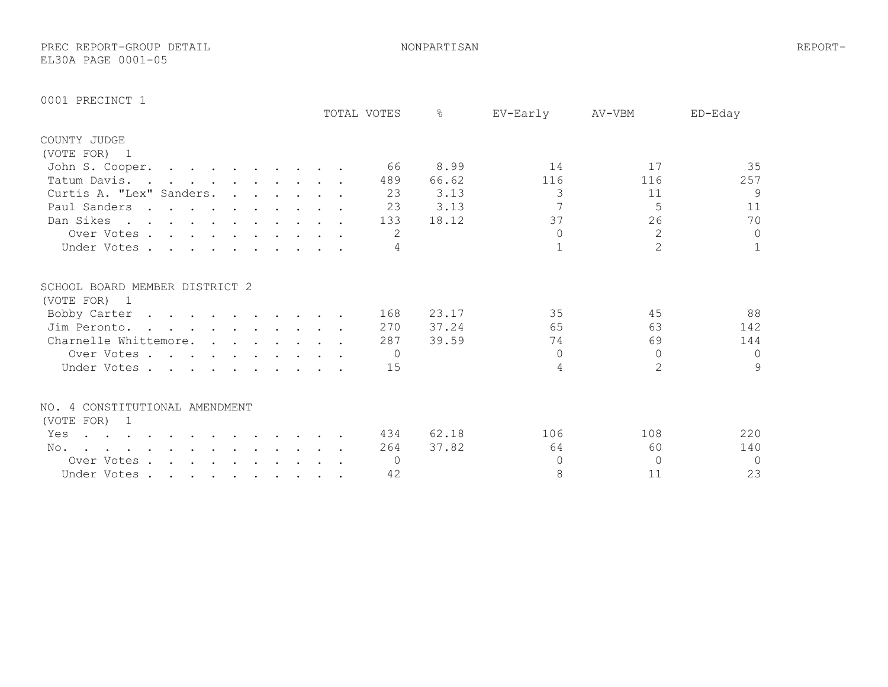PREC REPORT-GROUP DETAIL NONPARTISAN REPORT-EL30A PAGE 0001-05

## 0001 PRECINCT 1

### COUNTY JUDGE
(VOTE FOR) 1

| | TOTAL VOTES | % | EV-Early | AV-VBM | ED-Eday |
|---|---|---|---|---|---|
| John S. Cooper | 66 | 8.99 | 14 | 17 | 35 |
| Tatum Davis | 489 | 66.62 | 116 | 116 | 257 |
| Curtis A. "Lex" Sanders | 23 | 3.13 | 3 | 11 | 9 |
| Paul Sanders | 23 | 3.13 | 7 | 5 | 11 |
| Dan Sikes | 133 | 18.12 | 37 | 26 | 70 |
| Over Votes | 2 | | 0 | 2 | 0 |
| Under Votes | 4 | | 1 | 2 | 1 |

### SCHOOL BOARD MEMBER DISTRICT 2
(VOTE FOR) 1

| | TOTAL VOTES | % | EV-Early | AV-VBM | ED-Eday |
|---|---|---|---|---|---|
| Bobby Carter | 168 | 23.17 | 35 | 45 | 88 |
| Jim Peronto | 270 | 37.24 | 65 | 63 | 142 |
| Charnelle Whittemore | 287 | 39.59 | 74 | 69 | 144 |
| Over Votes | 0 | | 0 | 0 | 0 |
| Under Votes | 15 | | 4 | 2 | 9 |

### NO. 4 CONSTITUTIONAL AMENDMENT
(VOTE FOR) 1

| | TOTAL VOTES | % | EV-Early | AV-VBM | ED-Eday |
|---|---|---|---|---|---|
| Yes | 434 | 62.18 | 106 | 108 | 220 |
| No | 264 | 37.82 | 64 | 60 | 140 |
| Over Votes | 0 | | 0 | 0 | 0 |
| Under Votes | 42 | | 8 | 11 | 23 |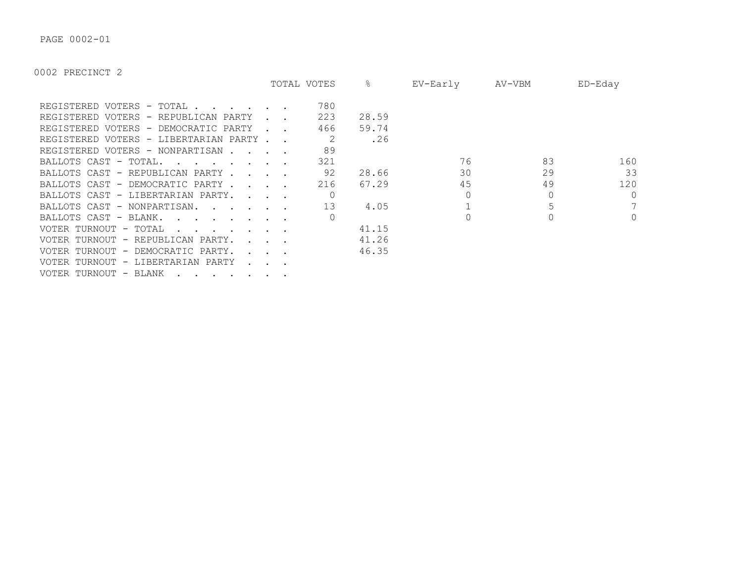PAGE 0002-01

0002 PRECINCT 2

| | TOTAL VOTES | % | EV-Early | AV-VBM | ED-Eday |
|---|---|---|---|---|---|
| REGISTERED VOTERS - TOTAL . . . . . . . | 780 | | | | |
| REGISTERED VOTERS - REPUBLICAN PARTY . . | 223 | 28.59 | | | |
| REGISTERED VOTERS - DEMOCRATIC PARTY . . | 466 | 59.74 | | | |
| REGISTERED VOTERS - LIBERTARIAN PARTY . . | 2 | .26 | | | |
| REGISTERED VOTERS - NONPARTISAN . . . . | 89 | | | | |
| BALLOTS CAST - TOTAL. . . . . . . . . | 321 | | 76 | 83 | 160 |
| BALLOTS CAST - REPUBLICAN PARTY . . . . | 92 | 28.66 | 30 | 29 | 33 |
| BALLOTS CAST - DEMOCRATIC PARTY . . . . | 216 | 67.29 | 45 | 49 | 120 |
| BALLOTS CAST - LIBERTARIAN PARTY. . . . | 0 | | 0 | 0 | 0 |
| BALLOTS CAST - NONPARTISAN. . . . . . | 13 | 4.05 | 1 | 5 | 7 |
| BALLOTS CAST - BLANK. . . . . . . . . | 0 | | 0 | 0 | 0 |
| VOTER TURNOUT - TOTAL . . . . . . . . | | 41.15 | | | |
| VOTER TURNOUT - REPUBLICAN PARTY. . . . | | 41.26 | | | |
| VOTER TURNOUT - DEMOCRATIC PARTY. . . . | | 46.35 | | | |
| VOTER TURNOUT - LIBERTARIAN PARTY . . . | | | | | |
| VOTER TURNOUT - BLANK . . . . . . . . | | | | | |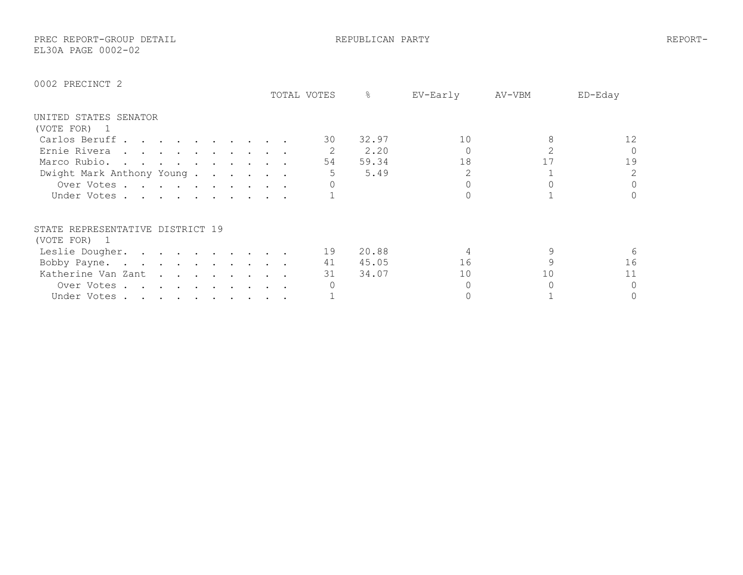PREC REPORT-GROUP DETAIL

REPUBLICAN PARTY

EL30A PAGE 0002-02

0002 PRECINCT 2

| | TOTAL VOTES | % | EV-Early | AV-VBM | ED-Eday |
|---|---|---|---|---|---|
| **UNITED STATES SENATOR** | | | | | |
| (VOTE FOR) 1 | | | | | |
| Carlos Beruff | 30 | 32.97 | 10 | 8 | 12 |
| Ernie Rivera | 2 | 2.20 | 0 | 2 | 0 |
| Marco Rubio | 54 | 59.34 | 18 | 17 | 19 |
| Dwight Mark Anthony Young | 5 | 5.49 | 2 | 1 | 2 |
| Over Votes | 0 | | 0 | 0 | 0 |
| Under Votes | 1 | | 0 | 1 | 0 |
| **STATE REPRESENTATIVE DISTRICT 19** | | | | | |
| (VOTE FOR) 1 | | | | | |
| Leslie Dougher | 19 | 20.88 | 4 | 9 | 6 |
| Bobby Payne | 41 | 45.05 | 16 | 9 | 16 |
| Katherine Van Zant | 31 | 34.07 | 10 | 10 | 11 |
| Over Votes | 0 | | 0 | 0 | 0 |
| Under Votes | 1 | | 0 | 1 | 0 |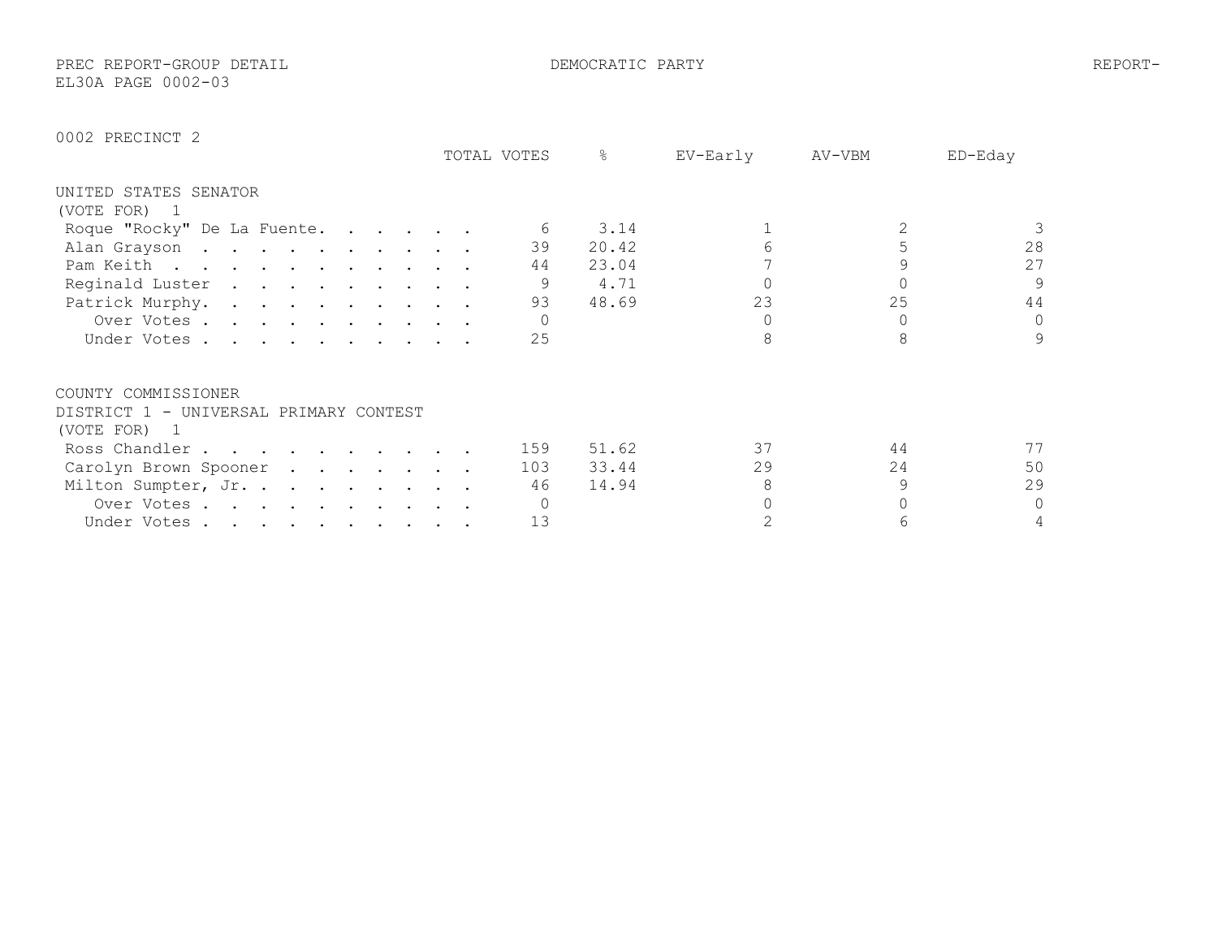PREC REPORT-GROUP DETAIL DEMOCRATIC PARTY REPORT-
EL30A PAGE 0002-03

## 0002 PRECINCT 2

### UNITED STATES SENATOR
(VOTE FOR) 1

| | TOTAL VOTES | % | EV-Early | AV-VBM | ED-Eday |
|---|---|---|---|---|---|
| Roque "Rocky" De La Fuente | 6 | 3.14 | 1 | 2 | 3 |
| Alan Grayson | 39 | 20.42 | 6 | 5 | 28 |
| Pam Keith | 44 | 23.04 | 7 | 9 | 27 |
| Reginald Luster | 9 | 4.71 | 0 | 0 | 9 |
| Patrick Murphy | 93 | 48.69 | 23 | 25 | 44 |
| Over Votes | 0 | | 0 | 0 | 0 |
| Under Votes | 25 | | 8 | 8 | 9 |

### COUNTY COMMISSIONER
DISTRICT 1 - UNIVERSAL PRIMARY CONTEST
(VOTE FOR) 1

| | TOTAL VOTES | % | EV-Early | AV-VBM | ED-Eday |
|---|---|---|---|---|---|
| Ross Chandler | 159 | 51.62 | 37 | 44 | 77 |
| Carolyn Brown Spooner | 103 | 33.44 | 29 | 24 | 50 |
| Milton Sumpter, Jr. | 46 | 14.94 | 8 | 9 | 29 |
| Over Votes | 0 | | 0 | 0 | 0 |
| Under Votes | 13 | | 2 | 6 | 4 |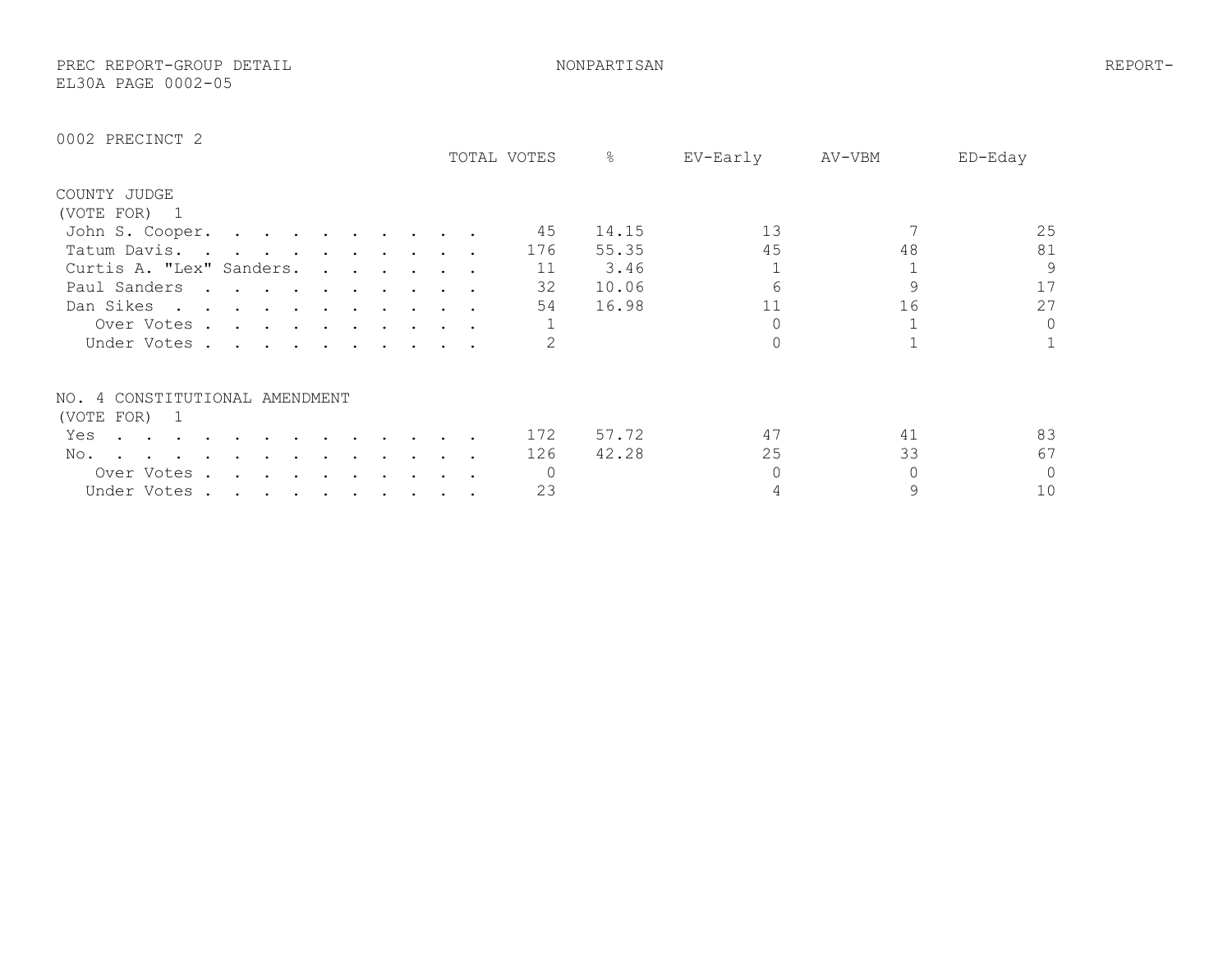PREC REPORT-GROUP DETAIL NONPARTISAN REPORT-
EL30A PAGE 0002-05

0002 PRECINCT 2

| | TOTAL VOTES | % | EV-Early | AV-VBM | ED-Eday |
|---|---|---|---|---|---|
| **COUNTY JUDGE** | | | | | |
| (VOTE FOR) 1 | | | | | |
| John S. Cooper. . . . . . . . . . . | 45 | 14.15 | 13 | 7 | 25 |
| Tatum Davis. . . . . . . . . . . . | 176 | 55.35 | 45 | 48 | 81 |
| Curtis A. "Lex" Sanders. . . . . . . | 11 | 3.46 | 1 | 1 | 9 |
| Paul Sanders . . . . . . . . . . . | 32 | 10.06 | 6 | 9 | 17 |
| Dan Sikes . . . . . . . . . . . . | 54 | 16.98 | 11 | 16 | 27 |
| Over Votes . . . . . . . . . . . | 1 | | 0 | 1 | 0 |
| Under Votes . . . . . . . . . . . | 2 | | 0 | 1 | 1 |

| | TOTAL VOTES | % | EV-Early | AV-VBM | ED-Eday |
|---|---|---|---|---|---|
| **NO. 4 CONSTITUTIONAL AMENDMENT** | | | | | |
| (VOTE FOR) 1 | | | | | |
| Yes . . . . . . . . . . . . . . | 172 | 57.72 | 47 | 41 | 83 |
| No. . . . . . . . . . . . . . . | 126 | 42.28 | 25 | 33 | 67 |
| Over Votes . . . . . . . . . . . | 0 | | 0 | 0 | 0 |
| Under Votes . . . . . . . . . . . | 23 | | 4 | 9 | 10 |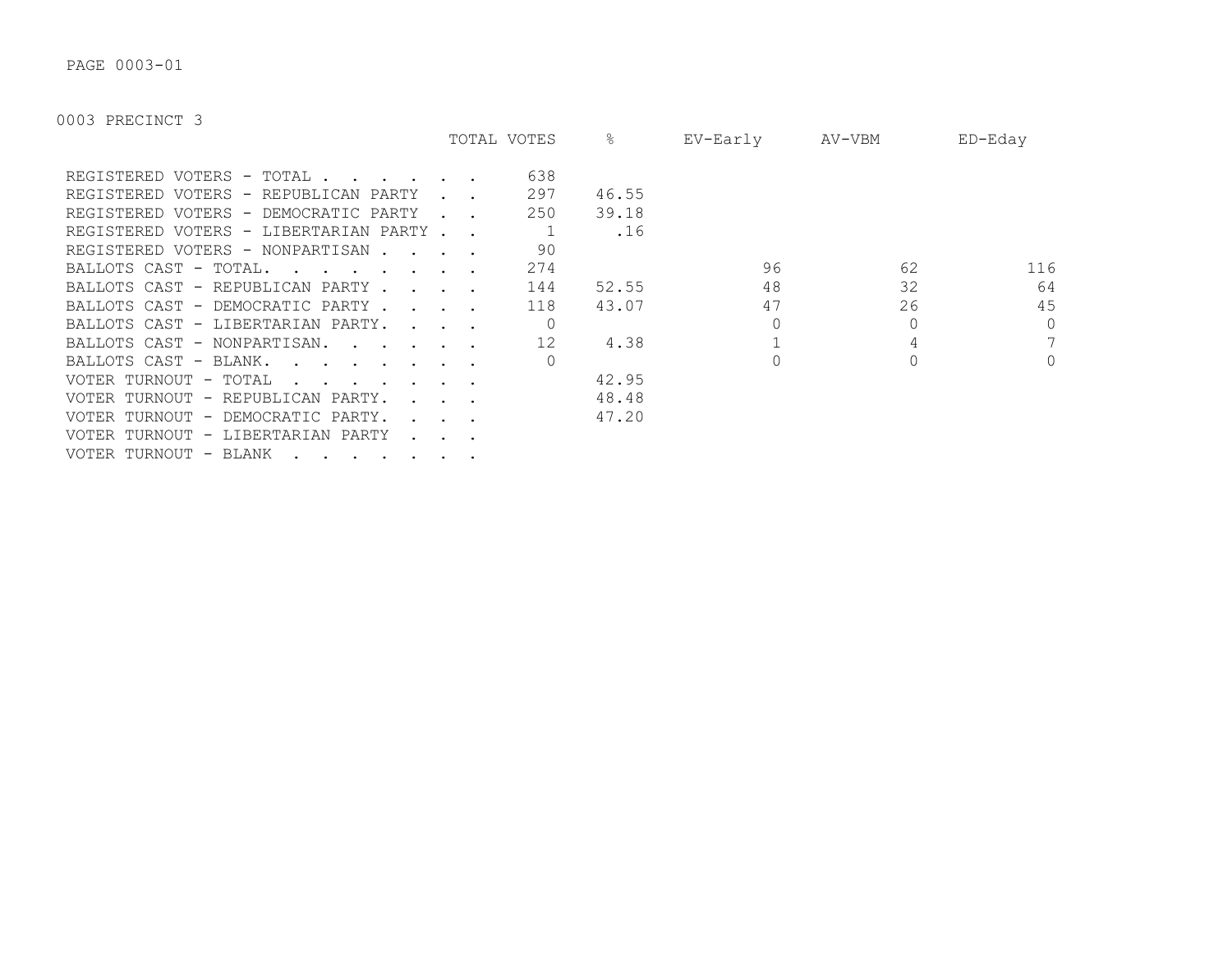PAGE 0003-01

0003 PRECINCT 3

| | TOTAL VOTES | % | EV-Early | AV-VBM | ED-Eday |
|---|---|---|---|---|---|
| REGISTERED VOTERS - TOTAL . . . . . . . | 638 | | | | |
| REGISTERED VOTERS - REPUBLICAN PARTY . . | 297 | 46.55 | | | |
| REGISTERED VOTERS - DEMOCRATIC PARTY . . | 250 | 39.18 | | | |
| REGISTERED VOTERS - LIBERTARIAN PARTY . . | 1 | .16 | | | |
| REGISTERED VOTERS - NONPARTISAN . . . . | 90 | | | | |
| BALLOTS CAST - TOTAL. . . . . . . . . | 274 | | 96 | 62 | 116 |
| BALLOTS CAST - REPUBLICAN PARTY . . . . | 144 | 52.55 | 48 | 32 | 64 |
| BALLOTS CAST - DEMOCRATIC PARTY . . . . | 118 | 43.07 | 47 | 26 | 45 |
| BALLOTS CAST - LIBERTARIAN PARTY. . . . | 0 | | 0 | 0 | 0 |
| BALLOTS CAST - NONPARTISAN. . . . . . | 12 | 4.38 | 1 | 4 | 7 |
| BALLOTS CAST - BLANK. . . . . . . . . | 0 | | 0 | 0 | 0 |
| VOTER TURNOUT - TOTAL . . . . . . . . | | 42.95 | | | |
| VOTER TURNOUT - REPUBLICAN PARTY. . . . | | 48.48 | | | |
| VOTER TURNOUT - DEMOCRATIC PARTY. . . . | | 47.20 | | | |
| VOTER TURNOUT - LIBERTARIAN PARTY . . . | | | | | |
| VOTER TURNOUT - BLANK . . . . . . . . | | | | | |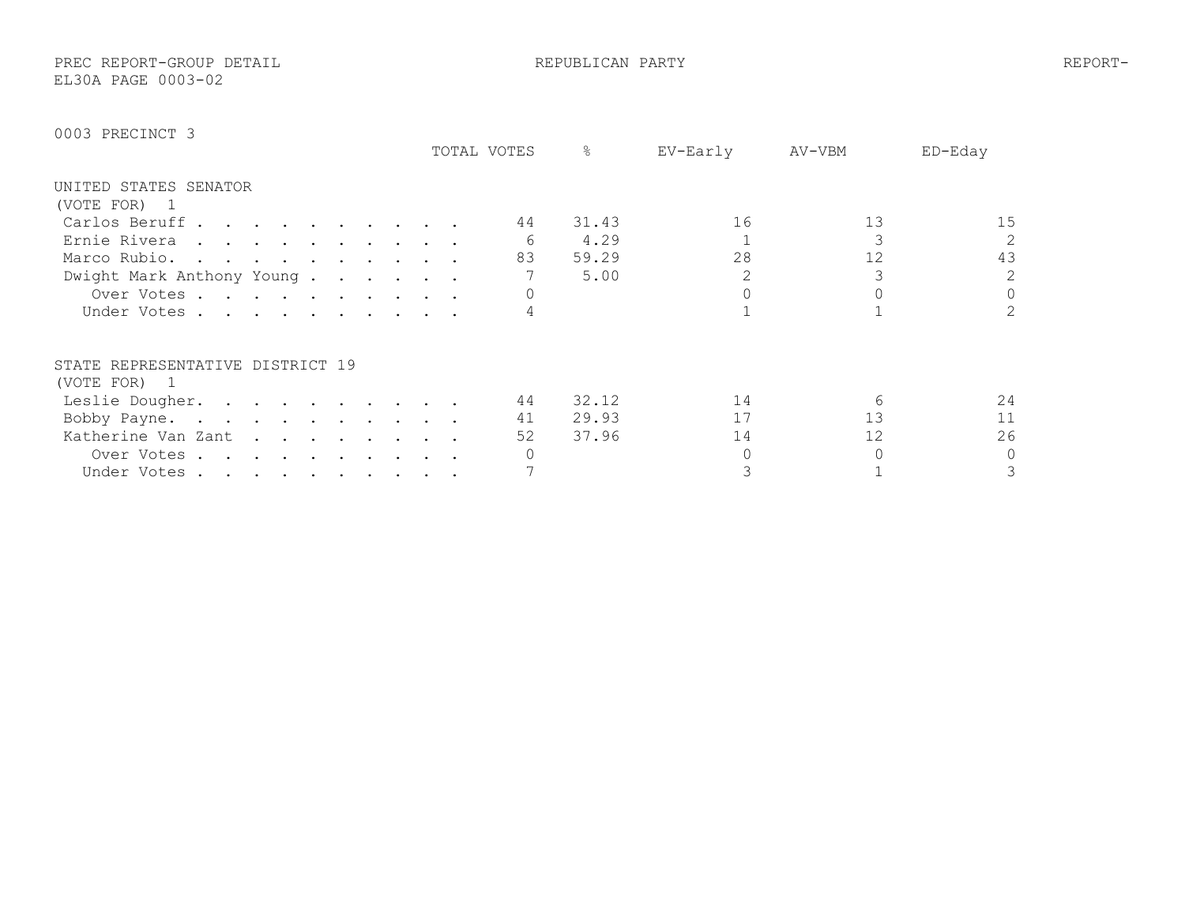PREC REPORT-GROUP DETAIL REPUBLICAN PARTY REPORT-
EL30A PAGE 0003-02

## 0003 PRECINCT 3

### UNITED STATES SENATOR
(VOTE FOR) 1

| | TOTAL VOTES | % | EV-Early | AV-VBM | ED-Eday |
|---|---|---|---|---|---|
| Carlos Beruff | 44 | 31.43 | 16 | 13 | 15 |
| Ernie Rivera | 6 | 4.29 | 1 | 3 | 2 |
| Marco Rubio. | 83 | 59.29 | 28 | 12 | 43 |
| Dwight Mark Anthony Young | 7 | 5.00 | 2 | 3 | 2 |
| Over Votes | 0 | | 0 | 0 | 0 |
| Under Votes | 4 | | 1 | 1 | 2 |

### STATE REPRESENTATIVE DISTRICT 19
(VOTE FOR) 1

| | TOTAL VOTES | % | EV-Early | AV-VBM | ED-Eday |
|---|---|---|---|---|---|
| Leslie Dougher. | 44 | 32.12 | 14 | 6 | 24 |
| Bobby Payne. | 41 | 29.93 | 17 | 13 | 11 |
| Katherine Van Zant | 52 | 37.96 | 14 | 12 | 26 |
| Over Votes | 0 | | 0 | 0 | 0 |
| Under Votes | 7 | | 3 | 1 | 3 |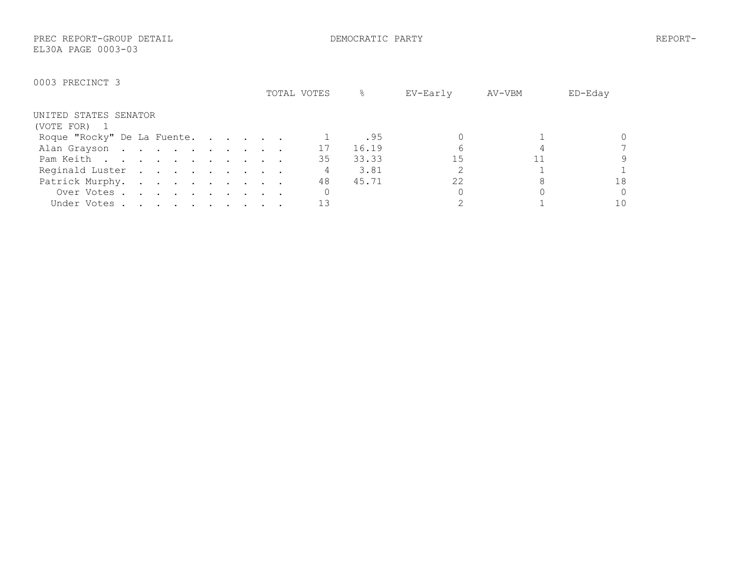PREC REPORT-GROUP DETAIL DEMOCRATIC PARTY REPORT-
EL30A PAGE 0003-03

0003 PRECINCT 3

UNITED STATES SENATOR
(VOTE FOR) 1

| | TOTAL VOTES | % | EV-Early | AV-VBM | ED-Eday |
|---|---|---|---|---|---|
| Roque "Rocky" De La Fuente | 1 | .95 | 0 | 1 | 0 |
| Alan Grayson | 17 | 16.19 | 6 | 4 | 7 |
| Pam Keith | 35 | 33.33 | 15 | 11 | 9 |
| Reginald Luster | 4 | 3.81 | 2 | 1 | 1 |
| Patrick Murphy | 48 | 45.71 | 22 | 8 | 18 |
| Over Votes | 0 | | 0 | 0 | 0 |
| Under Votes | 13 | | 2 | 1 | 10 |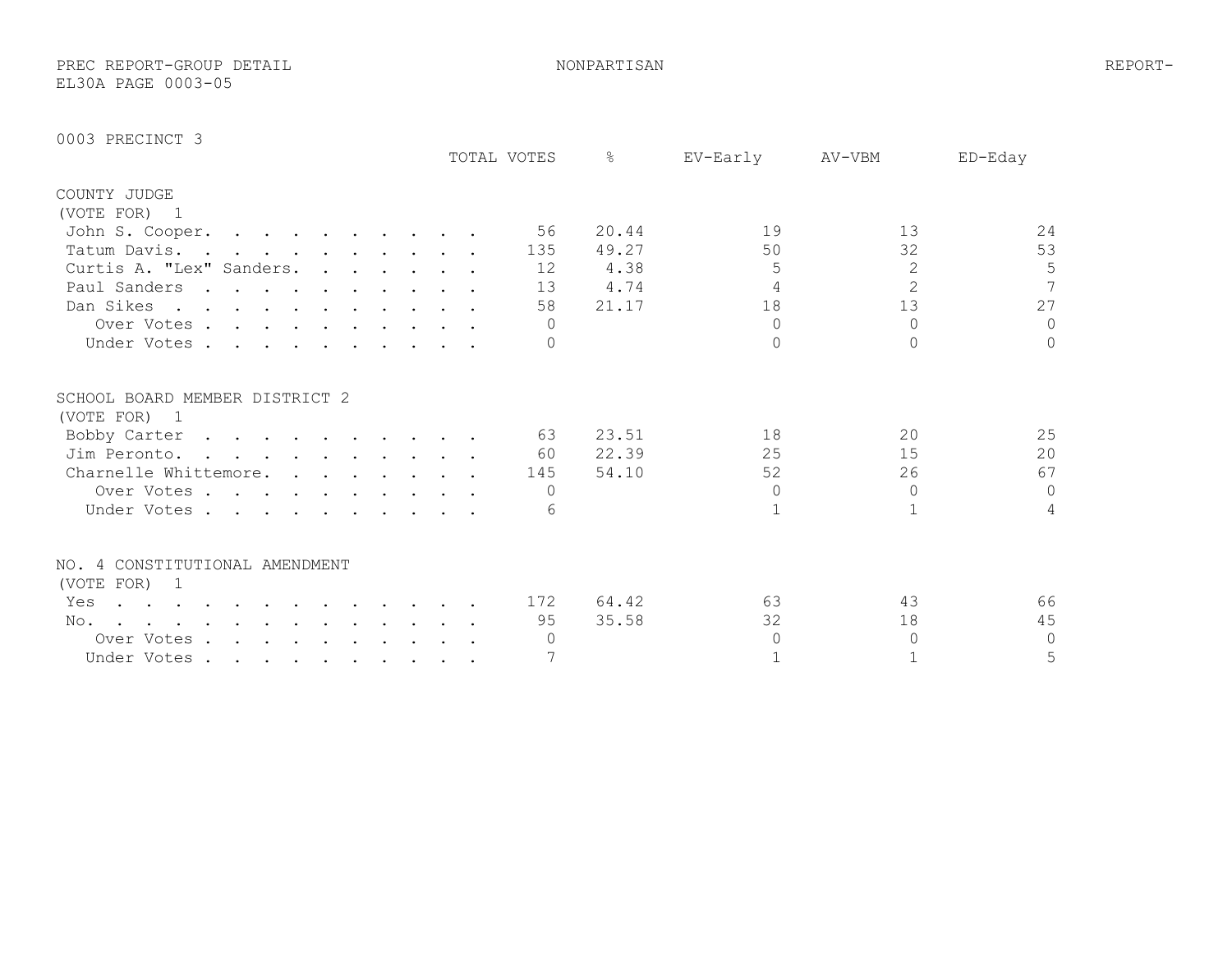PREC REPORT-GROUP DETAIL NONPARTISAN REPORT-
EL30A PAGE 0003-05

## 0003 PRECINCT 3

### COUNTY JUDGE
(VOTE FOR) 1

| | TOTAL VOTES | % | EV-Early | AV-VBM | ED-Eday |
|---|---|---|---|---|---|
| John S. Cooper | 56 | 20.44 | 19 | 13 | 24 |
| Tatum Davis | 135 | 49.27 | 50 | 32 | 53 |
| Curtis A. "Lex" Sanders | 12 | 4.38 | 5 | 2 | 5 |
| Paul Sanders | 13 | 4.74 | 4 | 2 | 7 |
| Dan Sikes | 58 | 21.17 | 18 | 13 | 27 |
| Over Votes | 0 | | 0 | 0 | 0 |
| Under Votes | 0 | | 0 | 0 | 0 |

### SCHOOL BOARD MEMBER DISTRICT 2
(VOTE FOR) 1

| | TOTAL VOTES | % | EV-Early | AV-VBM | ED-Eday |
|---|---|---|---|---|---|
| Bobby Carter | 63 | 23.51 | 18 | 20 | 25 |
| Jim Peronto | 60 | 22.39 | 25 | 15 | 20 |
| Charnelle Whittemore | 145 | 54.10 | 52 | 26 | 67 |
| Over Votes | 0 | | 0 | 0 | 0 |
| Under Votes | 6 | | 1 | 1 | 4 |

### NO. 4 CONSTITUTIONAL AMENDMENT
(VOTE FOR) 1

| | TOTAL VOTES | % | EV-Early | AV-VBM | ED-Eday |
|---|---|---|---|---|---|
| Yes | 172 | 64.42 | 63 | 43 | 66 |
| No | 95 | 35.58 | 32 | 18 | 45 |
| Over Votes | 0 | | 0 | 0 | 0 |
| Under Votes | 7 | | 1 | 1 | 5 |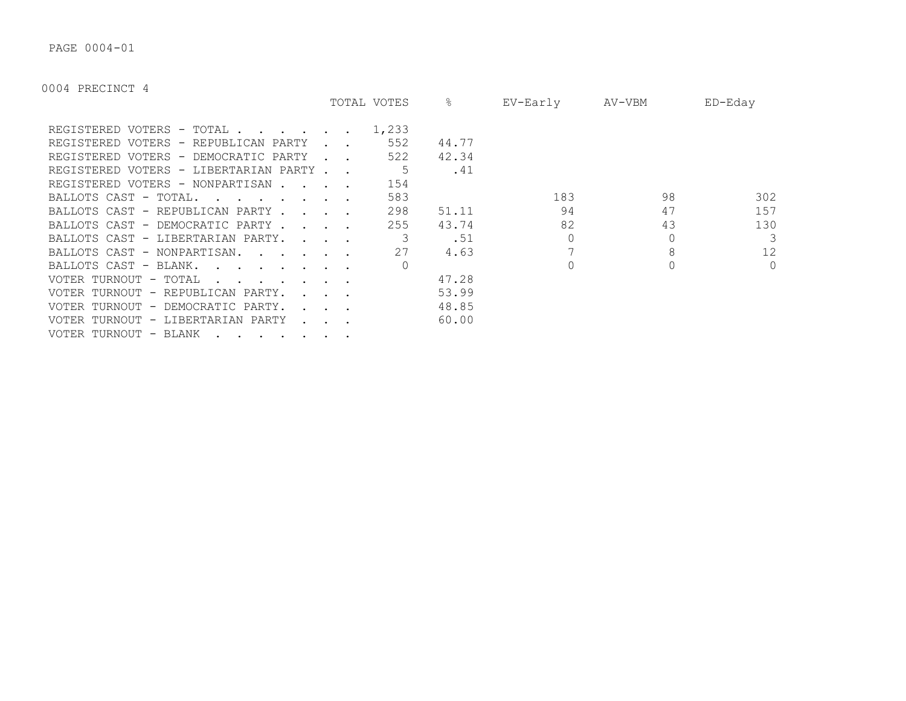PAGE 0004-01

0004 PRECINCT 4

| | TOTAL VOTES | % | EV-Early | AV-VBM | ED-Eday |
|---|---|---|---|---|---|
| REGISTERED VOTERS - TOTAL . . . . . . | 1,233 | | | | |
| REGISTERED VOTERS - REPUBLICAN PARTY . . | 552 | 44.77 | | | |
| REGISTERED VOTERS - DEMOCRATIC PARTY . . | 522 | 42.34 | | | |
| REGISTERED VOTERS - LIBERTARIAN PARTY . . | 5 | .41 | | | |
| REGISTERED VOTERS - NONPARTISAN . . . . | 154 | | | | |
| BALLOTS CAST - TOTAL. . . . . . . . | 583 | | 183 | 98 | 302 |
| BALLOTS CAST - REPUBLICAN PARTY . . . . | 298 | 51.11 | 94 | 47 | 157 |
| BALLOTS CAST - DEMOCRATIC PARTY . . . . | 255 | 43.74 | 82 | 43 | 130 |
| BALLOTS CAST - LIBERTARIAN PARTY. . . . | 3 | .51 | 0 | 0 | 3 |
| BALLOTS CAST - NONPARTISAN. . . . . . | 27 | 4.63 | 7 | 8 | 12 |
| BALLOTS CAST - BLANK. . . . . . . . | 0 | | 0 | 0 | 0 |
| VOTER TURNOUT - TOTAL . . . . . . . | | 47.28 | | | |
| VOTER TURNOUT - REPUBLICAN PARTY. . . . | | 53.99 | | | |
| VOTER TURNOUT - DEMOCRATIC PARTY. . . . | | 48.85 | | | |
| VOTER TURNOUT - LIBERTARIAN PARTY . . . | | 60.00 | | | |
| VOTER TURNOUT - BLANK . . . . . . . | | | | | |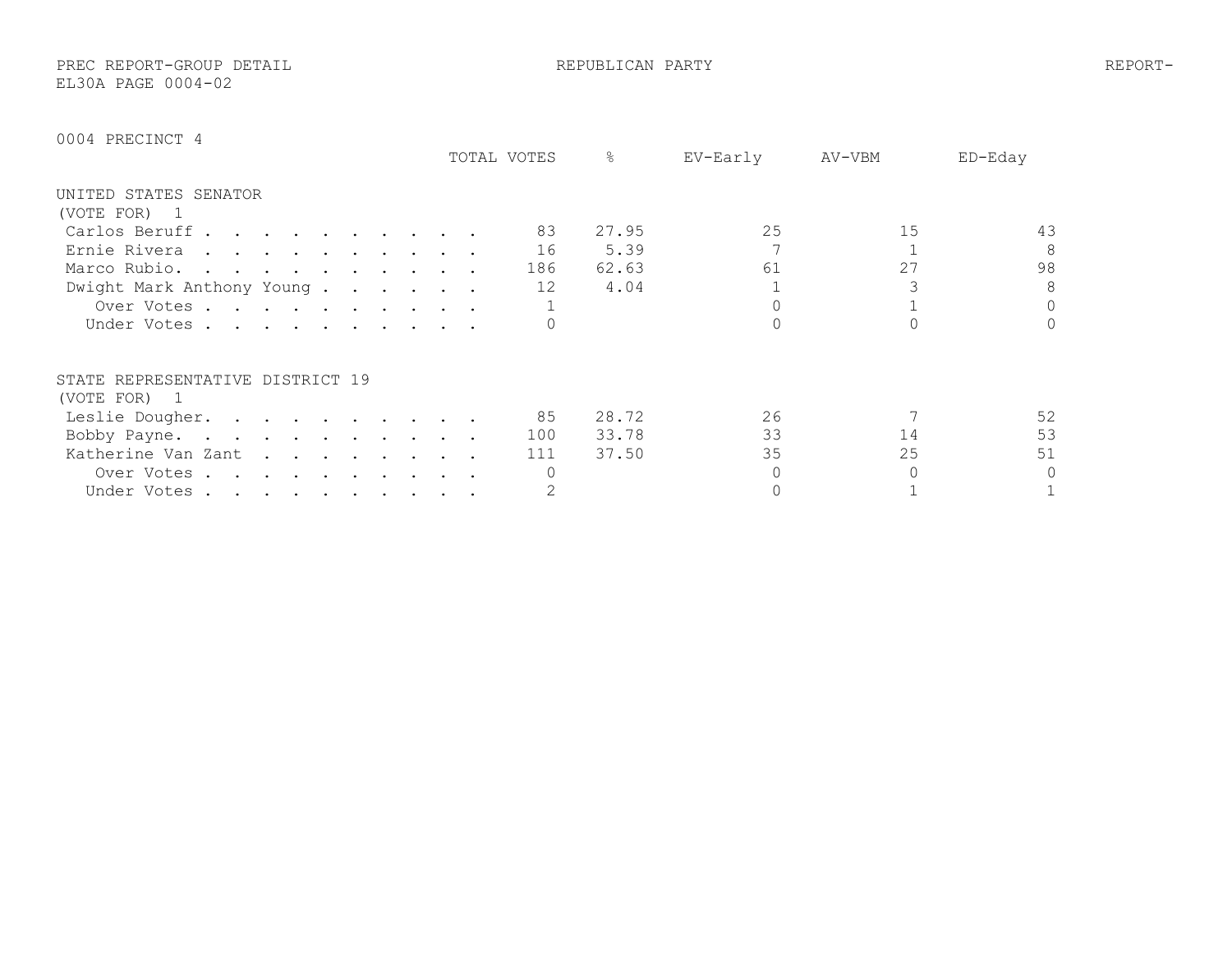PREC REPORT-GROUP DETAIL REPUBLICAN PARTY REPORT-
EL30A PAGE 0004-02

0004 PRECINCT 4

## UNITED STATES SENATOR
(VOTE FOR) 1

| | TOTAL VOTES | % | EV-Early | AV-VBM | ED-Eday |
|---|---|---|---|---|---|
| Carlos Beruff | 83 | 27.95 | 25 | 15 | 43 |
| Ernie Rivera | 16 | 5.39 | 7 | 1 | 8 |
| Marco Rubio | 186 | 62.63 | 61 | 27 | 98 |
| Dwight Mark Anthony Young | 12 | 4.04 | 1 | 3 | 8 |
| Over Votes | 1 | | 0 | 1 | 0 |
| Under Votes | 0 | | 0 | 0 | 0 |

## STATE REPRESENTATIVE DISTRICT 19
(VOTE FOR) 1

| | TOTAL VOTES | % | EV-Early | AV-VBM | ED-Eday |
|---|---|---|---|---|---|
| Leslie Dougher | 85 | 28.72 | 26 | 7 | 52 |
| Bobby Payne | 100 | 33.78 | 33 | 14 | 53 |
| Katherine Van Zant | 111 | 37.50 | 35 | 25 | 51 |
| Over Votes | 0 | | 0 | 0 | 0 |
| Under Votes | 2 | | 0 | 1 | 1 |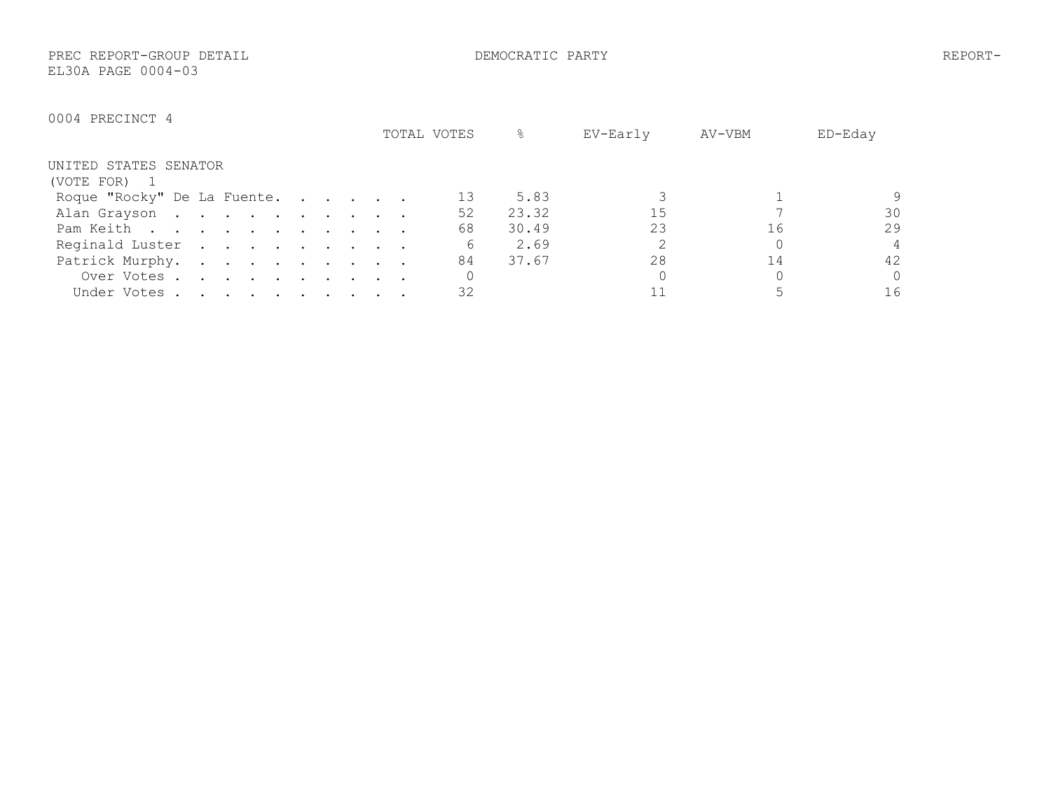PREC REPORT-GROUP DETAIL — DEMOCRATIC PARTY — REPORT-EL30A PAGE 0004-03

## 0004 PRECINCT 4

### UNITED STATES SENATOR
(VOTE FOR) 1

| | TOTAL VOTES | % | EV-Early | AV-VBM | ED-Eday |
|---|---|---|---|---|---|
| Roque "Rocky" De La Fuente | 13 | 5.83 | 3 | 1 | 9 |
| Alan Grayson | 52 | 23.32 | 15 | 7 | 30 |
| Pam Keith | 68 | 30.49 | 23 | 16 | 29 |
| Reginald Luster | 6 | 2.69 | 2 | 0 | 4 |
| Patrick Murphy | 84 | 37.67 | 28 | 14 | 42 |
| Over Votes | 0 | | 0 | 0 | 0 |
| Under Votes | 32 | | 11 | 5 | 16 |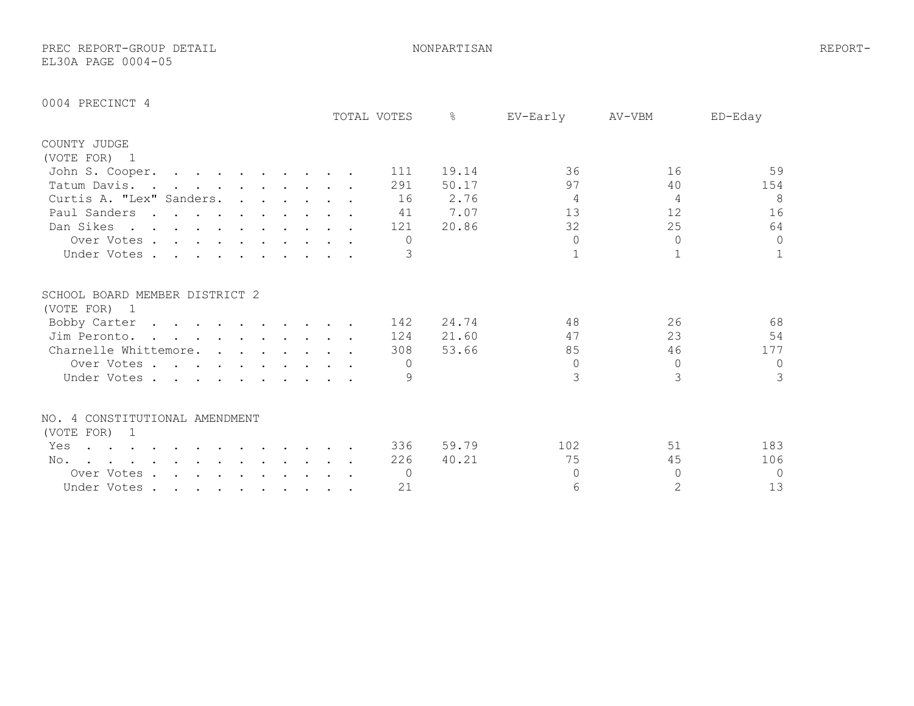PREC REPORT-GROUP DETAIL NONPARTISAN REPORT-
EL30A PAGE 0004-05

## 0004 PRECINCT 4

### COUNTY JUDGE
(VOTE FOR) 1

| | TOTAL VOTES | % | EV-Early | AV-VBM | ED-Eday |
|---|---|---|---|---|---|
| John S. Cooper | 111 | 19.14 | 36 | 16 | 59 |
| Tatum Davis | 291 | 50.17 | 97 | 40 | 154 |
| Curtis A. "Lex" Sanders | 16 | 2.76 | 4 | 4 | 8 |
| Paul Sanders | 41 | 7.07 | 13 | 12 | 16 |
| Dan Sikes | 121 | 20.86 | 32 | 25 | 64 |
| Over Votes | 0 | | 0 | 0 | 0 |
| Under Votes | 3 | | 1 | 1 | 1 |

### SCHOOL BOARD MEMBER DISTRICT 2
(VOTE FOR) 1

| | TOTAL VOTES | % | EV-Early | AV-VBM | ED-Eday |
|---|---|---|---|---|---|
| Bobby Carter | 142 | 24.74 | 48 | 26 | 68 |
| Jim Peronto | 124 | 21.60 | 47 | 23 | 54 |
| Charnelle Whittemore | 308 | 53.66 | 85 | 46 | 177 |
| Over Votes | 0 | | 0 | 0 | 0 |
| Under Votes | 9 | | 3 | 3 | 3 |

### NO. 4 CONSTITUTIONAL AMENDMENT
(VOTE FOR) 1

| | TOTAL VOTES | % | EV-Early | AV-VBM | ED-Eday |
|---|---|---|---|---|---|
| Yes | 336 | 59.79 | 102 | 51 | 183 |
| No | 226 | 40.21 | 75 | 45 | 106 |
| Over Votes | 0 | | 0 | 0 | 0 |
| Under Votes | 21 | | 6 | 2 | 13 |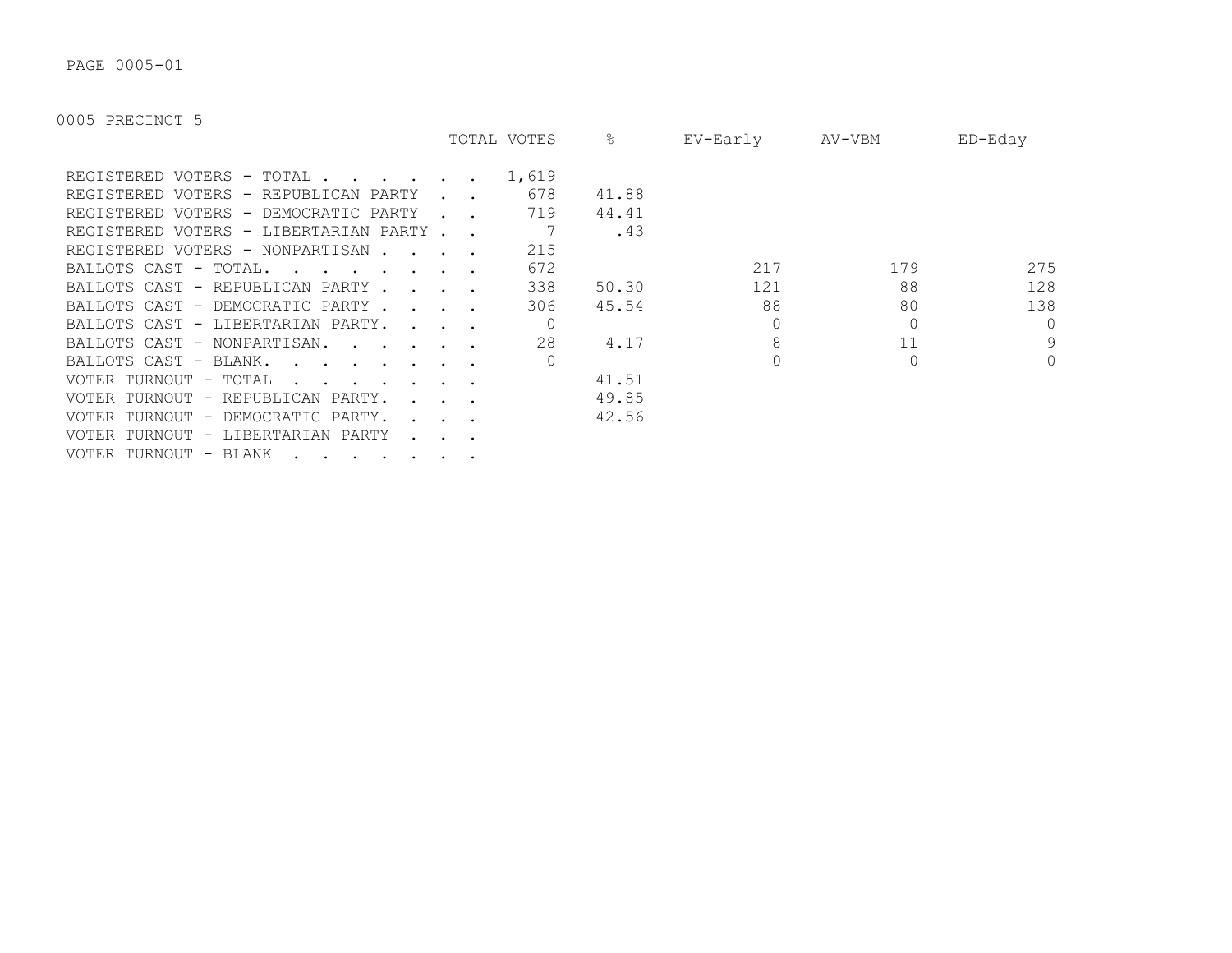PAGE 0005-01

0005 PRECINCT 5

| | TOTAL VOTES | % | EV-Early | AV-VBM | ED-Eday |
|---|---|---|---|---|---|
| REGISTERED VOTERS - TOTAL . . . . . . . | 1,619 | | | | |
| REGISTERED VOTERS - REPUBLICAN PARTY . . | 678 | 41.88 | | | |
| REGISTERED VOTERS - DEMOCRATIC PARTY . . | 719 | 44.41 | | | |
| REGISTERED VOTERS - LIBERTARIAN PARTY . . | 7 | .43 | | | |
| REGISTERED VOTERS - NONPARTISAN . . . . | 215 | | | | |
| BALLOTS CAST - TOTAL. . . . . . . . . | 672 | | 217 | 179 | 275 |
| BALLOTS CAST - REPUBLICAN PARTY . . . . | 338 | 50.30 | 121 | 88 | 128 |
| BALLOTS CAST - DEMOCRATIC PARTY . . . . | 306 | 45.54 | 88 | 80 | 138 |
| BALLOTS CAST - LIBERTARIAN PARTY. . . . | 0 | | 0 | 0 | 0 |
| BALLOTS CAST - NONPARTISAN. . . . . . | 28 | 4.17 | 8 | 11 | 9 |
| BALLOTS CAST - BLANK. . . . . . . . . | 0 | | 0 | 0 | 0 |
| VOTER TURNOUT - TOTAL . . . . . . . . | | 41.51 | | | |
| VOTER TURNOUT - REPUBLICAN PARTY. . . . | | 49.85 | | | |
| VOTER TURNOUT - DEMOCRATIC PARTY. . . . | | 42.56 | | | |
| VOTER TURNOUT - LIBERTARIAN PARTY . . . | | | | | |
| VOTER TURNOUT - BLANK . . . . . . . . | | | | | |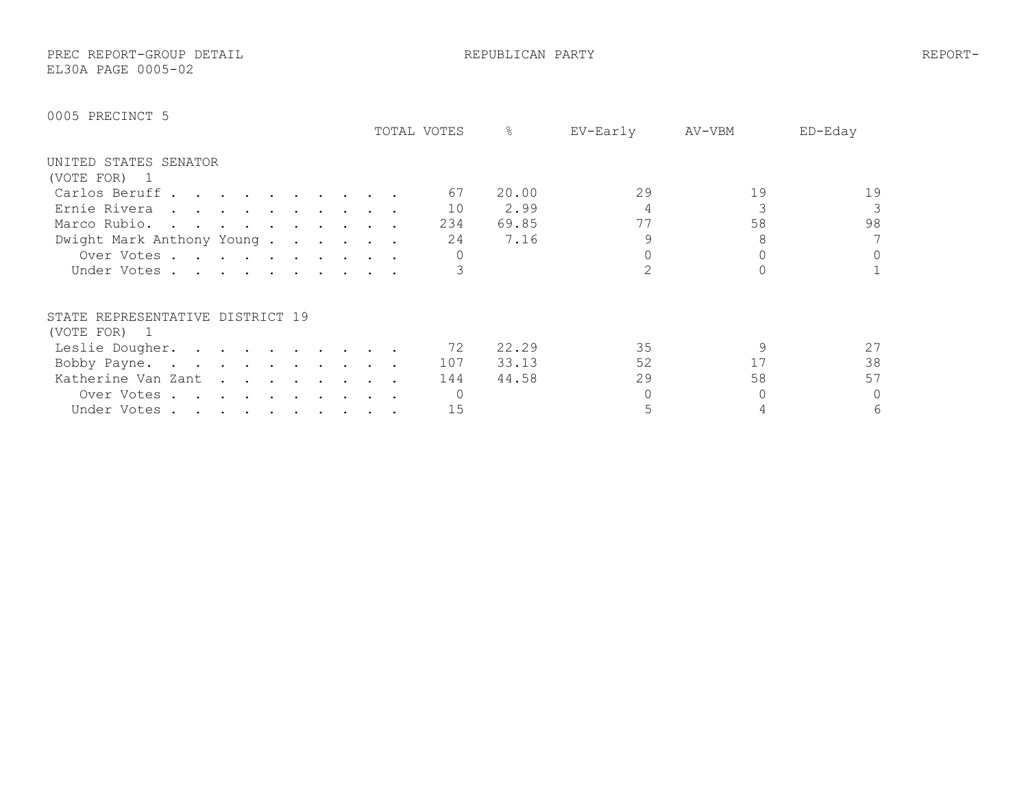PREC REPORT-GROUP DETAIL REPUBLICAN PARTY REPORT-
EL30A PAGE 0005-02

## 0005 PRECINCT 5

### UNITED STATES SENATOR
(VOTE FOR) 1

| | TOTAL VOTES | % | EV-Early | AV-VBM | ED-Eday |
|---|---|---|---|---|---|
| Carlos Beruff | 67 | 20.00 | 29 | 19 | 19 |
| Ernie Rivera | 10 | 2.99 | 4 | 3 | 3 |
| Marco Rubio. | 234 | 69.85 | 77 | 58 | 98 |
| Dwight Mark Anthony Young | 24 | 7.16 | 9 | 8 | 7 |
| Over Votes | 0 | | 0 | 0 | 0 |
| Under Votes | 3 | | 2 | 0 | 1 |

### STATE REPRESENTATIVE DISTRICT 19
(VOTE FOR) 1

| | TOTAL VOTES | % | EV-Early | AV-VBM | ED-Eday |
|---|---|---|---|---|---|
| Leslie Dougher. | 72 | 22.29 | 35 | 9 | 27 |
| Bobby Payne. | 107 | 33.13 | 52 | 17 | 38 |
| Katherine Van Zant | 144 | 44.58 | 29 | 58 | 57 |
| Over Votes | 0 | | 0 | 0 | 0 |
| Under Votes | 15 | | 5 | 4 | 6 |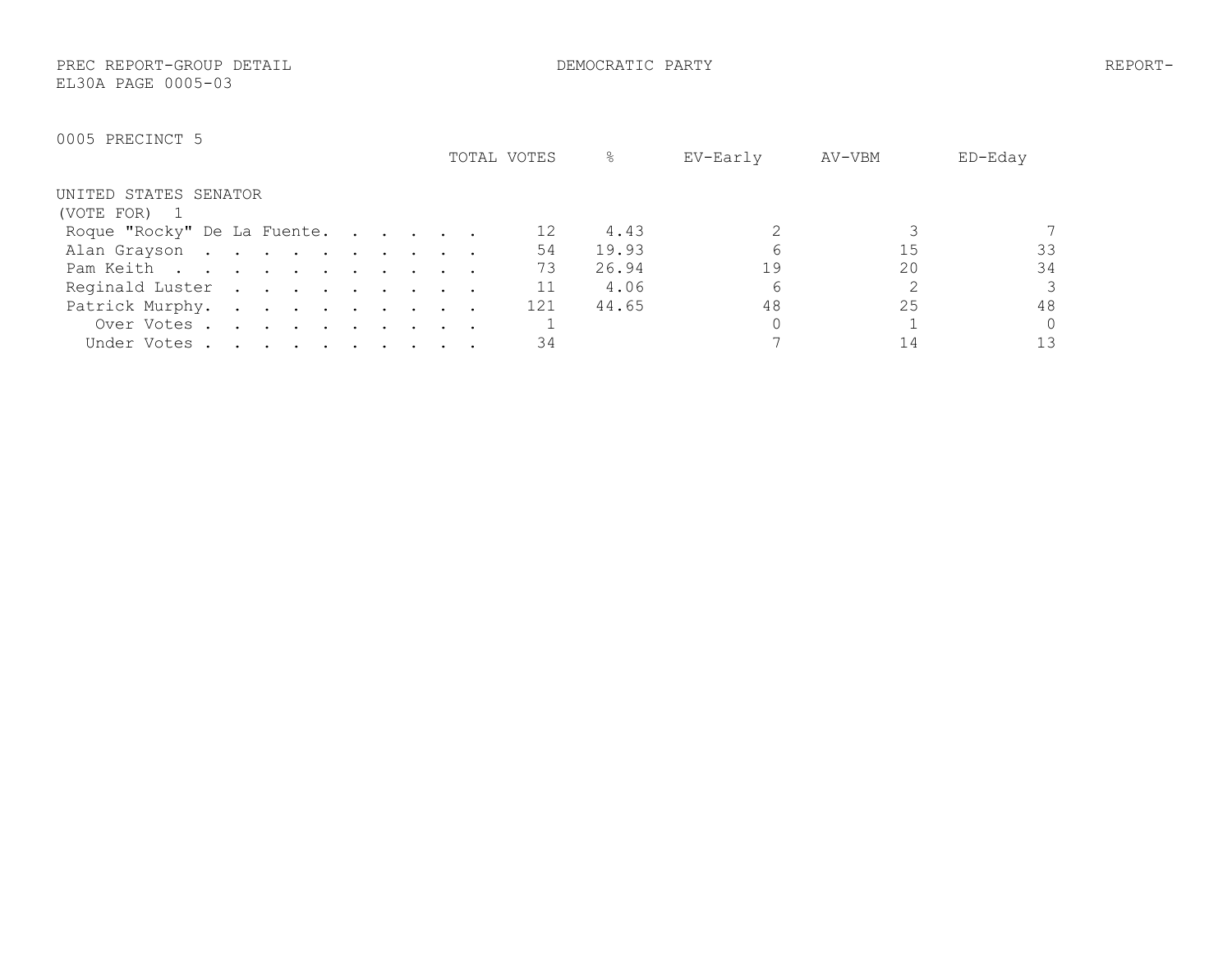PREC REPORT-GROUP DETAIL DEMOCRATIC PARTY REPORT-
EL30A PAGE 0005-03

0005 PRECINCT 5

UNITED STATES SENATOR
(VOTE FOR) 1

| | TOTAL VOTES | % | EV-Early | AV-VBM | ED-Eday |
|---|---|---|---|---|---|
| Roque "Rocky" De La Fuente | 12 | 4.43 | 2 | 3 | 7 |
| Alan Grayson | 54 | 19.93 | 6 | 15 | 33 |
| Pam Keith | 73 | 26.94 | 19 | 20 | 34 |
| Reginald Luster | 11 | 4.06 | 6 | 2 | 3 |
| Patrick Murphy | 121 | 44.65 | 48 | 25 | 48 |
| Over Votes | 1 | | 0 | 1 | 0 |
| Under Votes | 34 | | 7 | 14 | 13 |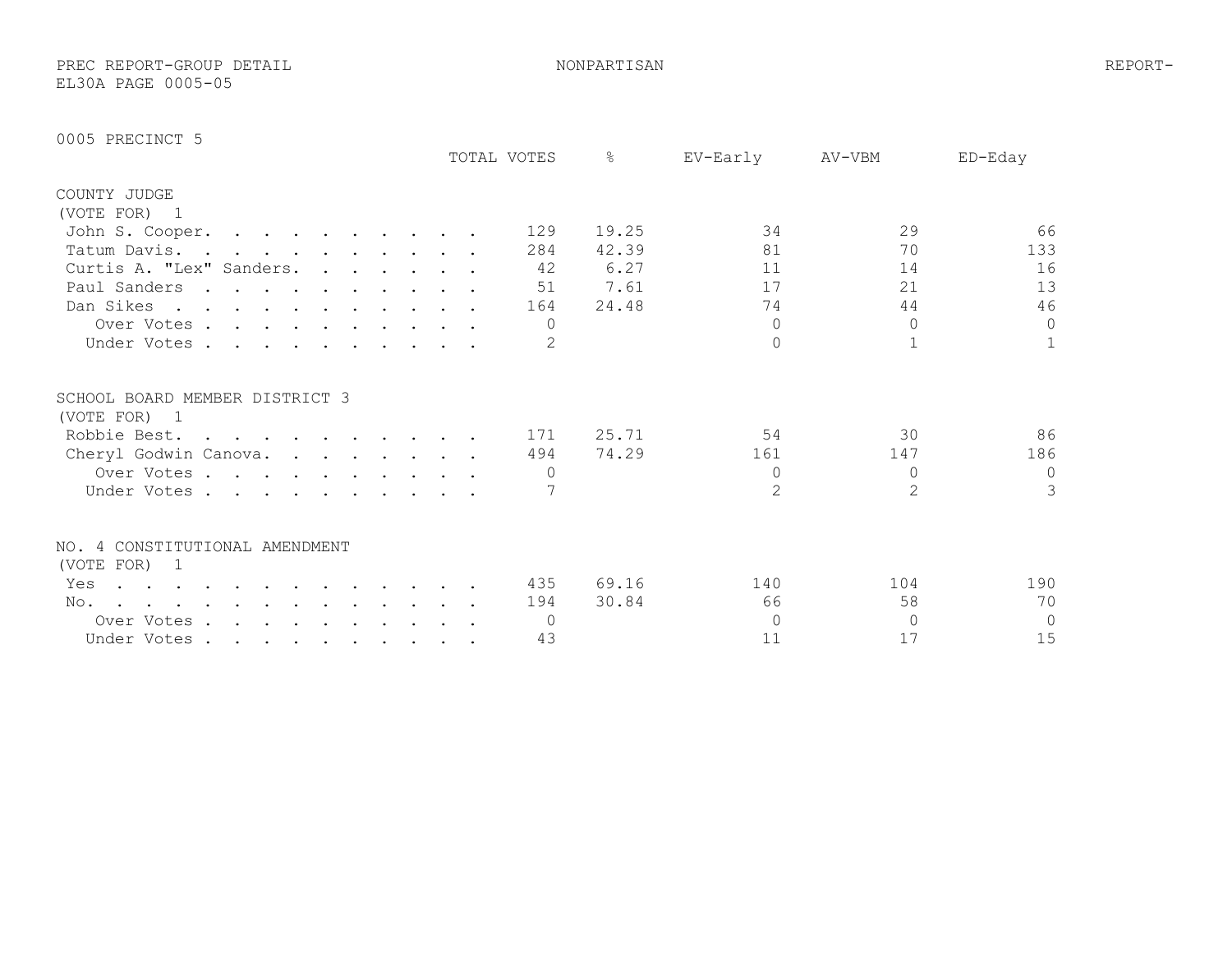PREC REPORT-GROUP DETAIL NONPARTISAN REPORT-
EL30A PAGE 0005-05

0005 PRECINCT 5

| | TOTAL VOTES | % | EV-Early | AV-VBM | ED-Eday |
|---|---|---|---|---|---|
| **COUNTY JUDGE** | | | | | |
| (VOTE FOR) 1 | | | | | |
| John S. Cooper. | 129 | 19.25 | 34 | 29 | 66 |
| Tatum Davis. | 284 | 42.39 | 81 | 70 | 133 |
| Curtis A. "Lex" Sanders. | 42 | 6.27 | 11 | 14 | 16 |
| Paul Sanders | 51 | 7.61 | 17 | 21 | 13 |
| Dan Sikes | 164 | 24.48 | 74 | 44 | 46 |
| Over Votes | 0 | | 0 | 0 | 0 |
| Under Votes | 2 | | 0 | 1 | 1 |
| **SCHOOL BOARD MEMBER DISTRICT 3** | | | | | |
| (VOTE FOR) 1 | | | | | |
| Robbie Best. | 171 | 25.71 | 54 | 30 | 86 |
| Cheryl Godwin Canova. | 494 | 74.29 | 161 | 147 | 186 |
| Over Votes | 0 | | 0 | 0 | 0 |
| Under Votes | 7 | | 2 | 2 | 3 |
| **NO. 4 CONSTITUTIONAL AMENDMENT** | | | | | |
| (VOTE FOR) 1 | | | | | |
| Yes | 435 | 69.16 | 140 | 104 | 190 |
| No. | 194 | 30.84 | 66 | 58 | 70 |
| Over Votes | 0 | | 0 | 0 | 0 |
| Under Votes | 43 | | 11 | 17 | 15 |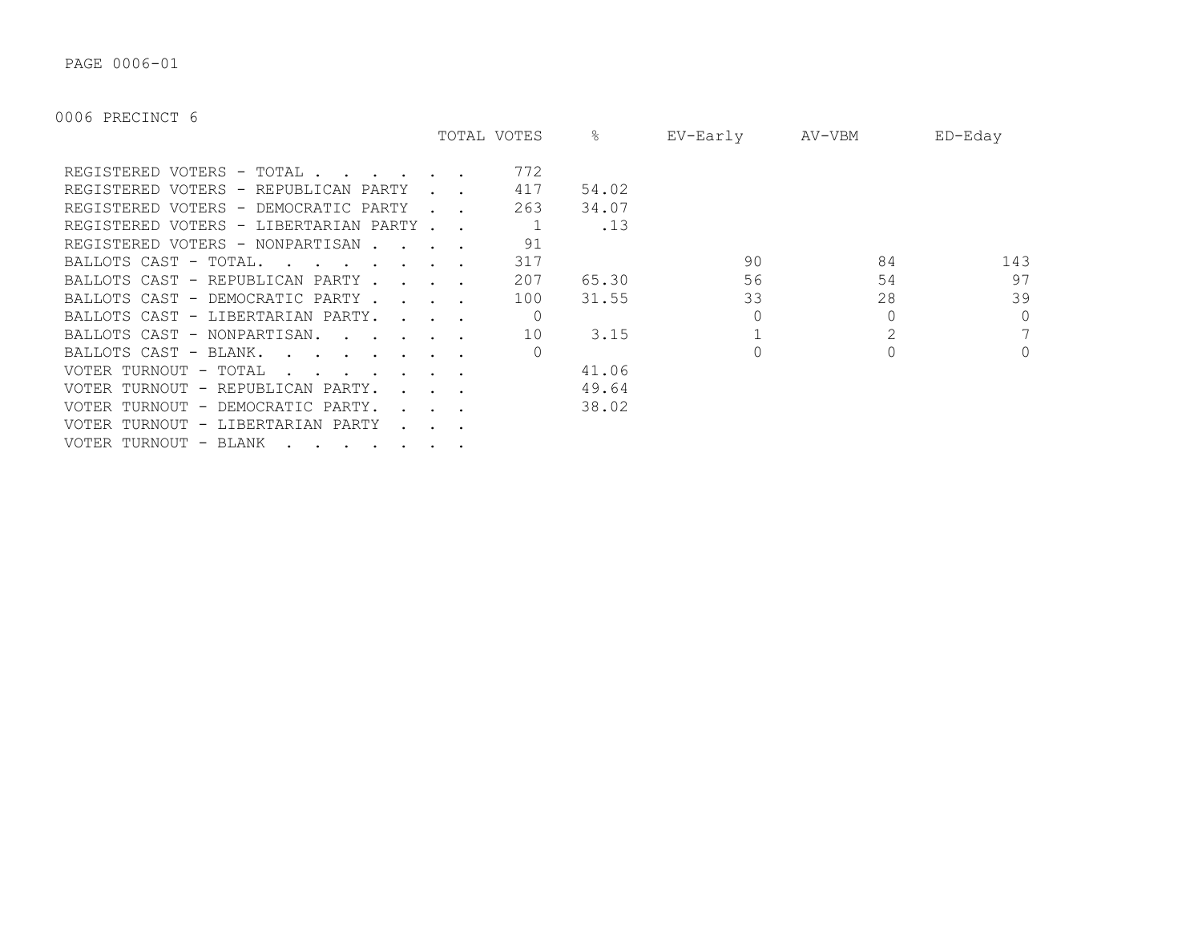PAGE 0006-01

0006 PRECINCT 6

| | TOTAL VOTES | % | EV-Early | AV-VBM | ED-Eday |
|---|---|---|---|---|---|
| REGISTERED VOTERS - TOTAL . . . . . . . | 772 | | | | |
| REGISTERED VOTERS - REPUBLICAN PARTY . . | 417 | 54.02 | | | |
| REGISTERED VOTERS - DEMOCRATIC PARTY . . | 263 | 34.07 | | | |
| REGISTERED VOTERS - LIBERTARIAN PARTY . . | 1 | .13 | | | |
| REGISTERED VOTERS - NONPARTISAN . . . . | 91 | | | | |
| BALLOTS CAST - TOTAL. . . . . . . . . | 317 | | 90 | 84 | 143 |
| BALLOTS CAST - REPUBLICAN PARTY . . . . | 207 | 65.30 | 56 | 54 | 97 |
| BALLOTS CAST - DEMOCRATIC PARTY . . . . | 100 | 31.55 | 33 | 28 | 39 |
| BALLOTS CAST - LIBERTARIAN PARTY. . . . | 0 | | 0 | 0 | 0 |
| BALLOTS CAST - NONPARTISAN. . . . . . | 10 | 3.15 | 1 | 2 | 7 |
| BALLOTS CAST - BLANK. . . . . . . . . | 0 | | 0 | 0 | 0 |
| VOTER TURNOUT - TOTAL . . . . . . . . | | 41.06 | | | |
| VOTER TURNOUT - REPUBLICAN PARTY. . . . | | 49.64 | | | |
| VOTER TURNOUT - DEMOCRATIC PARTY. . . . | | 38.02 | | | |
| VOTER TURNOUT - LIBERTARIAN PARTY . . . | | | | | |
| VOTER TURNOUT - BLANK . . . . . . . . | | | | | |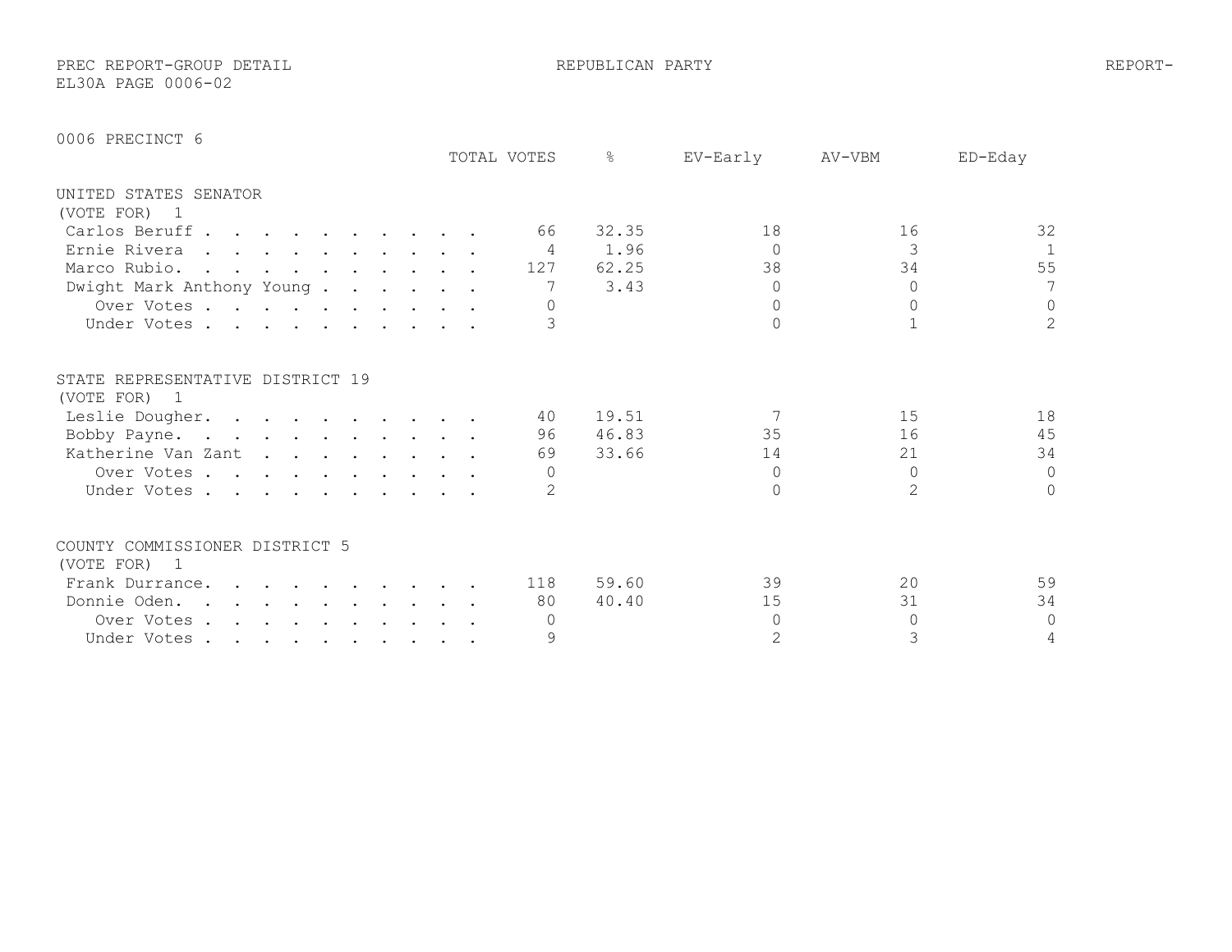PREC REPORT-GROUP DETAIL REPUBLICAN PARTY REPORT-EL30A PAGE 0006-02

## 0006 PRECINCT 6

| | TOTAL VOTES | % | EV-Early | AV-VBM | ED-Eday |
|---|---|---|---|---|---|
| **UNITED STATES SENATOR** | | | | | |
| (VOTE FOR) 1 | | | | | |
| Carlos Beruff | 66 | 32.35 | 18 | 16 | 32 |
| Ernie Rivera | 4 | 1.96 | 0 | 3 | 1 |
| Marco Rubio | 127 | 62.25 | 38 | 34 | 55 |
| Dwight Mark Anthony Young | 7 | 3.43 | 0 | 0 | 7 |
| Over Votes | 0 | | 0 | 0 | 0 |
| Under Votes | 3 | | 0 | 1 | 2 |
| **STATE REPRESENTATIVE DISTRICT 19** | | | | | |
| (VOTE FOR) 1 | | | | | |
| Leslie Dougher | 40 | 19.51 | 7 | 15 | 18 |
| Bobby Payne | 96 | 46.83 | 35 | 16 | 45 |
| Katherine Van Zant | 69 | 33.66 | 14 | 21 | 34 |
| Over Votes | 0 | | 0 | 0 | 0 |
| Under Votes | 2 | | 0 | 2 | 0 |
| **COUNTY COMMISSIONER DISTRICT 5** | | | | | |
| (VOTE FOR) 1 | | | | | |
| Frank Durrance | 118 | 59.60 | 39 | 20 | 59 |
| Donnie Oden | 80 | 40.40 | 15 | 31 | 34 |
| Over Votes | 0 | | 0 | 0 | 0 |
| Under Votes | 9 | | 2 | 3 | 4 |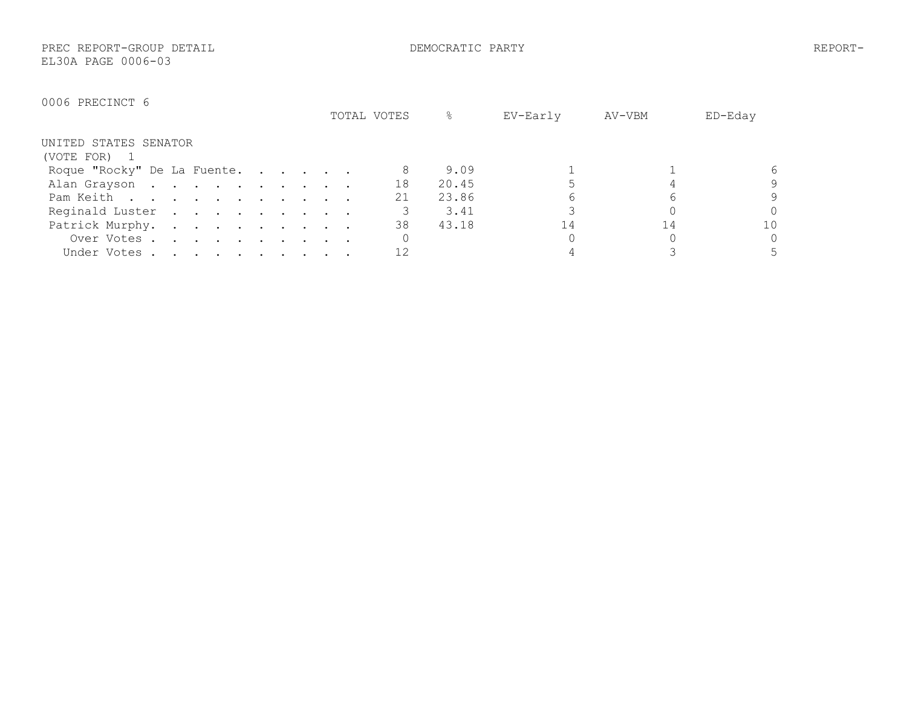PREC REPORT-GROUP DETAIL | DEMOCRATIC PARTY | REPORT-
EL30A PAGE 0006-03

0006 PRECINCT 6

## UNITED STATES SENATOR
(VOTE FOR) 1

| | TOTAL VOTES | % | EV-Early | AV-VBM | ED-Eday |
|---|---|---|---|---|---|
| Roque "Rocky" De La Fuente | 8 | 9.09 | 1 | 1 | 6 |
| Alan Grayson | 18 | 20.45 | 5 | 4 | 9 |
| Pam Keith | 21 | 23.86 | 6 | 6 | 9 |
| Reginald Luster | 3 | 3.41 | 3 | 0 | 0 |
| Patrick Murphy | 38 | 43.18 | 14 | 14 | 10 |
| Over Votes | 0 | | 0 | 0 | 0 |
| Under Votes | 12 | | 4 | 3 | 5 |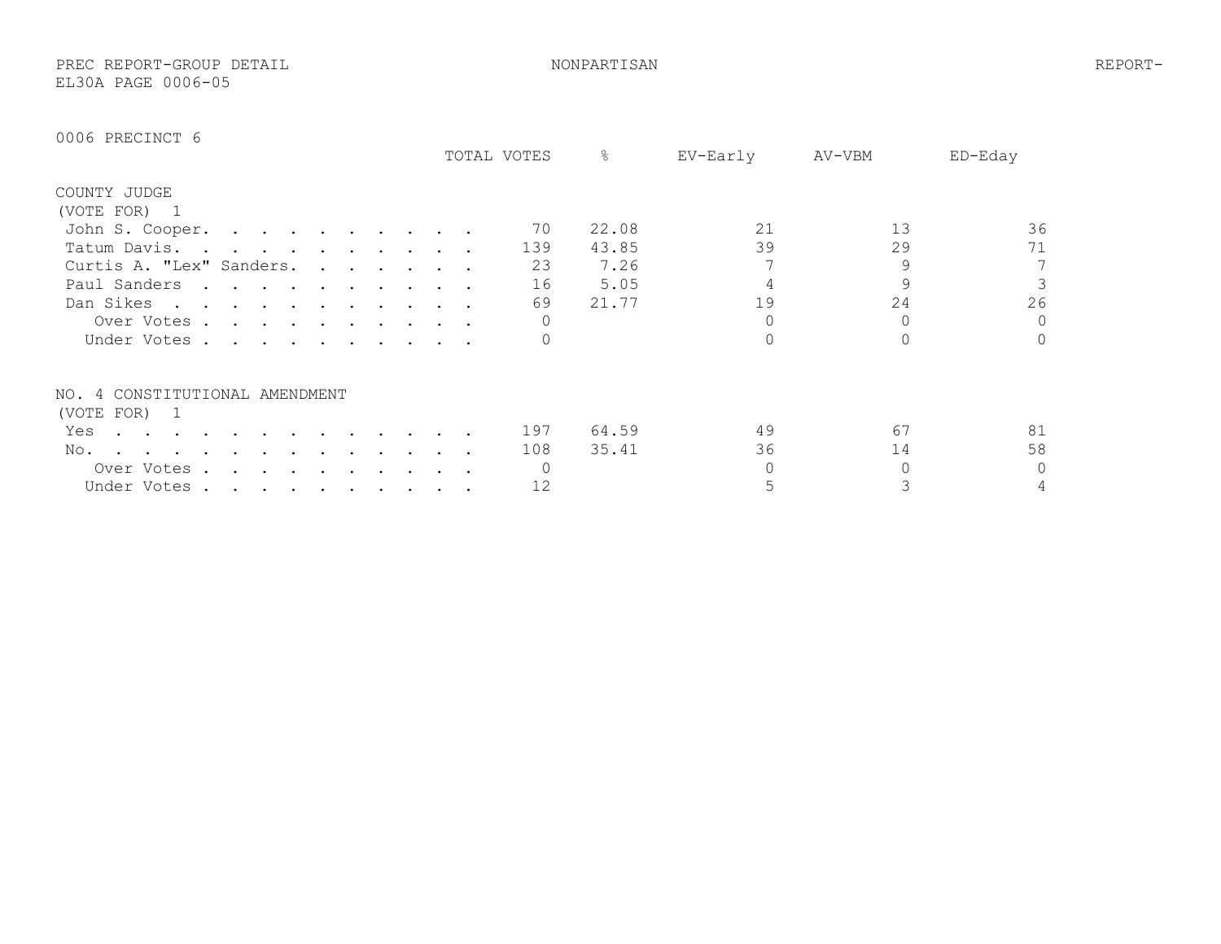PREC REPORT-GROUP DETAIL NONPARTISAN REPORT-
EL30A PAGE 0006-05

## 0006 PRECINCT 6

### COUNTY JUDGE
(VOTE FOR) 1

| | TOTAL VOTES | % | EV-Early | AV-VBM | ED-Eday |
|---|---|---|---|---|---|
| John S. Cooper. | 70 | 22.08 | 21 | 13 | 36 |
| Tatum Davis. | 139 | 43.85 | 39 | 29 | 71 |
| Curtis A. "Lex" Sanders. | 23 | 7.26 | 7 | 9 | 7 |
| Paul Sanders | 16 | 5.05 | 4 | 9 | 3 |
| Dan Sikes | 69 | 21.77 | 19 | 24 | 26 |
| Over Votes | 0 | | 0 | 0 | 0 |
| Under Votes | 0 | | 0 | 0 | 0 |

### NO. 4 CONSTITUTIONAL AMENDMENT
(VOTE FOR) 1

| | TOTAL VOTES | % | EV-Early | AV-VBM | ED-Eday |
|---|---|---|---|---|---|
| Yes | 197 | 64.59 | 49 | 67 | 81 |
| No. | 108 | 35.41 | 36 | 14 | 58 |
| Over Votes | 0 | | 0 | 0 | 0 |
| Under Votes | 12 | | 5 | 3 | 4 |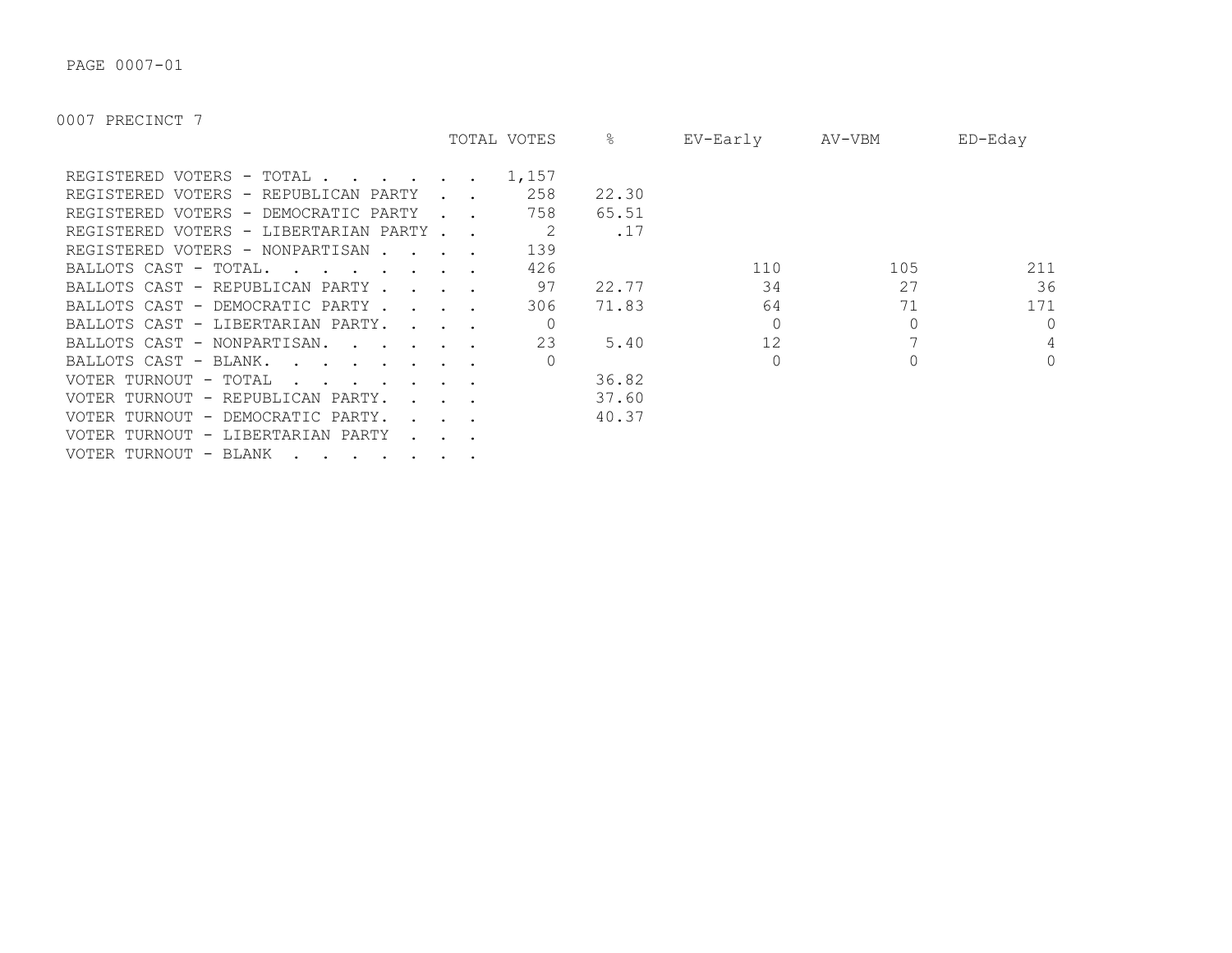PAGE 0007-01

0007 PRECINCT 7

| | TOTAL VOTES | % | EV-Early | AV-VBM | ED-Eday |
|---|---|---|---|---|---|
| REGISTERED VOTERS - TOTAL . . . . . . . | 1,157 | | | | |
| REGISTERED VOTERS - REPUBLICAN PARTY . . | 258 | 22.30 | | | |
| REGISTERED VOTERS - DEMOCRATIC PARTY . . | 758 | 65.51 | | | |
| REGISTERED VOTERS - LIBERTARIAN PARTY . . | 2 | .17 | | | |
| REGISTERED VOTERS - NONPARTISAN . . . . | 139 | | | | |
| BALLOTS CAST - TOTAL. . . . . . . . . | 426 | | 110 | 105 | 211 |
| BALLOTS CAST - REPUBLICAN PARTY . . . . | 97 | 22.77 | 34 | 27 | 36 |
| BALLOTS CAST - DEMOCRATIC PARTY . . . . | 306 | 71.83 | 64 | 71 | 171 |
| BALLOTS CAST - LIBERTARIAN PARTY. . . . | 0 | | 0 | 0 | 0 |
| BALLOTS CAST - NONPARTISAN. . . . . . | 23 | 5.40 | 12 | 7 | 4 |
| BALLOTS CAST - BLANK. . . . . . . . . | 0 | | 0 | 0 | 0 |
| VOTER TURNOUT - TOTAL . . . . . . . . | | 36.82 | | | |
| VOTER TURNOUT - REPUBLICAN PARTY. . . . | | 37.60 | | | |
| VOTER TURNOUT - DEMOCRATIC PARTY. . . . | | 40.37 | | | |
| VOTER TURNOUT - LIBERTARIAN PARTY . . . | | | | | |
| VOTER TURNOUT - BLANK . . . . . . . . | | | | | |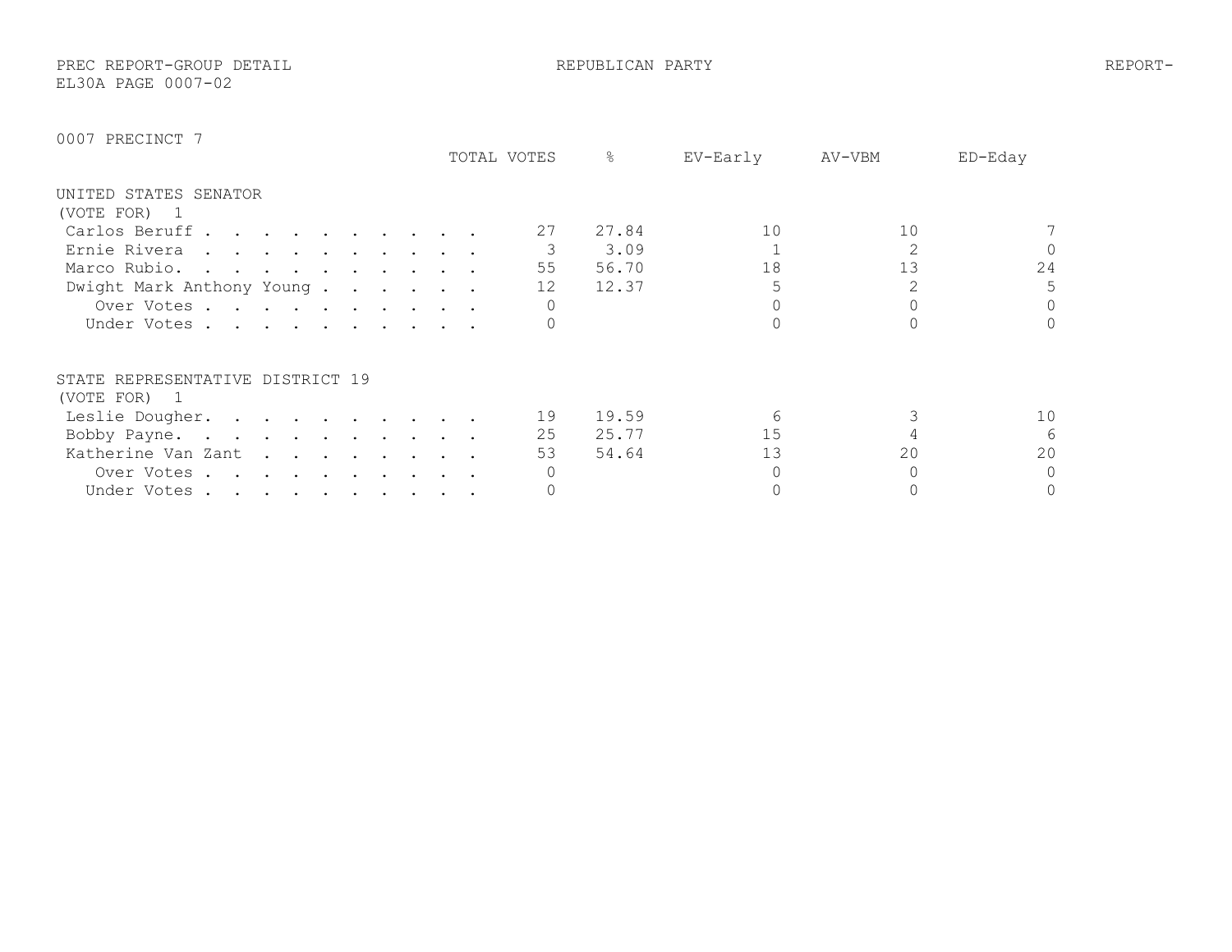PREC REPORT-GROUP DETAIL REPUBLICAN PARTY REPORT-
EL30A PAGE 0007-02

## 0007 PRECINCT 7

### UNITED STATES SENATOR
(VOTE FOR) 1

| | TOTAL VOTES | % | EV-Early | AV-VBM | ED-Eday |
|---|---|---|---|---|---|
| Carlos Beruff | 27 | 27.84 | 10 | 10 | 7 |
| Ernie Rivera | 3 | 3.09 | 1 | 2 | 0 |
| Marco Rubio. | 55 | 56.70 | 18 | 13 | 24 |
| Dwight Mark Anthony Young | 12 | 12.37 | 5 | 2 | 5 |
| Over Votes | 0 | | 0 | 0 | 0 |
| Under Votes | 0 | | 0 | 0 | 0 |

### STATE REPRESENTATIVE DISTRICT 19
(VOTE FOR) 1

| | TOTAL VOTES | % | EV-Early | AV-VBM | ED-Eday |
|---|---|---|---|---|---|
| Leslie Dougher. | 19 | 19.59 | 6 | 3 | 10 |
| Bobby Payne. | 25 | 25.77 | 15 | 4 | 6 |
| Katherine Van Zant | 53 | 54.64 | 13 | 20 | 20 |
| Over Votes | 0 | | 0 | 0 | 0 |
| Under Votes | 0 | | 0 | 0 | 0 |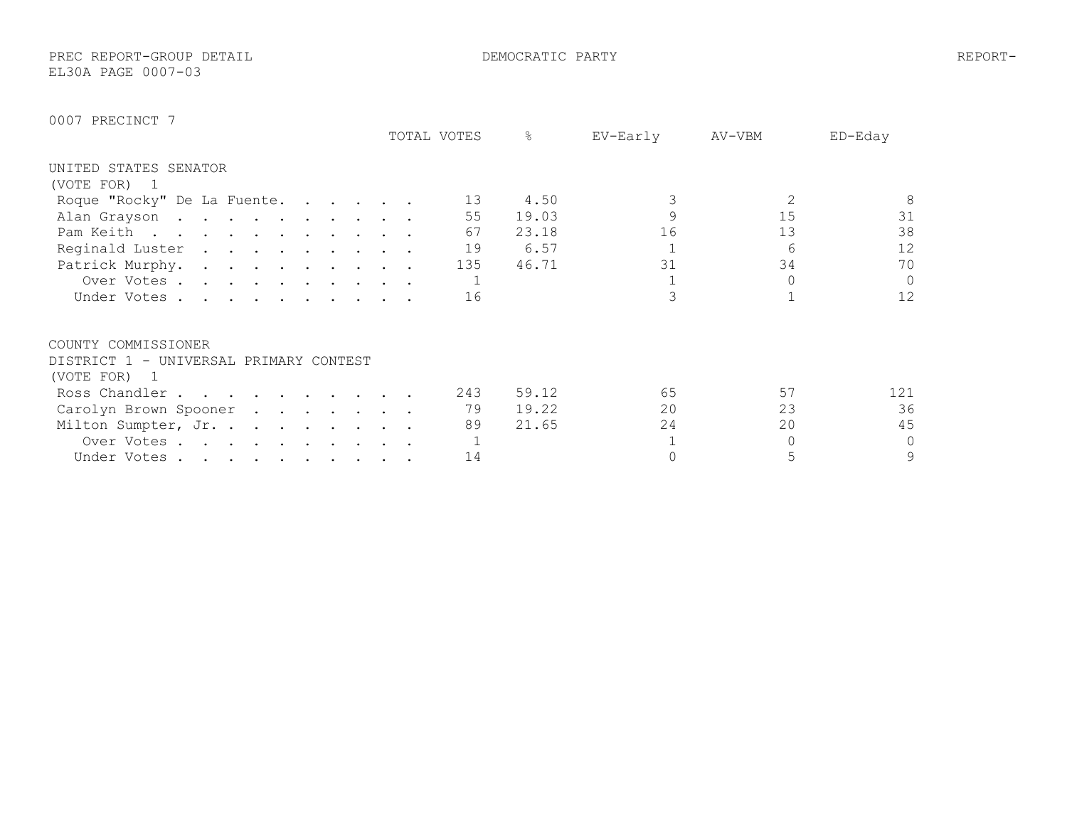0007 PRECINCT 7

## UNITED STATES SENATOR

(VOTE FOR) 1

| | TOTAL VOTES | % | EV-Early | AV-VBM | ED-Eday |
|---|---|---|---|---|---|
| Roque "Rocky" De La Fuente | 13 | 4.50 | 3 | 2 | 8 |
| Alan Grayson | 55 | 19.03 | 9 | 15 | 31 |
| Pam Keith | 67 | 23.18 | 16 | 13 | 38 |
| Reginald Luster | 19 | 6.57 | 1 | 6 | 12 |
| Patrick Murphy | 135 | 46.71 | 31 | 34 | 70 |
| Over Votes | 1 | | 1 | 0 | 0 |
| Under Votes | 16 | | 3 | 1 | 12 |

## COUNTY COMMISSIONER

DISTRICT 1 - UNIVERSAL PRIMARY CONTEST

(VOTE FOR) 1

| | TOTAL VOTES | % | EV-Early | AV-VBM | ED-Eday |
|---|---|---|---|---|---|
| Ross Chandler | 243 | 59.12 | 65 | 57 | 121 |
| Carolyn Brown Spooner | 79 | 19.22 | 20 | 23 | 36 |
| Milton Sumpter, Jr. | 89 | 21.65 | 24 | 20 | 45 |
| Over Votes | 1 | | 1 | 0 | 0 |
| Under Votes | 14 | | 0 | 5 | 9 |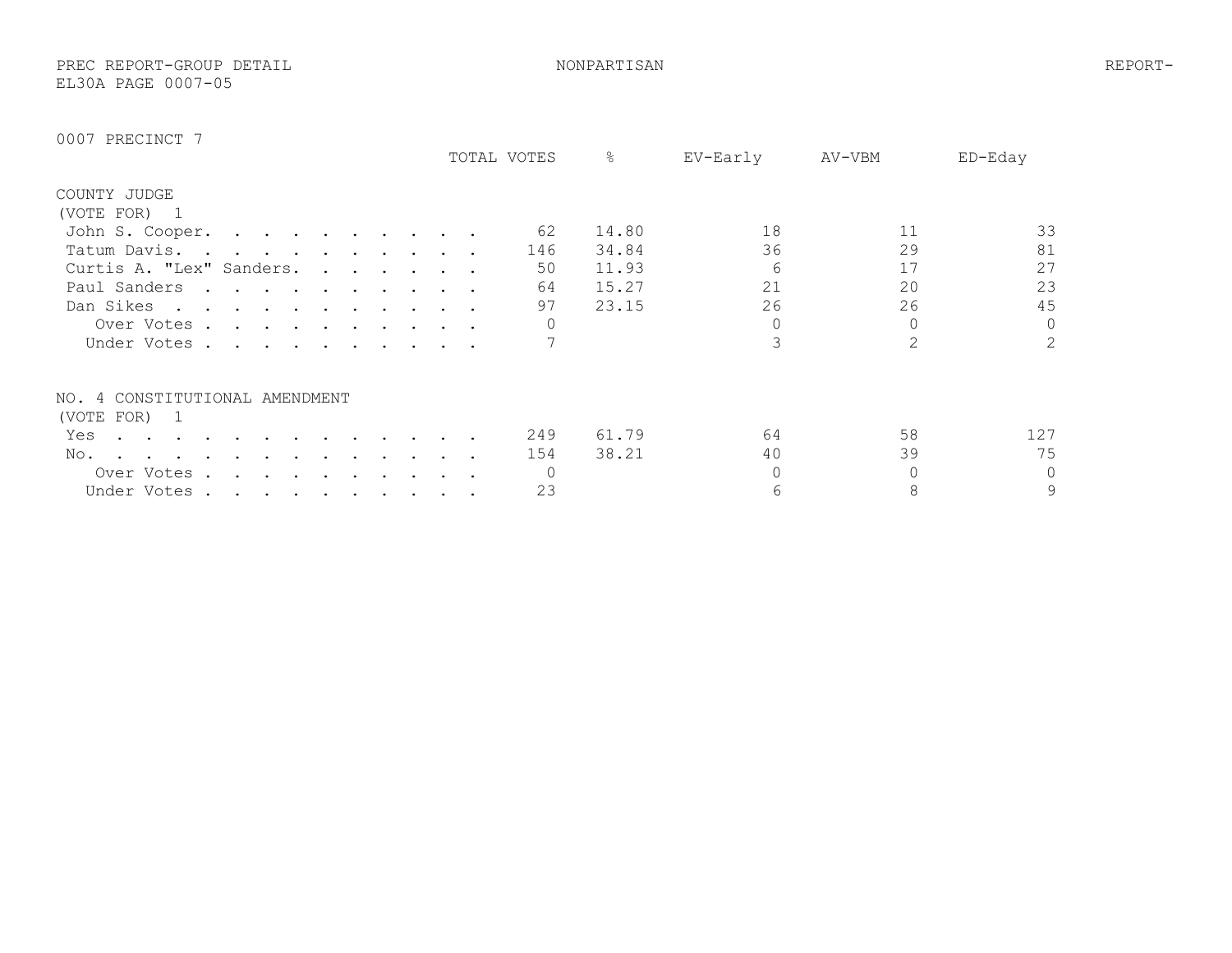PREC REPORT-GROUP DETAIL NONPARTISAN REPORT-
EL30A PAGE 0007-05

0007 PRECINCT 7

| | TOTAL VOTES | % | EV-Early | AV-VBM | ED-Eday |
|---|---|---|---|---|---|
| **COUNTY JUDGE** | | | | | |
| (VOTE FOR) 1 | | | | | |
| John S. Cooper | 62 | 14.80 | 18 | 11 | 33 |
| Tatum Davis | 146 | 34.84 | 36 | 29 | 81 |
| Curtis A. "Lex" Sanders | 50 | 11.93 | 6 | 17 | 27 |
| Paul Sanders | 64 | 15.27 | 21 | 20 | 23 |
| Dan Sikes | 97 | 23.15 | 26 | 26 | 45 |
| Over Votes | 0 | | 0 | 0 | 0 |
| Under Votes | 7 | | 3 | 2 | 2 |
| **NO. 4 CONSTITUTIONAL AMENDMENT** | | | | | |
| (VOTE FOR) 1 | | | | | |
| Yes | 249 | 61.79 | 64 | 58 | 127 |
| No | 154 | 38.21 | 40 | 39 | 75 |
| Over Votes | 0 | | 0 | 0 | 0 |
| Under Votes | 23 | | 6 | 8 | 9 |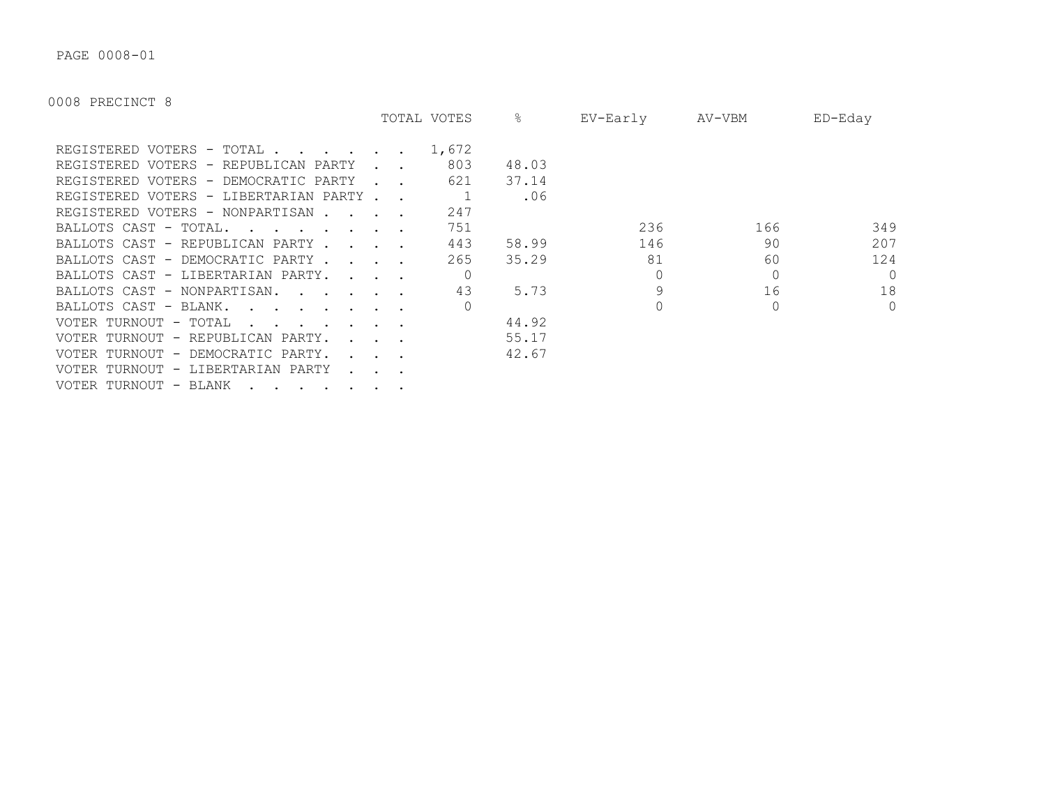PAGE 0008-01

0008 PRECINCT 8

| | TOTAL VOTES | % | EV-Early | AV-VBM | ED-Eday |
|---|---|---|---|---|---|
| REGISTERED VOTERS - TOTAL . . . . . . | 1,672 | | | | |
| REGISTERED VOTERS - REPUBLICAN PARTY . . | 803 | 48.03 | | | |
| REGISTERED VOTERS - DEMOCRATIC PARTY . . | 621 | 37.14 | | | |
| REGISTERED VOTERS - LIBERTARIAN PARTY . . | 1 | .06 | | | |
| REGISTERED VOTERS - NONPARTISAN . . . . | 247 | | | | |
| BALLOTS CAST - TOTAL. . . . . . . . | 751 | | 236 | 166 | 349 |
| BALLOTS CAST - REPUBLICAN PARTY . . . . | 443 | 58.99 | 146 | 90 | 207 |
| BALLOTS CAST - DEMOCRATIC PARTY . . . . | 265 | 35.29 | 81 | 60 | 124 |
| BALLOTS CAST - LIBERTARIAN PARTY. . . . | 0 | | 0 | 0 | 0 |
| BALLOTS CAST - NONPARTISAN. . . . . . | 43 | 5.73 | 9 | 16 | 18 |
| BALLOTS CAST - BLANK. . . . . . . . | 0 | | 0 | 0 | 0 |
| VOTER TURNOUT - TOTAL . . . . . . . | | 44.92 | | | |
| VOTER TURNOUT - REPUBLICAN PARTY. . . . | | 55.17 | | | |
| VOTER TURNOUT - DEMOCRATIC PARTY. . . . | | 42.67 | | | |
| VOTER TURNOUT - LIBERTARIAN PARTY . . . | | | | | |
| VOTER TURNOUT - BLANK . . . . . . . | | | | | |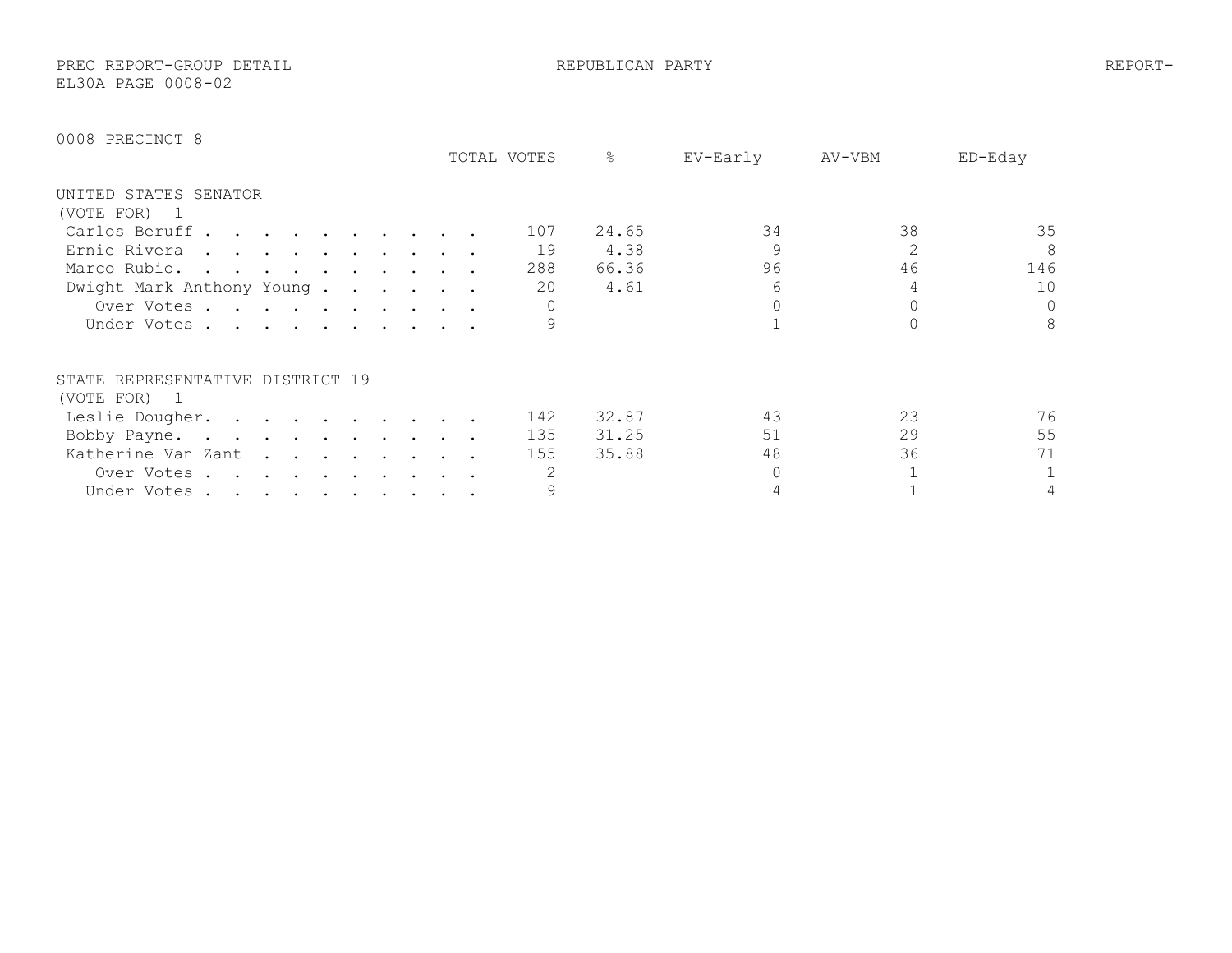PREC REPORT-GROUP DETAIL REPUBLICAN PARTY REPORT-
EL30A PAGE 0008-02

0008 PRECINCT 8

| | TOTAL VOTES | % | EV-Early | AV-VBM | ED-Eday |
|---|---|---|---|---|---|
| **UNITED STATES SENATOR** | | | | | |
| (VOTE FOR) 1 | | | | | |
| Carlos Beruff | 107 | 24.65 | 34 | 38 | 35 |
| Ernie Rivera | 19 | 4.38 | 9 | 2 | 8 |
| Marco Rubio | 288 | 66.36 | 96 | 46 | 146 |
| Dwight Mark Anthony Young | 20 | 4.61 | 6 | 4 | 10 |
| Over Votes | 0 | | 0 | 0 | 0 |
| Under Votes | 9 | | 1 | 0 | 8 |
| **STATE REPRESENTATIVE DISTRICT 19** | | | | | |
| (VOTE FOR) 1 | | | | | |
| Leslie Dougher | 142 | 32.87 | 43 | 23 | 76 |
| Bobby Payne | 135 | 31.25 | 51 | 29 | 55 |
| Katherine Van Zant | 155 | 35.88 | 48 | 36 | 71 |
| Over Votes | 2 | | 0 | 1 | 1 |
| Under Votes | 9 | | 4 | 1 | 4 |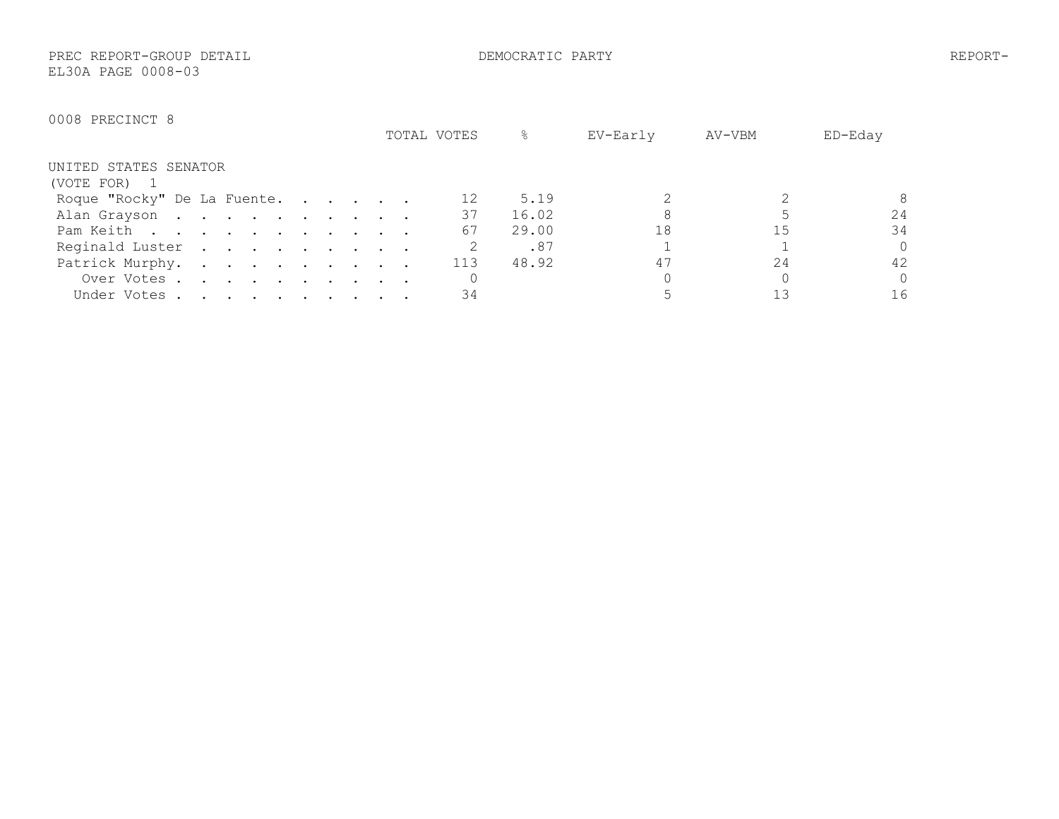PREC REPORT-GROUP DETAIL DEMOCRATIC PARTY REPORT-
EL30A PAGE 0008-03

0008 PRECINCT 8

UNITED STATES SENATOR
(VOTE FOR) 1

| | TOTAL VOTES | % | EV-Early | AV-VBM | ED-Eday |
|---|---|---|---|---|---|
| Roque "Rocky" De La Fuente | 12 | 5.19 | 2 | 2 | 8 |
| Alan Grayson | 37 | 16.02 | 8 | 5 | 24 |
| Pam Keith | 67 | 29.00 | 18 | 15 | 34 |
| Reginald Luster | 2 | .87 | 1 | 1 | 0 |
| Patrick Murphy | 113 | 48.92 | 47 | 24 | 42 |
| Over Votes | 0 | | 0 | 0 | 0 |
| Under Votes | 34 | | 5 | 13 | 16 |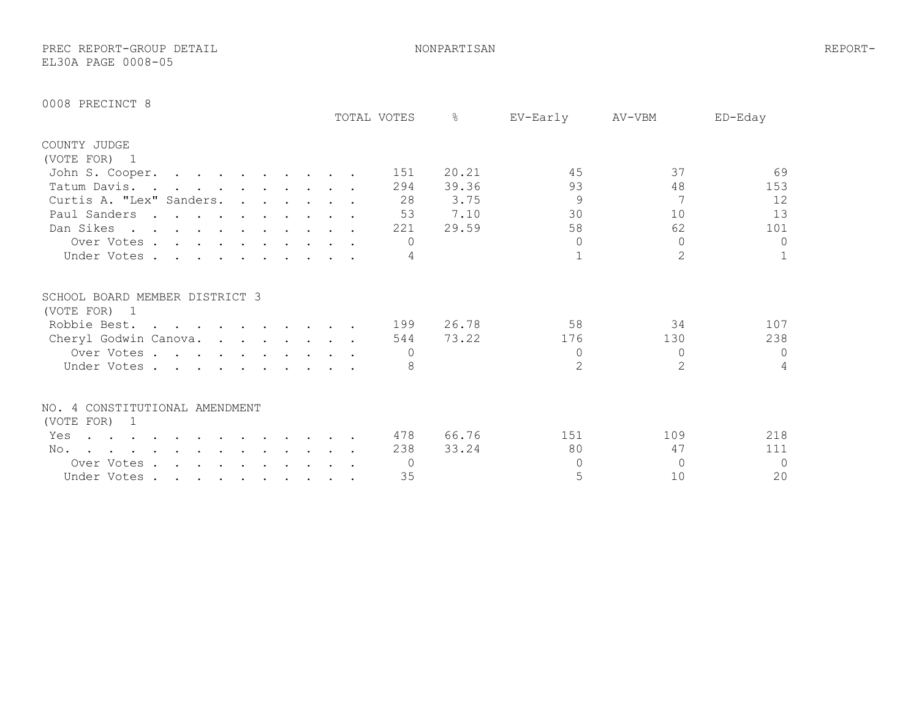PREC REPORT-GROUP DETAIL NONPARTISAN REPORT-
EL30A PAGE 0008-05

## 0008 PRECINCT 8

### COUNTY JUDGE
(VOTE FOR) 1

| | TOTAL VOTES | % | EV-Early | AV-VBM | ED-Eday |
|---|---|---|---|---|---|
| John S. Cooper | 151 | 20.21 | 45 | 37 | 69 |
| Tatum Davis | 294 | 39.36 | 93 | 48 | 153 |
| Curtis A. "Lex" Sanders | 28 | 3.75 | 9 | 7 | 12 |
| Paul Sanders | 53 | 7.10 | 30 | 10 | 13 |
| Dan Sikes | 221 | 29.59 | 58 | 62 | 101 |
| Over Votes | 0 | | 0 | 0 | 0 |
| Under Votes | 4 | | 1 | 2 | 1 |

### SCHOOL BOARD MEMBER DISTRICT 3
(VOTE FOR) 1

| | TOTAL VOTES | % | EV-Early | AV-VBM | ED-Eday |
|---|---|---|---|---|---|
| Robbie Best | 199 | 26.78 | 58 | 34 | 107 |
| Cheryl Godwin Canova | 544 | 73.22 | 176 | 130 | 238 |
| Over Votes | 0 | | 0 | 0 | 0 |
| Under Votes | 8 | | 2 | 2 | 4 |

### NO. 4 CONSTITUTIONAL AMENDMENT
(VOTE FOR) 1

| | TOTAL VOTES | % | EV-Early | AV-VBM | ED-Eday |
|---|---|---|---|---|---|
| Yes | 478 | 66.76 | 151 | 109 | 218 |
| No | 238 | 33.24 | 80 | 47 | 111 |
| Over Votes | 0 | | 0 | 0 | 0 |
| Under Votes | 35 | | 5 | 10 | 20 |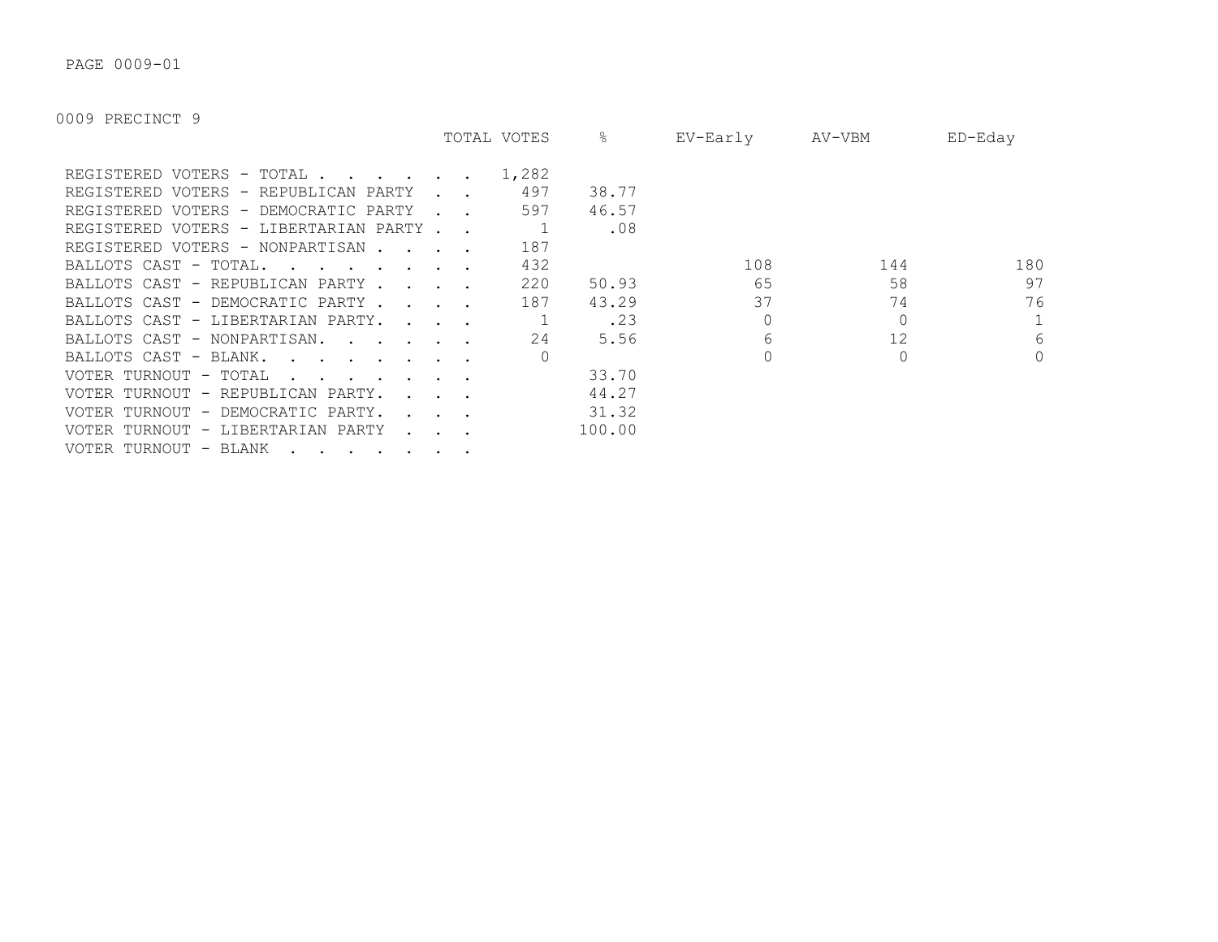PAGE 0009-01

0009 PRECINCT 9

| | TOTAL VOTES | % | EV-Early | AV-VBM | ED-Eday |
|---|---|---|---|---|---|
| REGISTERED VOTERS - TOTAL . . . . . . . | 1,282 | | | | |
| REGISTERED VOTERS - REPUBLICAN PARTY . . | 497 | 38.77 | | | |
| REGISTERED VOTERS - DEMOCRATIC PARTY . . | 597 | 46.57 | | | |
| REGISTERED VOTERS - LIBERTARIAN PARTY . . | 1 | .08 | | | |
| REGISTERED VOTERS - NONPARTISAN . . . . | 187 | | | | |
| BALLOTS CAST - TOTAL. . . . . . . . . | 432 | | 108 | 144 | 180 |
| BALLOTS CAST - REPUBLICAN PARTY . . . . | 220 | 50.93 | 65 | 58 | 97 |
| BALLOTS CAST - DEMOCRATIC PARTY . . . . | 187 | 43.29 | 37 | 74 | 76 |
| BALLOTS CAST - LIBERTARIAN PARTY. . . . | 1 | .23 | 0 | 0 | 1 |
| BALLOTS CAST - NONPARTISAN. . . . . . | 24 | 5.56 | 6 | 12 | 6 |
| BALLOTS CAST - BLANK. . . . . . . . . | 0 | | 0 | 0 | 0 |
| VOTER TURNOUT - TOTAL . . . . . . . . | | 33.70 | | | |
| VOTER TURNOUT - REPUBLICAN PARTY. . . . | | 44.27 | | | |
| VOTER TURNOUT - DEMOCRATIC PARTY. . . . | | 31.32 | | | |
| VOTER TURNOUT - LIBERTARIAN PARTY . . . | | 100.00 | | | |
| VOTER TURNOUT - BLANK . . . . . . . . | | | | | |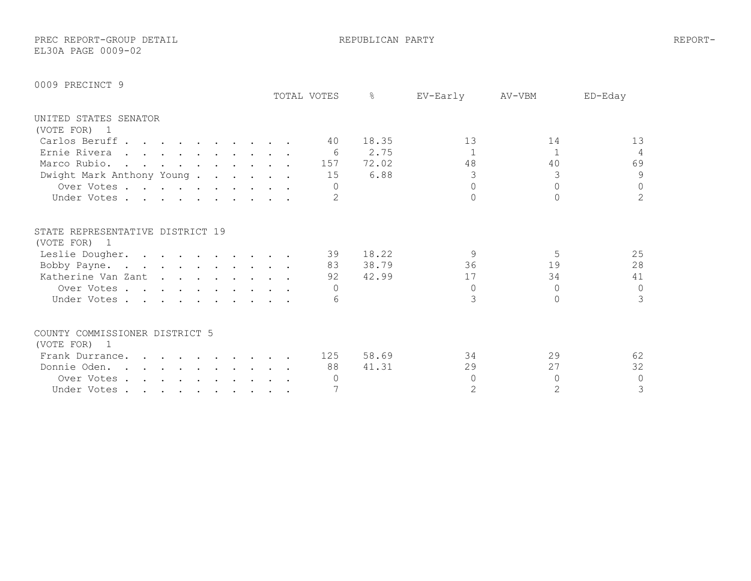PREC REPORT-GROUP DETAIL REPUBLICAN PARTY REPORT-
EL30A PAGE 0009-02

0009 PRECINCT 9

| | TOTAL VOTES | % | EV-Early | AV-VBM | ED-Eday |
|---|---|---|---|---|---|
| **UNITED STATES SENATOR** | | | | | |
| (VOTE FOR) 1 | | | | | |
| Carlos Beruff | 40 | 18.35 | 13 | 14 | 13 |
| Ernie Rivera | 6 | 2.75 | 1 | 1 | 4 |
| Marco Rubio. | 157 | 72.02 | 48 | 40 | 69 |
| Dwight Mark Anthony Young | 15 | 6.88 | 3 | 3 | 9 |
| Over Votes | 0 | | 0 | 0 | 0 |
| Under Votes | 2 | | 0 | 0 | 2 |
| **STATE REPRESENTATIVE DISTRICT 19** | | | | | |
| (VOTE FOR) 1 | | | | | |
| Leslie Dougher. | 39 | 18.22 | 9 | 5 | 25 |
| Bobby Payne. | 83 | 38.79 | 36 | 19 | 28 |
| Katherine Van Zant | 92 | 42.99 | 17 | 34 | 41 |
| Over Votes | 0 | | 0 | 0 | 0 |
| Under Votes | 6 | | 3 | 0 | 3 |
| **COUNTY COMMISSIONER DISTRICT 5** | | | | | |
| (VOTE FOR) 1 | | | | | |
| Frank Durrance. | 125 | 58.69 | 34 | 29 | 62 |
| Donnie Oden. | 88 | 41.31 | 29 | 27 | 32 |
| Over Votes | 0 | | 0 | 0 | 0 |
| Under Votes | 7 | | 2 | 2 | 3 |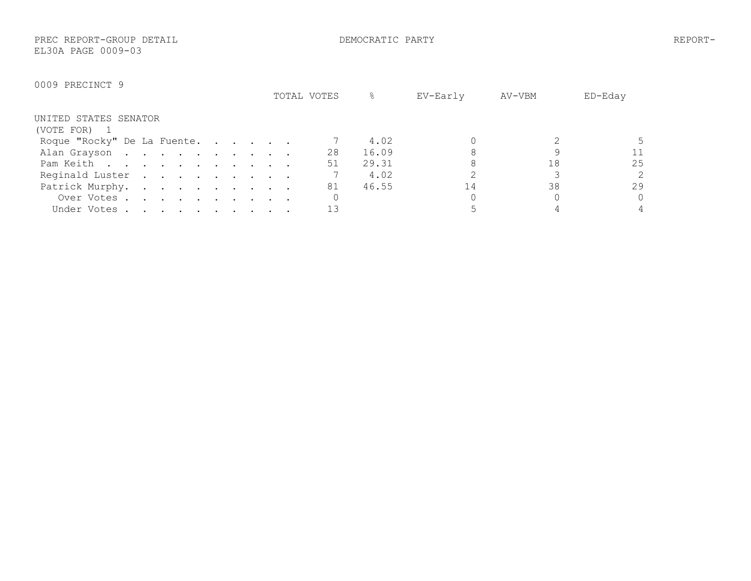PREC REPORT-GROUP DETAIL DEMOCRATIC PARTY REPORT-
EL30A PAGE 0009-03

0009 PRECINCT 9

UNITED STATES SENATOR
(VOTE FOR) 1

| | TOTAL VOTES | % | EV-Early | AV-VBM | ED-Eday |
|---|---|---|---|---|---|
| Roque "Rocky" De La Fuente | 7 | 4.02 | 0 | 2 | 5 |
| Alan Grayson | 28 | 16.09 | 8 | 9 | 11 |
| Pam Keith | 51 | 29.31 | 8 | 18 | 25 |
| Reginald Luster | 7 | 4.02 | 2 | 3 | 2 |
| Patrick Murphy | 81 | 46.55 | 14 | 38 | 29 |
| Over Votes | 0 | | 0 | 0 | 0 |
| Under Votes | 13 | | 5 | 4 | 4 |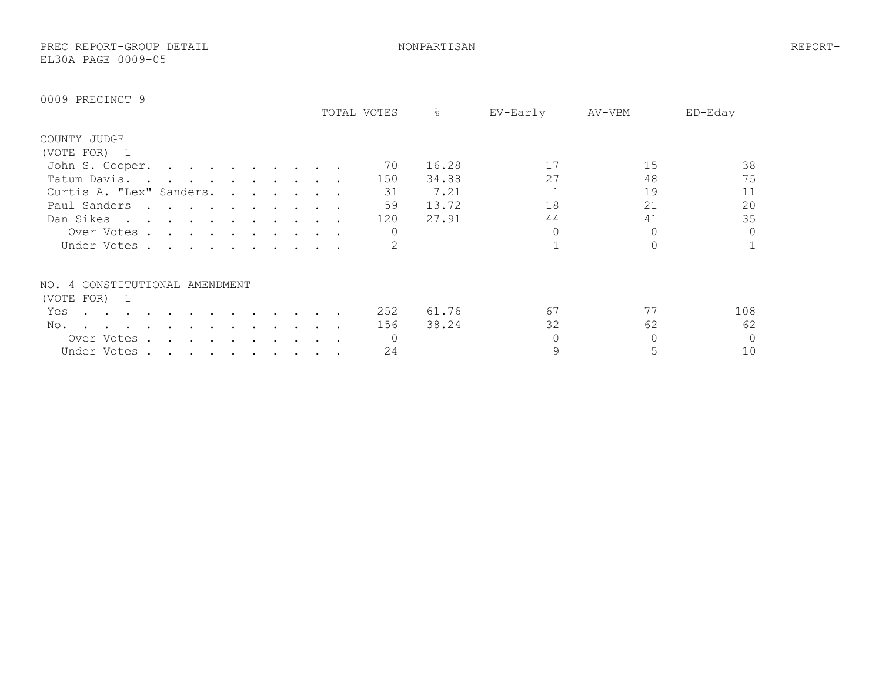## 0009 PRECINCT 9

### COUNTY JUDGE
(VOTE FOR) 1

| | TOTAL VOTES | % | EV-Early | AV-VBM | ED-Eday |
|---|---|---|---|---|---|
| John S. Cooper | 70 | 16.28 | 17 | 15 | 38 |
| Tatum Davis | 150 | 34.88 | 27 | 48 | 75 |
| Curtis A. "Lex" Sanders | 31 | 7.21 | 1 | 19 | 11 |
| Paul Sanders | 59 | 13.72 | 18 | 21 | 20 |
| Dan Sikes | 120 | 27.91 | 44 | 41 | 35 |
| Over Votes | 0 | | 0 | 0 | 0 |
| Under Votes | 2 | | 1 | 0 | 1 |

### NO. 4 CONSTITUTIONAL AMENDMENT
(VOTE FOR) 1

| | TOTAL VOTES | % | EV-Early | AV-VBM | ED-Eday |
|---|---|---|---|---|---|
| Yes | 252 | 61.76 | 67 | 77 | 108 |
| No | 156 | 38.24 | 32 | 62 | 62 |
| Over Votes | 0 | | 0 | 0 | 0 |
| Under Votes | 24 | | 9 | 5 | 10 |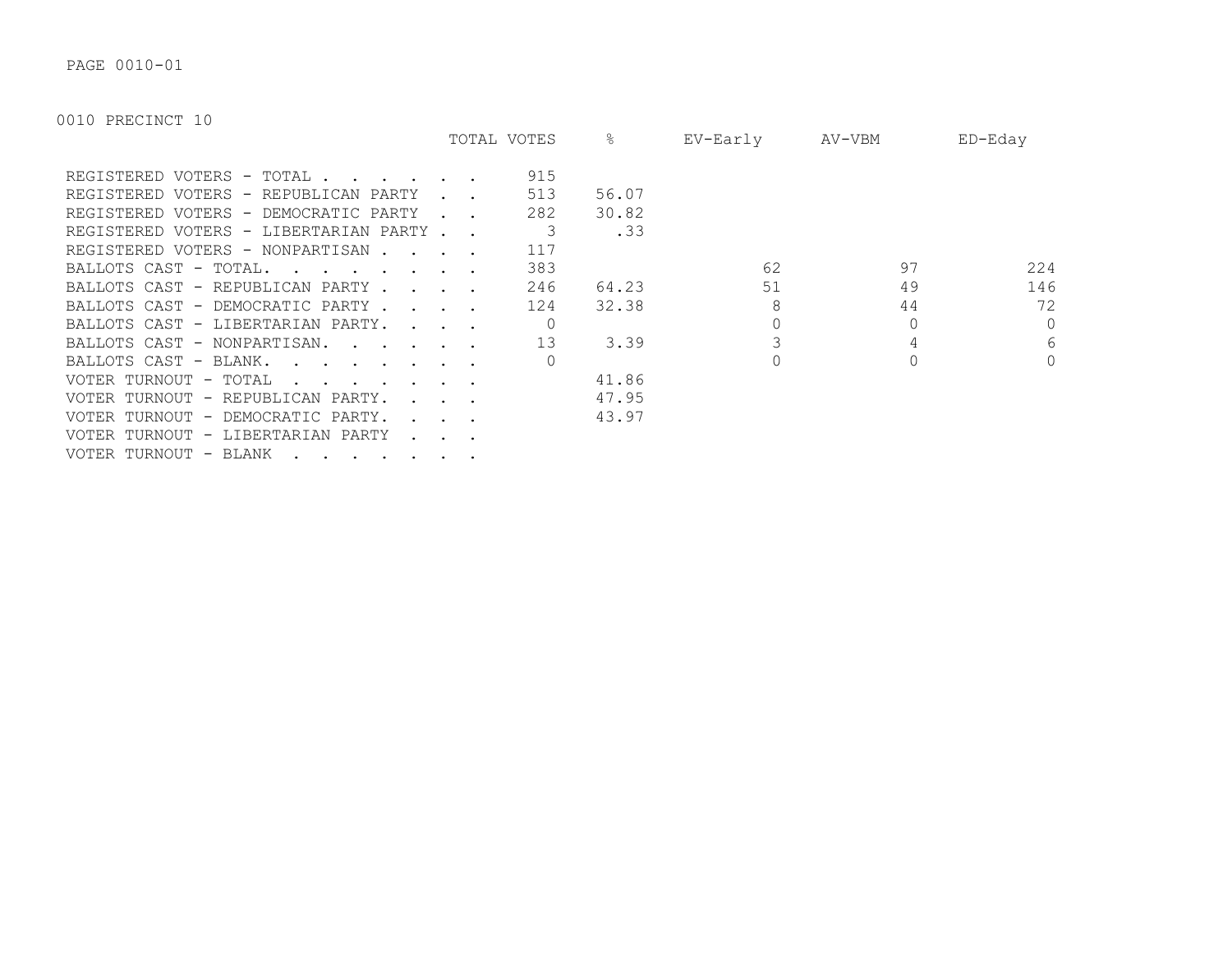PAGE 0010-01

0010 PRECINCT 10

| | TOTAL VOTES | % | EV-Early | AV-VBM | ED-Eday |
|---|---|---|---|---|---|
| REGISTERED VOTERS - TOTAL . . . . . . | 915 | | | | |
| REGISTERED VOTERS - REPUBLICAN PARTY . . | 513 | 56.07 | | | |
| REGISTERED VOTERS - DEMOCRATIC PARTY . . | 282 | 30.82 | | | |
| REGISTERED VOTERS - LIBERTARIAN PARTY . . | 3 | .33 | | | |
| REGISTERED VOTERS - NONPARTISAN . . . . | 117 | | | | |
| BALLOTS CAST - TOTAL. . . . . . . . | 383 | | 62 | 97 | 224 |
| BALLOTS CAST - REPUBLICAN PARTY . . . . | 246 | 64.23 | 51 | 49 | 146 |
| BALLOTS CAST - DEMOCRATIC PARTY . . . . | 124 | 32.38 | 8 | 44 | 72 |
| BALLOTS CAST - LIBERTARIAN PARTY. . . . | 0 | | 0 | 0 | 0 |
| BALLOTS CAST - NONPARTISAN. . . . . . | 13 | 3.39 | 3 | 4 | 6 |
| BALLOTS CAST - BLANK. . . . . . . . | 0 | | 0 | 0 | 0 |
| VOTER TURNOUT - TOTAL . . . . . . . | | 41.86 | | | |
| VOTER TURNOUT - REPUBLICAN PARTY. . . . | | 47.95 | | | |
| VOTER TURNOUT - DEMOCRATIC PARTY. . . . | | 43.97 | | | |
| VOTER TURNOUT - LIBERTARIAN PARTY . . . | | | | | |
| VOTER TURNOUT - BLANK . . . . . . . | | | | | |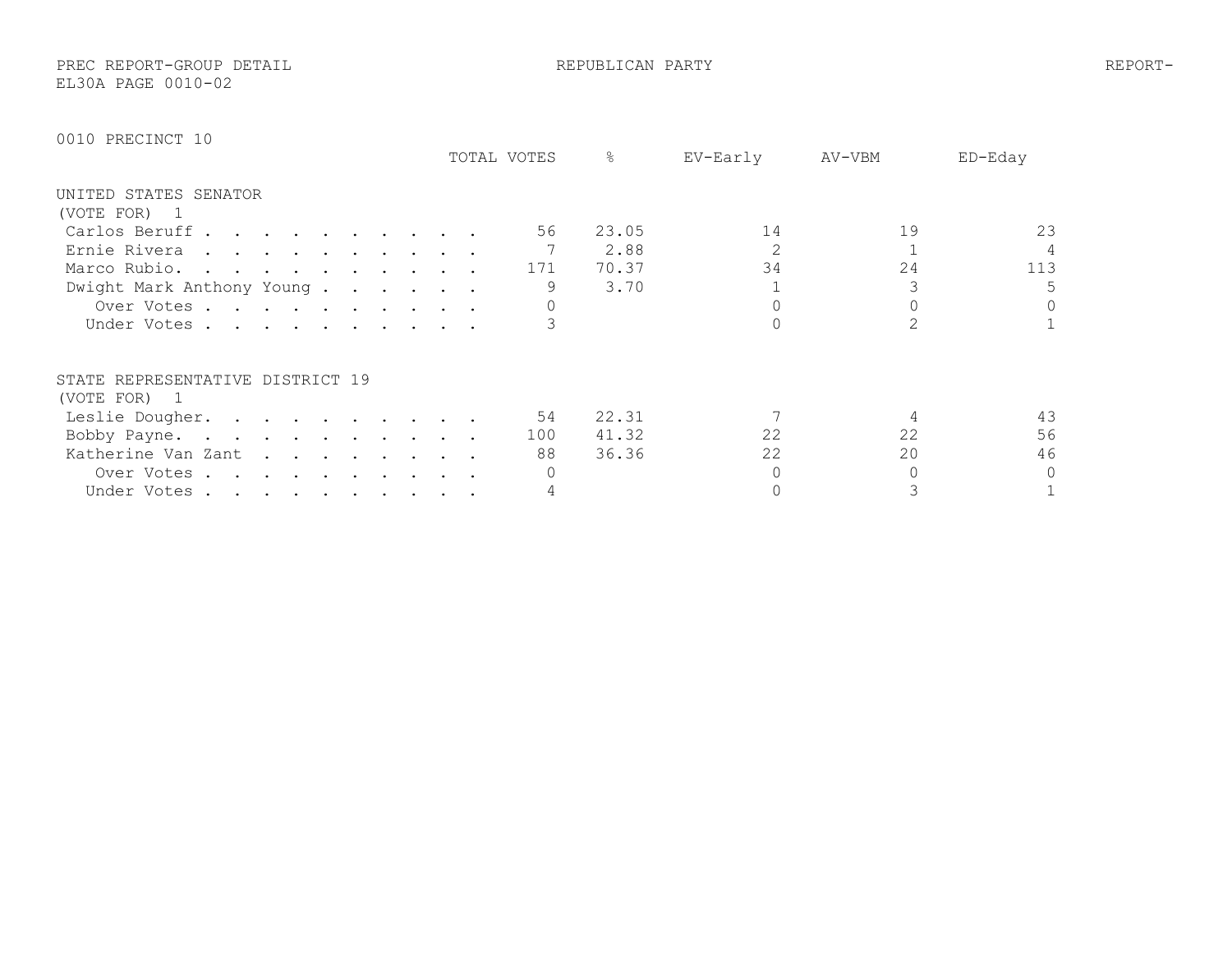PREC REPORT-GROUP DETAIL REPUBLICAN PARTY REPORT-
EL30A PAGE 0010-02

0010 PRECINCT 10

| | TOTAL VOTES | % | EV-Early | AV-VBM | ED-Eday |
|---|---|---|---|---|---|
| **UNITED STATES SENATOR** | | | | | |
| **(VOTE FOR) 1** | | | | | |
| Carlos Beruff | 56 | 23.05 | 14 | 19 | 23 |
| Ernie Rivera | 7 | 2.88 | 2 | 1 | 4 |
| Marco Rubio | 171 | 70.37 | 34 | 24 | 113 |
| Dwight Mark Anthony Young | 9 | 3.70 | 1 | 3 | 5 |
| Over Votes | 0 | | 0 | 0 | 0 |
| Under Votes | 3 | | 0 | 2 | 1 |
| **STATE REPRESENTATIVE DISTRICT 19** | | | | | |
| **(VOTE FOR) 1** | | | | | |
| Leslie Dougher | 54 | 22.31 | 7 | 4 | 43 |
| Bobby Payne | 100 | 41.32 | 22 | 22 | 56 |
| Katherine Van Zant | 88 | 36.36 | 22 | 20 | 46 |
| Over Votes | 0 | | 0 | 0 | 0 |
| Under Votes | 4 | | 0 | 3 | 1 |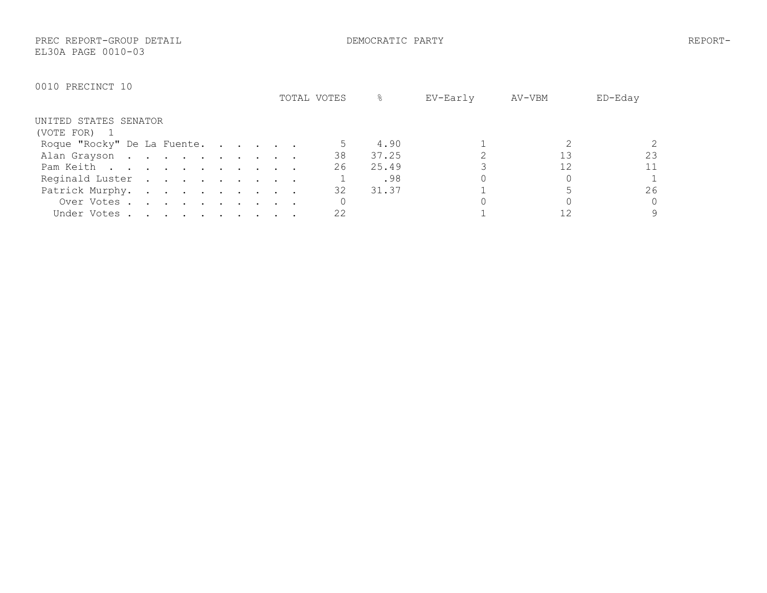PREC REPORT-GROUP DETAIL DEMOCRATIC PARTY REPORT-
EL30A PAGE 0010-03

0010 PRECINCT 10

UNITED STATES SENATOR
(VOTE FOR) 1

| | TOTAL VOTES | % | EV-Early | AV-VBM | ED-Eday |
|---|---|---|---|---|---|
| Roque "Rocky" De La Fuente | 5 | 4.90 | 1 | 2 | 2 |
| Alan Grayson | 38 | 37.25 | 2 | 13 | 23 |
| Pam Keith | 26 | 25.49 | 3 | 12 | 11 |
| Reginald Luster | 1 | .98 | 0 | 0 | 1 |
| Patrick Murphy | 32 | 31.37 | 1 | 5 | 26 |
| Over Votes | 0 | | 0 | 0 | 0 |
| Under Votes | 22 | | 1 | 12 | 9 |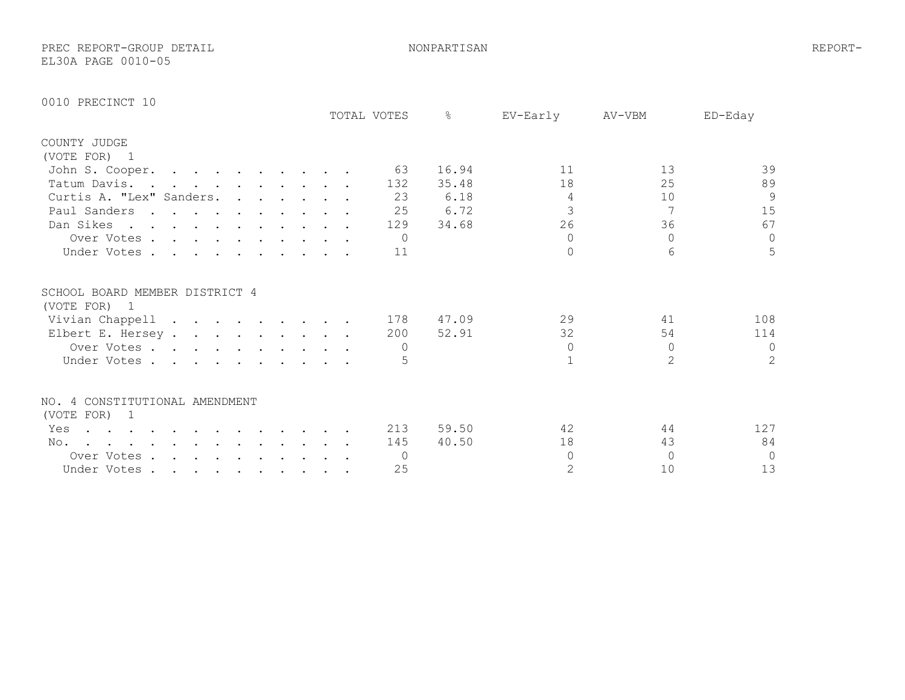PREC REPORT-GROUP DETAIL NONPARTISAN REPORT-EL30A PAGE 0010-05

## 0010 PRECINCT 10

### COUNTY JUDGE
(VOTE FOR) 1

| | TOTAL VOTES | % | EV-Early | AV-VBM | ED-Eday |
|---|---|---|---|---|---|
| John S. Cooper | 63 | 16.94 | 11 | 13 | 39 |
| Tatum Davis | 132 | 35.48 | 18 | 25 | 89 |
| Curtis A. "Lex" Sanders | 23 | 6.18 | 4 | 10 | 9 |
| Paul Sanders | 25 | 6.72 | 3 | 7 | 15 |
| Dan Sikes | 129 | 34.68 | 26 | 36 | 67 |
| Over Votes | 0 | | 0 | 0 | 0 |
| Under Votes | 11 | | 0 | 6 | 5 |

### SCHOOL BOARD MEMBER DISTRICT 4
(VOTE FOR) 1

| | TOTAL VOTES | % | EV-Early | AV-VBM | ED-Eday |
|---|---|---|---|---|---|
| Vivian Chappell | 178 | 47.09 | 29 | 41 | 108 |
| Elbert E. Hersey | 200 | 52.91 | 32 | 54 | 114 |
| Over Votes | 0 | | 0 | 0 | 0 |
| Under Votes | 5 | | 1 | 2 | 2 |

### NO. 4 CONSTITUTIONAL AMENDMENT
(VOTE FOR) 1

| | TOTAL VOTES | % | EV-Early | AV-VBM | ED-Eday |
|---|---|---|---|---|---|
| Yes | 213 | 59.50 | 42 | 44 | 127 |
| No | 145 | 40.50 | 18 | 43 | 84 |
| Over Votes | 0 | | 0 | 0 | 0 |
| Under Votes | 25 | | 2 | 10 | 13 |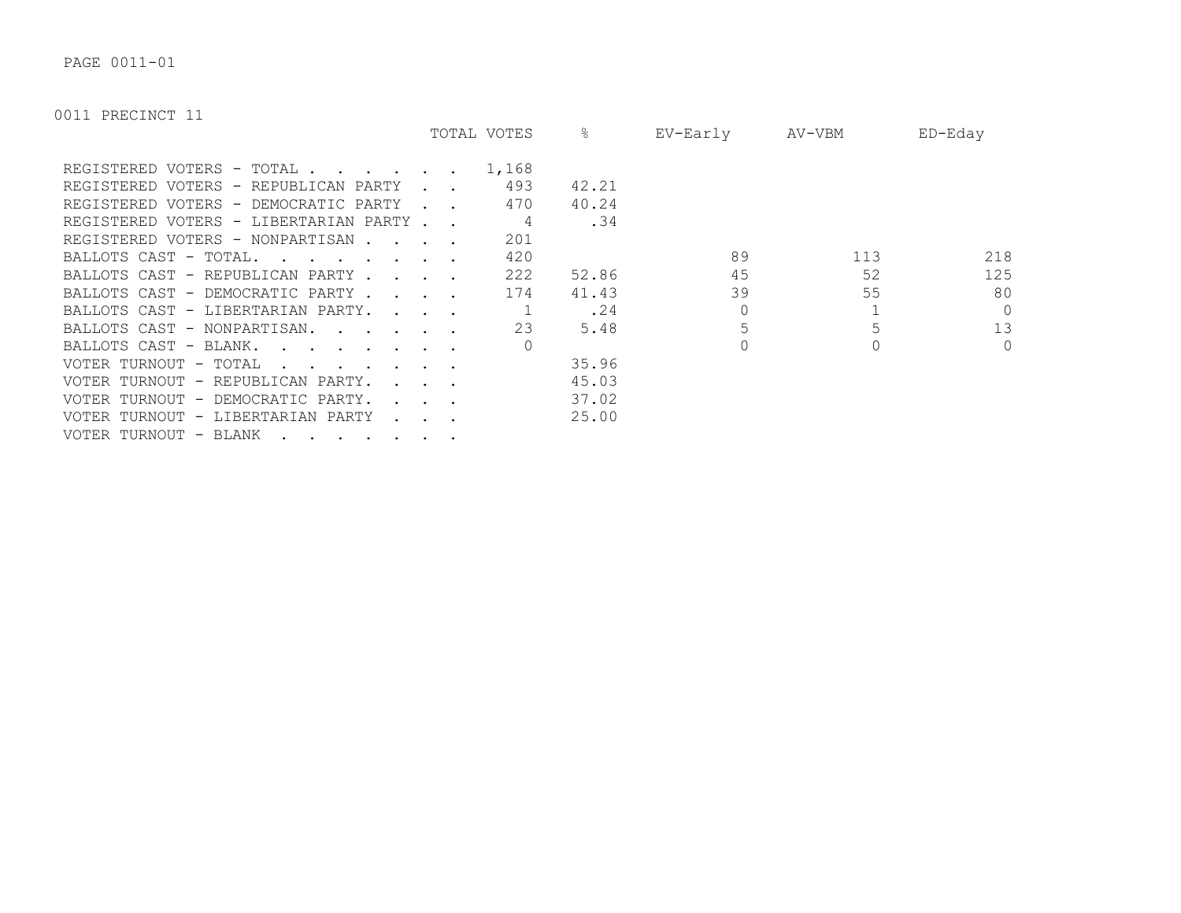PAGE 0011-01

0011 PRECINCT 11

| | TOTAL VOTES | % | EV-Early | AV-VBM | ED-Eday |
|---|---|---|---|---|---|
| REGISTERED VOTERS - TOTAL . . . . . . | 1,168 | | | | |
| REGISTERED VOTERS - REPUBLICAN PARTY . . | 493 | 42.21 | | | |
| REGISTERED VOTERS - DEMOCRATIC PARTY . . | 470 | 40.24 | | | |
| REGISTERED VOTERS - LIBERTARIAN PARTY . . | 4 | .34 | | | |
| REGISTERED VOTERS - NONPARTISAN . . . . | 201 | | | | |
| BALLOTS CAST - TOTAL. . . . . . . . | 420 | | 89 | 113 | 218 |
| BALLOTS CAST - REPUBLICAN PARTY . . . . | 222 | 52.86 | 45 | 52 | 125 |
| BALLOTS CAST - DEMOCRATIC PARTY . . . . | 174 | 41.43 | 39 | 55 | 80 |
| BALLOTS CAST - LIBERTARIAN PARTY. . . . | 1 | .24 | 0 | 1 | 0 |
| BALLOTS CAST - NONPARTISAN. . . . . . | 23 | 5.48 | 5 | 5 | 13 |
| BALLOTS CAST - BLANK. . . . . . . . | 0 | | 0 | 0 | 0 |
| VOTER TURNOUT - TOTAL . . . . . . . | | 35.96 | | | |
| VOTER TURNOUT - REPUBLICAN PARTY. . . . | | 45.03 | | | |
| VOTER TURNOUT - DEMOCRATIC PARTY. . . . | | 37.02 | | | |
| VOTER TURNOUT - LIBERTARIAN PARTY . . . | | 25.00 | | | |
| VOTER TURNOUT - BLANK . . . . . . . | | | | | |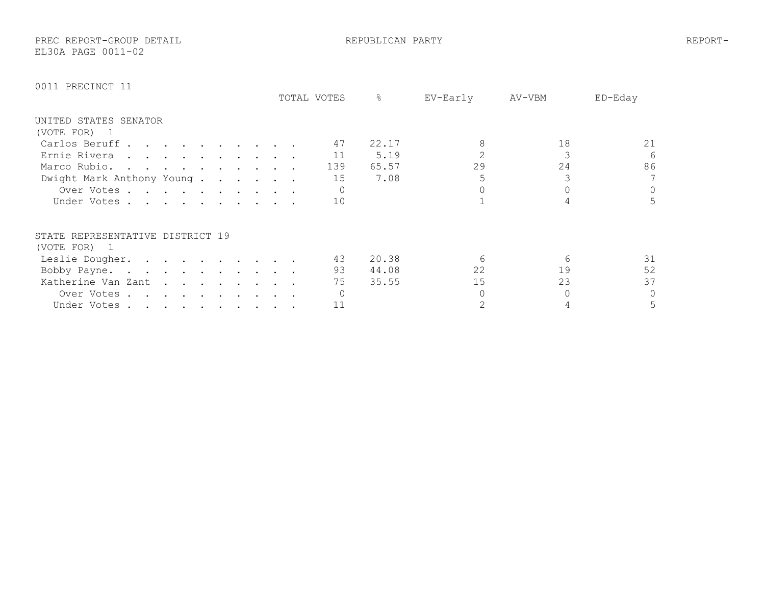PREC REPORT-GROUP DETAIL

REPUBLICAN PARTY

REPORT-

EL30A PAGE 0011-02

0011 PRECINCT 11

## UNITED STATES SENATOR
(VOTE FOR) 1

| | TOTAL VOTES | % | EV-Early | AV-VBM | ED-Eday |
|---|---|---|---|---|---|
| Carlos Beruff | 47 | 22.17 | 8 | 18 | 21 |
| Ernie Rivera | 11 | 5.19 | 2 | 3 | 6 |
| Marco Rubio. | 139 | 65.57 | 29 | 24 | 86 |
| Dwight Mark Anthony Young | 15 | 7.08 | 5 | 3 | 7 |
| Over Votes | 0 | | 0 | 0 | 0 |
| Under Votes | 10 | | 1 | 4 | 5 |

## STATE REPRESENTATIVE DISTRICT 19
(VOTE FOR) 1

| | TOTAL VOTES | % | EV-Early | AV-VBM | ED-Eday |
|---|---|---|---|---|---|
| Leslie Dougher. | 43 | 20.38 | 6 | 6 | 31 |
| Bobby Payne. | 93 | 44.08 | 22 | 19 | 52 |
| Katherine Van Zant | 75 | 35.55 | 15 | 23 | 37 |
| Over Votes | 0 | | 0 | 0 | 0 |
| Under Votes | 11 | | 2 | 4 | 5 |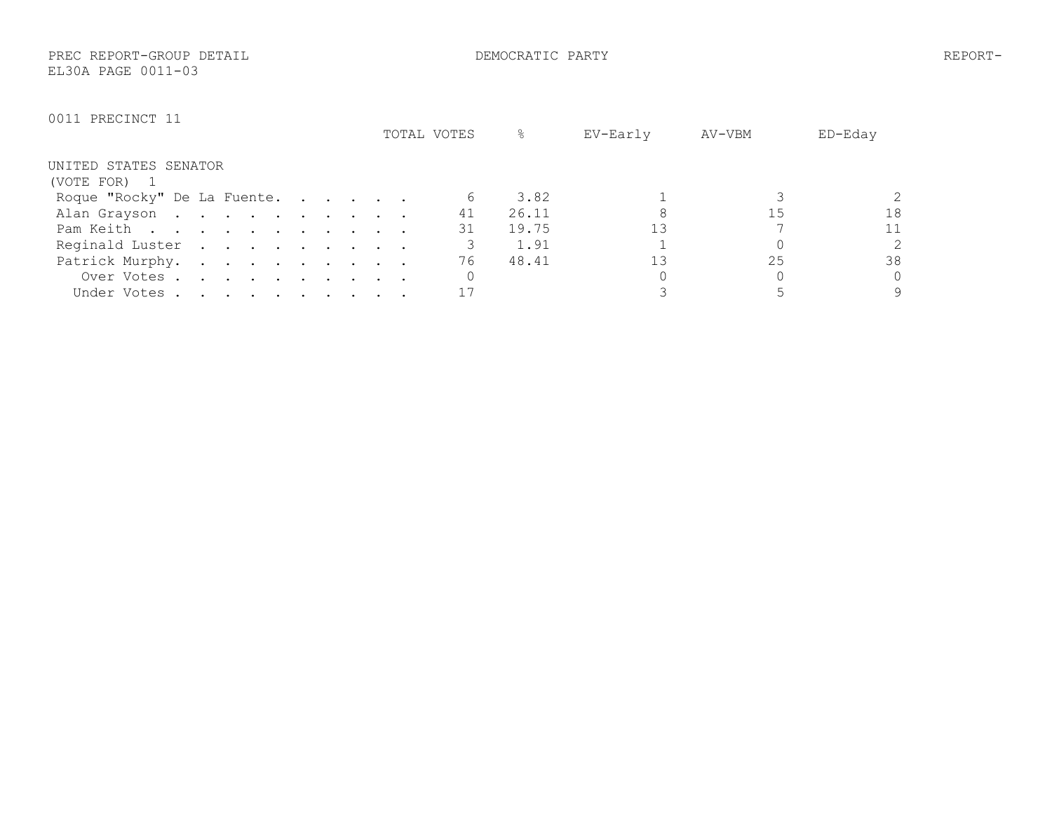PREC REPORT-GROUP DETAIL DEMOCRATIC PARTY REPORT-
EL30A PAGE 0011-03

0011 PRECINCT 11

## UNITED STATES SENATOR
(VOTE FOR) 1

| | TOTAL VOTES | % | EV-Early | AV-VBM | ED-Eday |
|---|---|---|---|---|---|
| Roque "Rocky" De La Fuente | 6 | 3.82 | 1 | 3 | 2 |
| Alan Grayson | 41 | 26.11 | 8 | 15 | 18 |
| Pam Keith | 31 | 19.75 | 13 | 7 | 11 |
| Reginald Luster | 3 | 1.91 | 1 | 0 | 2 |
| Patrick Murphy | 76 | 48.41 | 13 | 25 | 38 |
| Over Votes | 0 | | 0 | 0 | 0 |
| Under Votes | 17 | | 3 | 5 | 9 |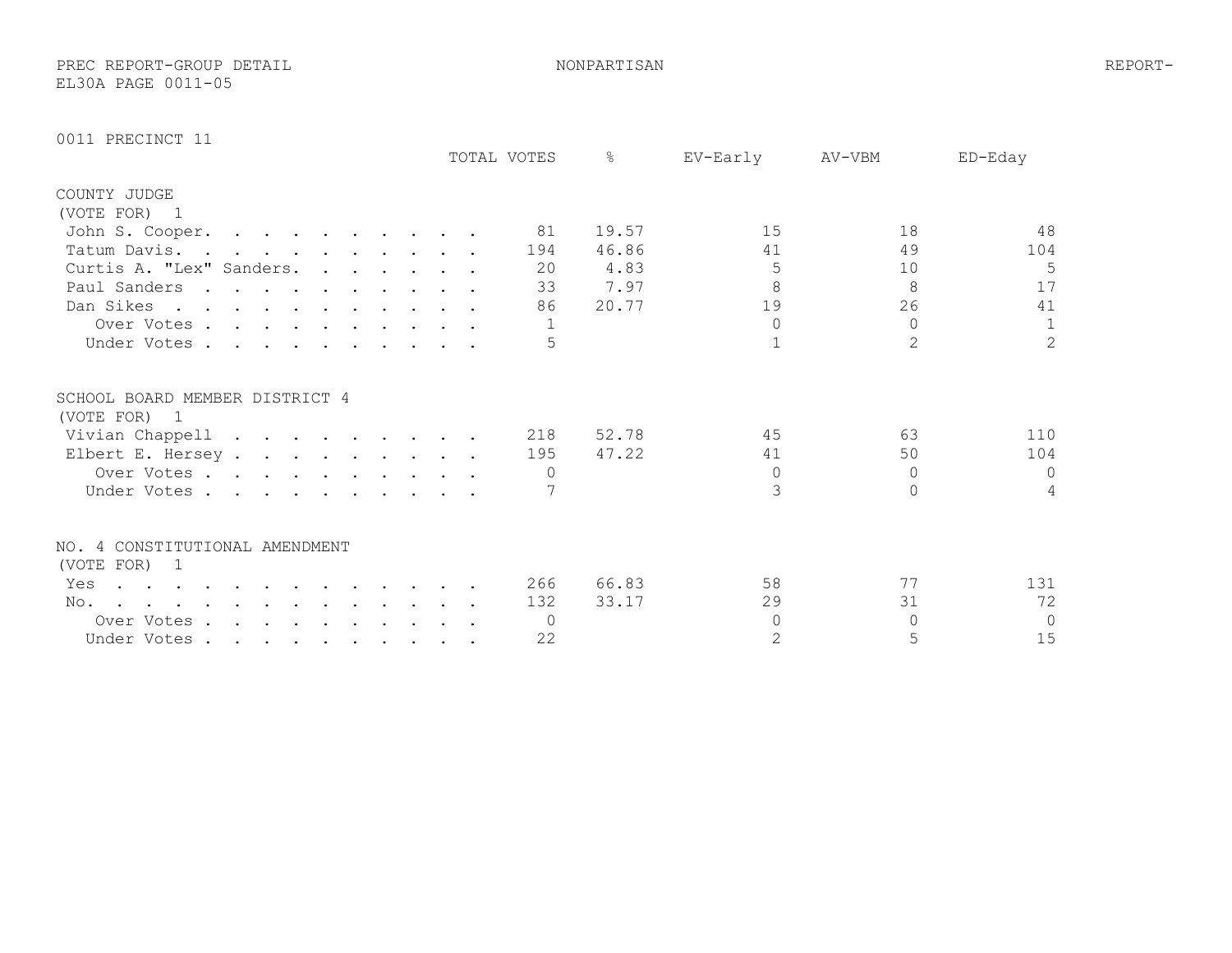PREC REPORT-GROUP DETAIL NONPARTISAN REPORT-
EL30A PAGE 0011-05

0011 PRECINCT 11

| | TOTAL VOTES | % | EV-Early | AV-VBM | ED-Eday |
|---|---|---|---|---|---|
| **COUNTY JUDGE** | | | | | |
| (VOTE FOR) 1 | | | | | |
| John S. Cooper | 81 | 19.57 | 15 | 18 | 48 |
| Tatum Davis | 194 | 46.86 | 41 | 49 | 104 |
| Curtis A. "Lex" Sanders | 20 | 4.83 | 5 | 10 | 5 |
| Paul Sanders | 33 | 7.97 | 8 | 8 | 17 |
| Dan Sikes | 86 | 20.77 | 19 | 26 | 41 |
| Over Votes | 1 | | 0 | 0 | 1 |
| Under Votes | 5 | | 1 | 2 | 2 |
| **SCHOOL BOARD MEMBER DISTRICT 4** | | | | | |
| (VOTE FOR) 1 | | | | | |
| Vivian Chappell | 218 | 52.78 | 45 | 63 | 110 |
| Elbert E. Hersey | 195 | 47.22 | 41 | 50 | 104 |
| Over Votes | 0 | | 0 | 0 | 0 |
| Under Votes | 7 | | 3 | 0 | 4 |
| **NO. 4 CONSTITUTIONAL AMENDMENT** | | | | | |
| (VOTE FOR) 1 | | | | | |
| Yes | 266 | 66.83 | 58 | 77 | 131 |
| No | 132 | 33.17 | 29 | 31 | 72 |
| Over Votes | 0 | | 0 | 0 | 0 |
| Under Votes | 22 | | 2 | 5 | 15 |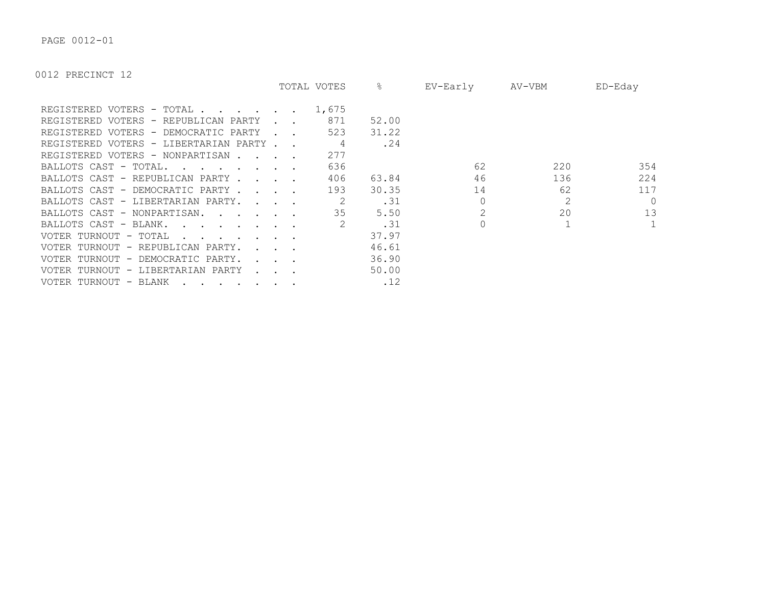PAGE 0012-01

0012 PRECINCT 12

| | TOTAL VOTES | % | EV-Early | AV-VBM | ED-Eday |
|---|---|---|---|---|---|
| REGISTERED VOTERS - TOTAL . . . . . . | 1,675 | | | | |
| REGISTERED VOTERS - REPUBLICAN PARTY . . | 871 | 52.00 | | | |
| REGISTERED VOTERS - DEMOCRATIC PARTY . . | 523 | 31.22 | | | |
| REGISTERED VOTERS - LIBERTARIAN PARTY . . | 4 | .24 | | | |
| REGISTERED VOTERS - NONPARTISAN . . . . | 277 | | | | |
| BALLOTS CAST - TOTAL. . . . . . . . | 636 | | 62 | 220 | 354 |
| BALLOTS CAST - REPUBLICAN PARTY . . . . | 406 | 63.84 | 46 | 136 | 224 |
| BALLOTS CAST - DEMOCRATIC PARTY . . . . | 193 | 30.35 | 14 | 62 | 117 |
| BALLOTS CAST - LIBERTARIAN PARTY. . . . | 2 | .31 | 0 | 2 | 0 |
| BALLOTS CAST - NONPARTISAN. . . . . . | 35 | 5.50 | 2 | 20 | 13 |
| BALLOTS CAST - BLANK. . . . . . . . | 2 | .31 | 0 | 1 | 1 |
| VOTER TURNOUT - TOTAL . . . . . . . | | 37.97 | | | |
| VOTER TURNOUT - REPUBLICAN PARTY. . . . | | 46.61 | | | |
| VOTER TURNOUT - DEMOCRATIC PARTY. . . . | | 36.90 | | | |
| VOTER TURNOUT - LIBERTARIAN PARTY . . . | | 50.00 | | | |
| VOTER TURNOUT - BLANK . . . . . . . | | .12 | | | |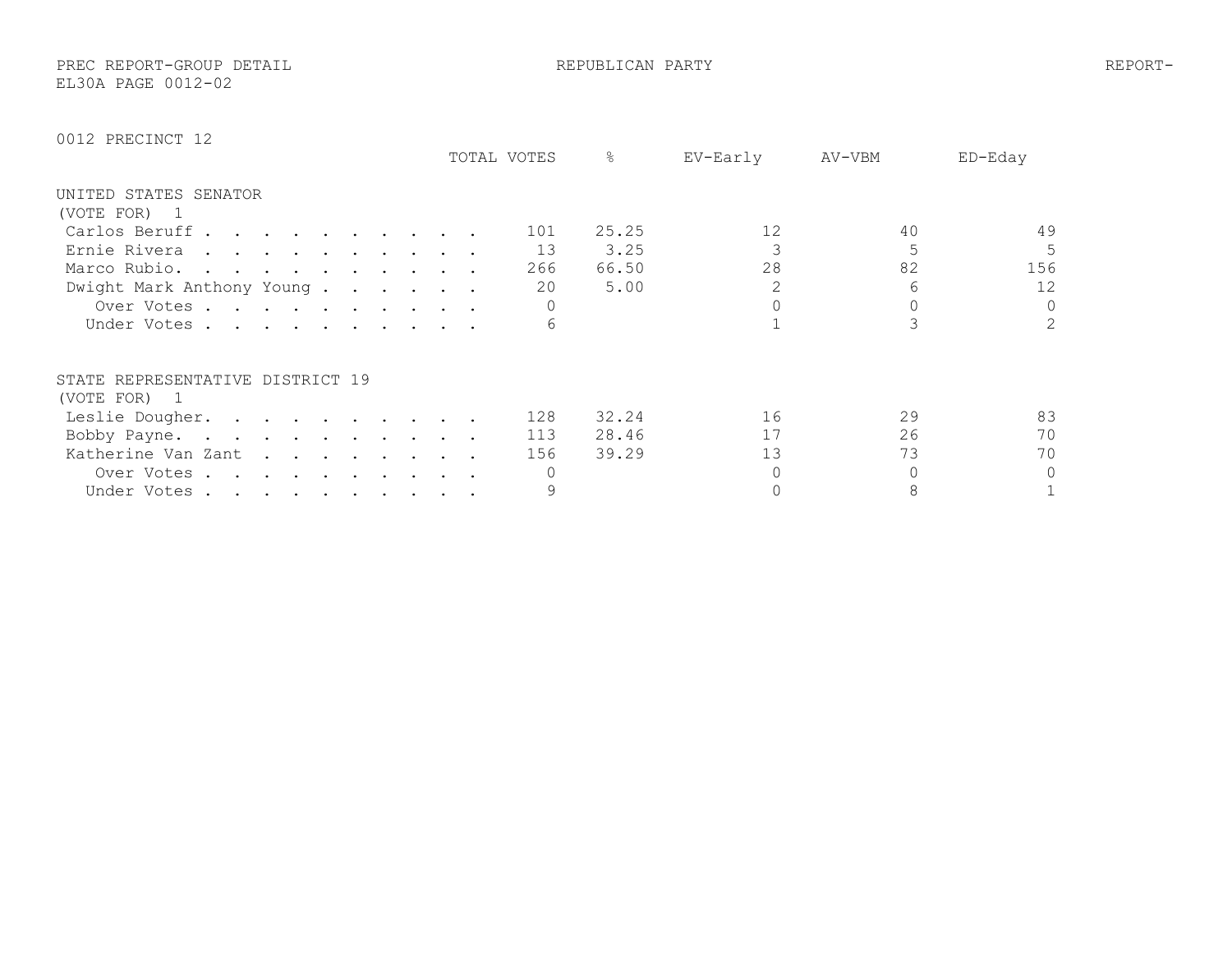PREC REPORT-GROUP DETAIL  REPUBLICAN PARTY  REPORT-
EL30A PAGE 0012-02

## 0012 PRECINCT 12

### UNITED STATES SENATOR
(VOTE FOR) 1

| | TOTAL VOTES | % | EV-Early | AV-VBM | ED-Eday |
|---|---|---|---|---|---|
| Carlos Beruff | 101 | 25.25 | 12 | 40 | 49 |
| Ernie Rivera | 13 | 3.25 | 3 | 5 | 5 |
| Marco Rubio. | 266 | 66.50 | 28 | 82 | 156 |
| Dwight Mark Anthony Young | 20 | 5.00 | 2 | 6 | 12 |
| Over Votes | 0 | | 0 | 0 | 0 |
| Under Votes | 6 | | 1 | 3 | 2 |

### STATE REPRESENTATIVE DISTRICT 19
(VOTE FOR) 1

| | TOTAL VOTES | % | EV-Early | AV-VBM | ED-Eday |
|---|---|---|---|---|---|
| Leslie Dougher. | 128 | 32.24 | 16 | 29 | 83 |
| Bobby Payne. | 113 | 28.46 | 17 | 26 | 70 |
| Katherine Van Zant | 156 | 39.29 | 13 | 73 | 70 |
| Over Votes | 0 | | 0 | 0 | 0 |
| Under Votes | 9 | | 0 | 8 | 1 |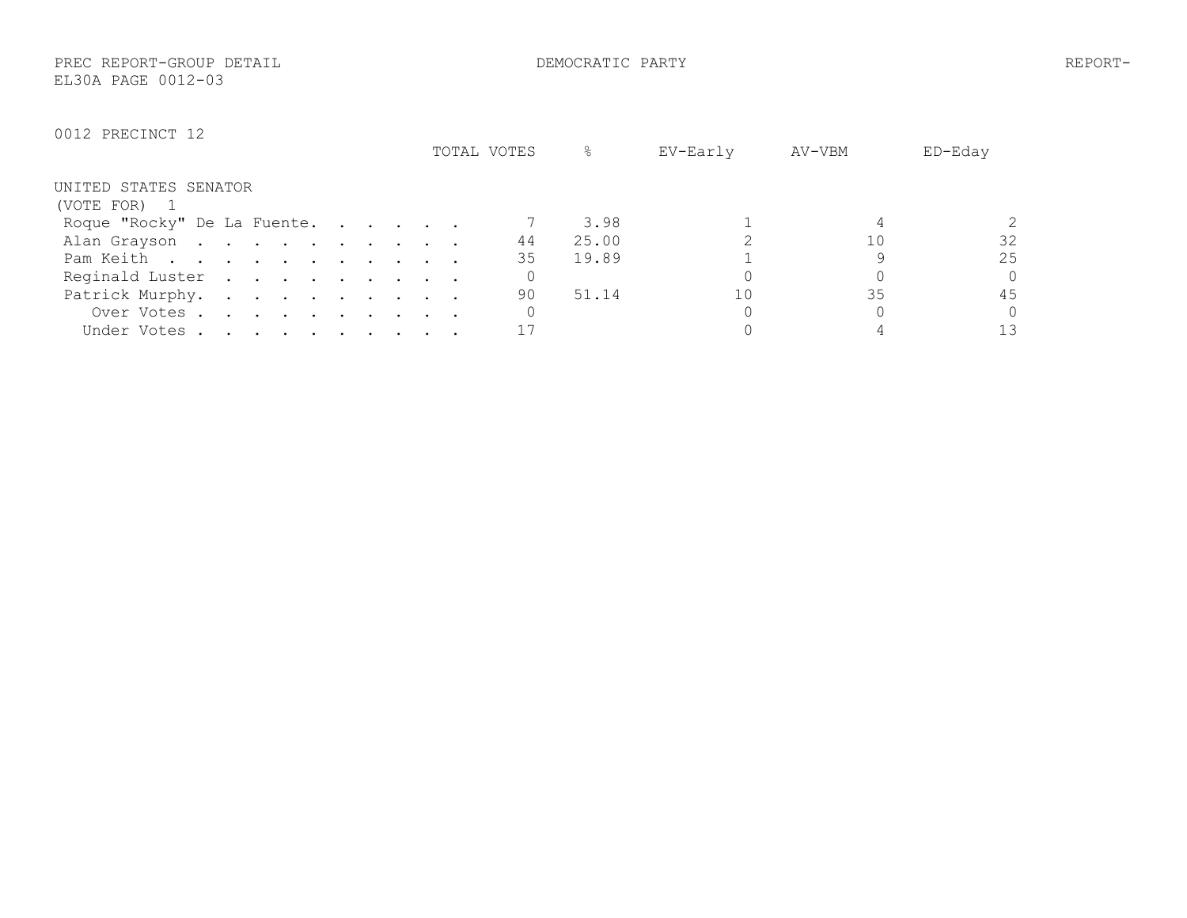PREC REPORT-GROUP DETAIL DEMOCRATIC PARTY REPORT-
EL30A PAGE 0012-03

0012 PRECINCT 12

UNITED STATES SENATOR
(VOTE FOR) 1

| | TOTAL VOTES | % | EV-Early | AV-VBM | ED-Eday |
|---|---|---|---|---|---|
| Roque "Rocky" De La Fuente | 7 | 3.98 | 1 | 4 | 2 |
| Alan Grayson | 44 | 25.00 | 2 | 10 | 32 |
| Pam Keith | 35 | 19.89 | 1 | 9 | 25 |
| Reginald Luster | 0 | | 0 | 0 | 0 |
| Patrick Murphy | 90 | 51.14 | 10 | 35 | 45 |
| Over Votes | 0 | | 0 | 0 | 0 |
| Under Votes | 17 | | 0 | 4 | 13 |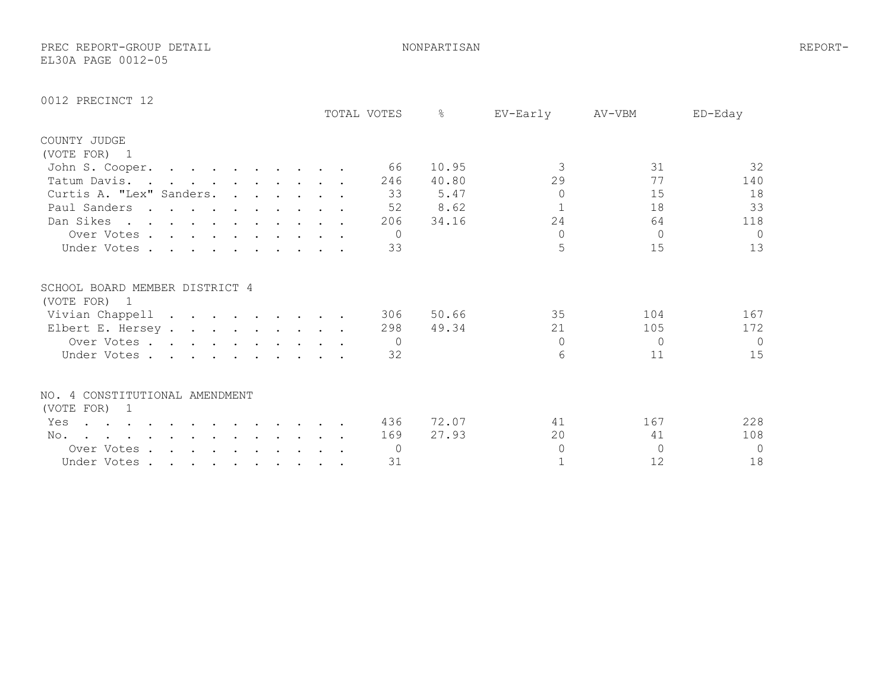PREC REPORT-GROUP DETAIL NONPARTISAN REPORT-
EL30A PAGE 0012-05

## 0012 PRECINCT 12

### COUNTY JUDGE
(VOTE FOR) 1

| | TOTAL VOTES | % | EV-Early | AV-VBM | ED-Eday |
|---|---|---|---|---|---|
| John S. Cooper. | 66 | 10.95 | 3 | 31 | 32 |
| Tatum Davis. | 246 | 40.80 | 29 | 77 | 140 |
| Curtis A. "Lex" Sanders. | 33 | 5.47 | 0 | 15 | 18 |
| Paul Sanders | 52 | 8.62 | 1 | 18 | 33 |
| Dan Sikes | 206 | 34.16 | 24 | 64 | 118 |
| Over Votes | 0 | | 0 | 0 | 0 |
| Under Votes | 33 | | 5 | 15 | 13 |

### SCHOOL BOARD MEMBER DISTRICT 4
(VOTE FOR) 1

| | TOTAL VOTES | % | EV-Early | AV-VBM | ED-Eday |
|---|---|---|---|---|---|
| Vivian Chappell | 306 | 50.66 | 35 | 104 | 167 |
| Elbert E. Hersey | 298 | 49.34 | 21 | 105 | 172 |
| Over Votes | 0 | | 0 | 0 | 0 |
| Under Votes | 32 | | 6 | 11 | 15 |

### NO. 4 CONSTITUTIONAL AMENDMENT
(VOTE FOR) 1

| | TOTAL VOTES | % | EV-Early | AV-VBM | ED-Eday |
|---|---|---|---|---|---|
| Yes | 436 | 72.07 | 41 | 167 | 228 |
| No. | 169 | 27.93 | 20 | 41 | 108 |
| Over Votes | 0 | | 0 | 0 | 0 |
| Under Votes | 31 | | 1 | 12 | 18 |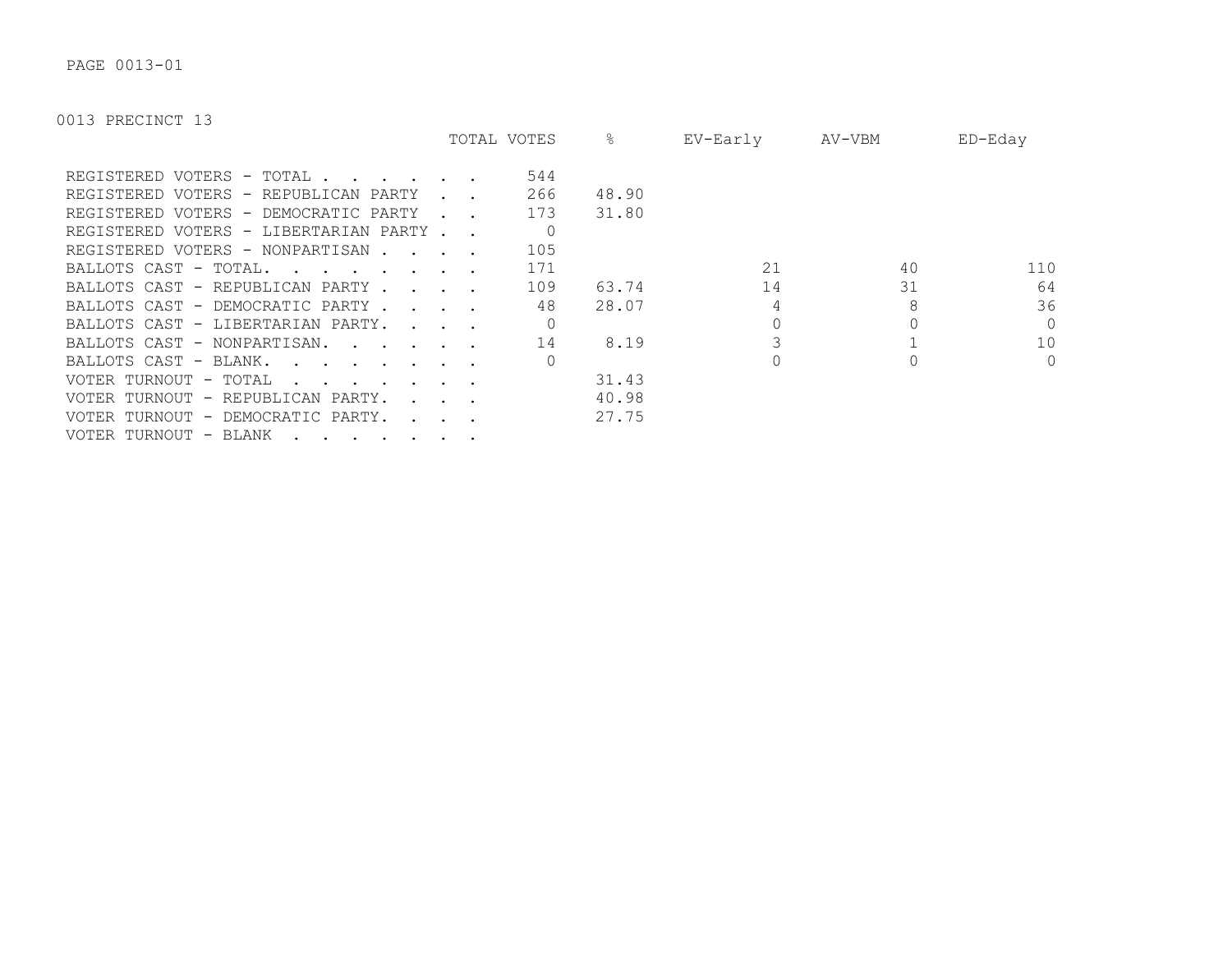PAGE 0013-01

0013 PRECINCT 13

| | TOTAL VOTES | % | EV-Early | AV-VBM | ED-Eday |
|---|---|---|---|---|---|
| REGISTERED VOTERS - TOTAL . . . . . . | 544 | | | | |
| REGISTERED VOTERS - REPUBLICAN PARTY . . | 266 | 48.90 | | | |
| REGISTERED VOTERS - DEMOCRATIC PARTY . . | 173 | 31.80 | | | |
| REGISTERED VOTERS - LIBERTARIAN PARTY . . | 0 | | | | |
| REGISTERED VOTERS - NONPARTISAN . . . . | 105 | | | | |
| BALLOTS CAST - TOTAL. . . . . . . . | 171 | | 21 | 40 | 110 |
| BALLOTS CAST - REPUBLICAN PARTY . . . . | 109 | 63.74 | 14 | 31 | 64 |
| BALLOTS CAST - DEMOCRATIC PARTY . . . . | 48 | 28.07 | 4 | 8 | 36 |
| BALLOTS CAST - LIBERTARIAN PARTY. . . . | 0 | | 0 | 0 | 0 |
| BALLOTS CAST - NONPARTISAN. . . . . . | 14 | 8.19 | 3 | 1 | 10 |
| BALLOTS CAST - BLANK. . . . . . . . | 0 | | 0 | 0 | 0 |
| VOTER TURNOUT - TOTAL . . . . . . . | | 31.43 | | | |
| VOTER TURNOUT - REPUBLICAN PARTY. . . . | | 40.98 | | | |
| VOTER TURNOUT - DEMOCRATIC PARTY. . . . | | 27.75 | | | |
| VOTER TURNOUT - BLANK . . . . . . . | | | | | |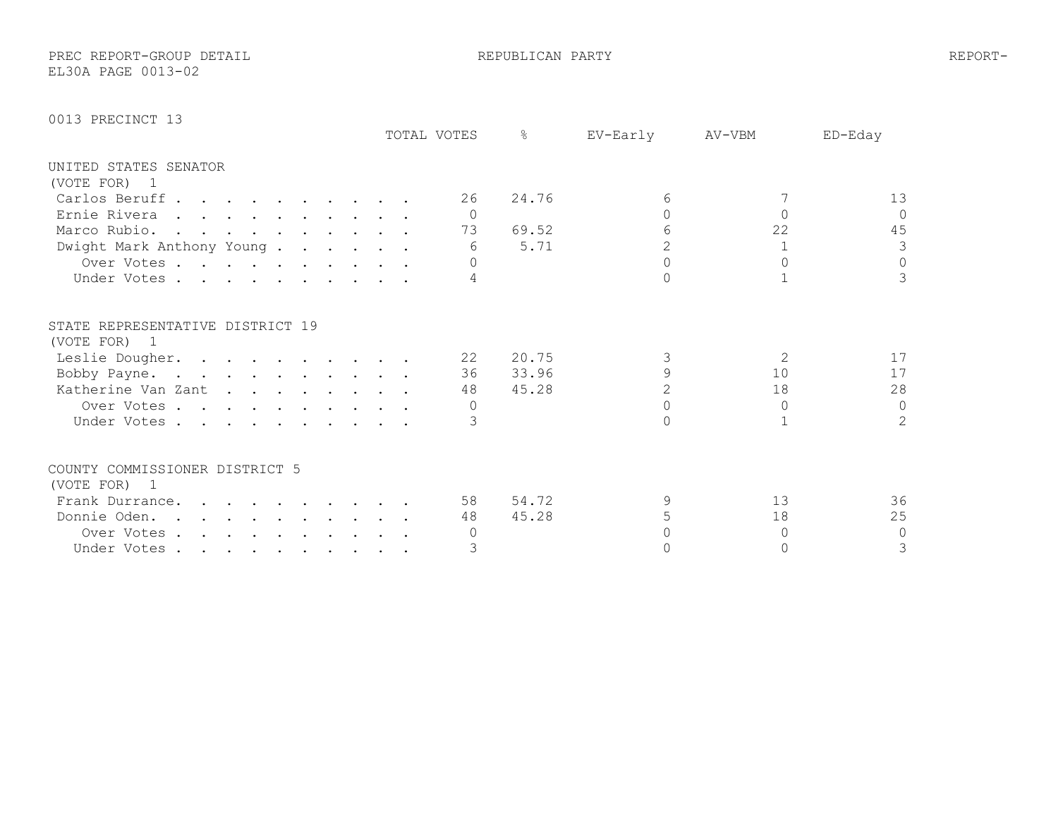PREC REPORT-GROUP DETAIL — REPUBLICAN PARTY — REPORT-
EL30A PAGE 0013-02

## 0013 PRECINCT 13

### UNITED STATES SENATOR
(VOTE FOR) 1

| | TOTAL VOTES | % | EV-Early | AV-VBM | ED-Eday |
|---|---|---|---|---|---|
| Carlos Beruff | 26 | 24.76 | 6 | 7 | 13 |
| Ernie Rivera | 0 | | 0 | 0 | 0 |
| Marco Rubio | 73 | 69.52 | 6 | 22 | 45 |
| Dwight Mark Anthony Young | 6 | 5.71 | 2 | 1 | 3 |
| Over Votes | 0 | | 0 | 0 | 0 |
| Under Votes | 4 | | 0 | 1 | 3 |

### STATE REPRESENTATIVE DISTRICT 19
(VOTE FOR) 1

| | TOTAL VOTES | % | EV-Early | AV-VBM | ED-Eday |
|---|---|---|---|---|---|
| Leslie Dougher | 22 | 20.75 | 3 | 2 | 17 |
| Bobby Payne | 36 | 33.96 | 9 | 10 | 17 |
| Katherine Van Zant | 48 | 45.28 | 2 | 18 | 28 |
| Over Votes | 0 | | 0 | 0 | 0 |
| Under Votes | 3 | | 0 | 1 | 2 |

### COUNTY COMMISSIONER DISTRICT 5
(VOTE FOR) 1

| | TOTAL VOTES | % | EV-Early | AV-VBM | ED-Eday |
|---|---|---|---|---|---|
| Frank Durrance | 58 | 54.72 | 9 | 13 | 36 |
| Donnie Oden | 48 | 45.28 | 5 | 18 | 25 |
| Over Votes | 0 | | 0 | 0 | 0 |
| Under Votes | 3 | | 0 | 0 | 3 |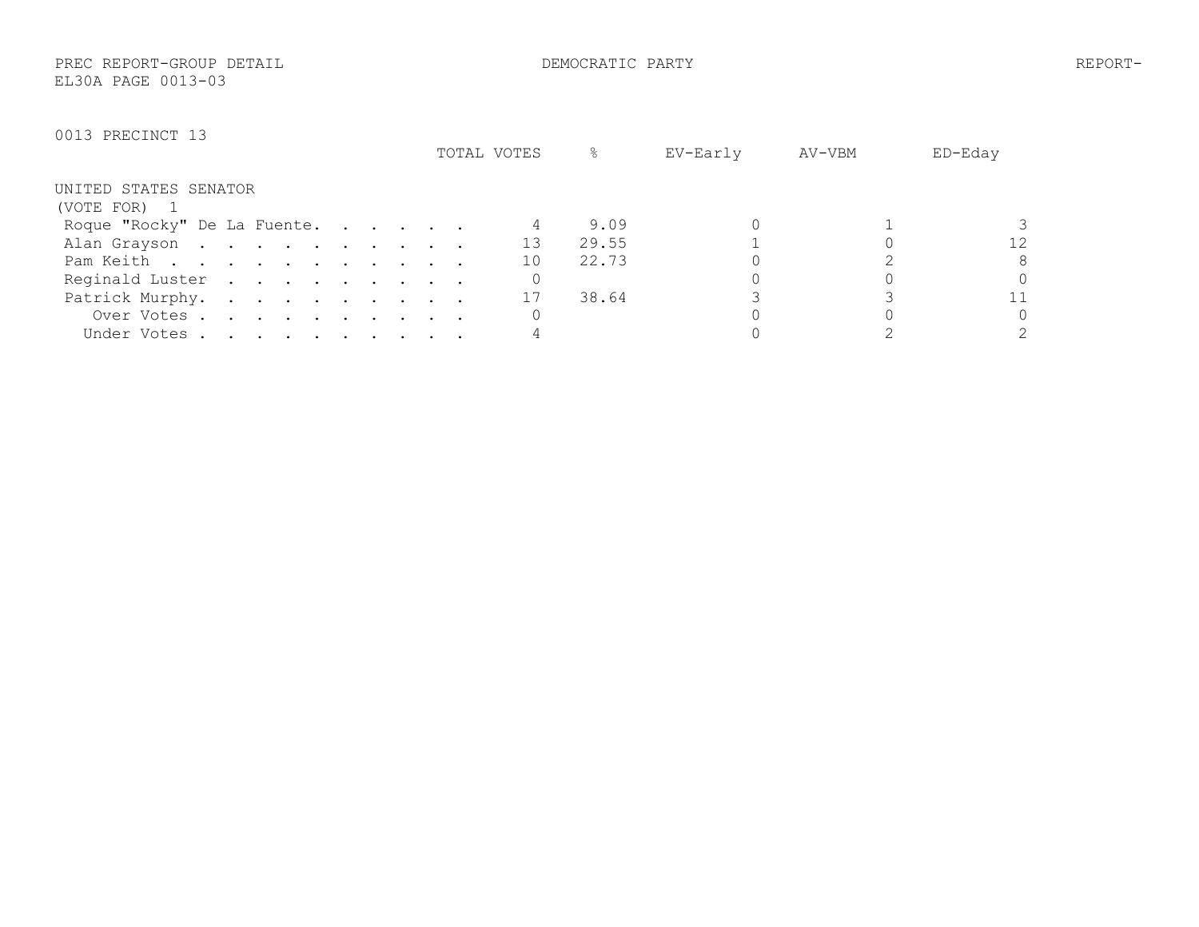PREC REPORT-GROUP DETAIL DEMOCRATIC PARTY REPORT-
EL30A PAGE 0013-03

0013 PRECINCT 13

UNITED STATES SENATOR
(VOTE FOR) 1

| | TOTAL VOTES | % | EV-Early | AV-VBM | ED-Eday |
|---|---|---|---|---|---|
| Roque "Rocky" De La Fuente | 4 | 9.09 | 0 | 1 | 3 |
| Alan Grayson | 13 | 29.55 | 1 | 0 | 12 |
| Pam Keith | 10 | 22.73 | 0 | 2 | 8 |
| Reginald Luster | 0 | | 0 | 0 | 0 |
| Patrick Murphy | 17 | 38.64 | 3 | 3 | 11 |
| Over Votes | 0 | | 0 | 0 | 0 |
| Under Votes | 4 | | 0 | 2 | 2 |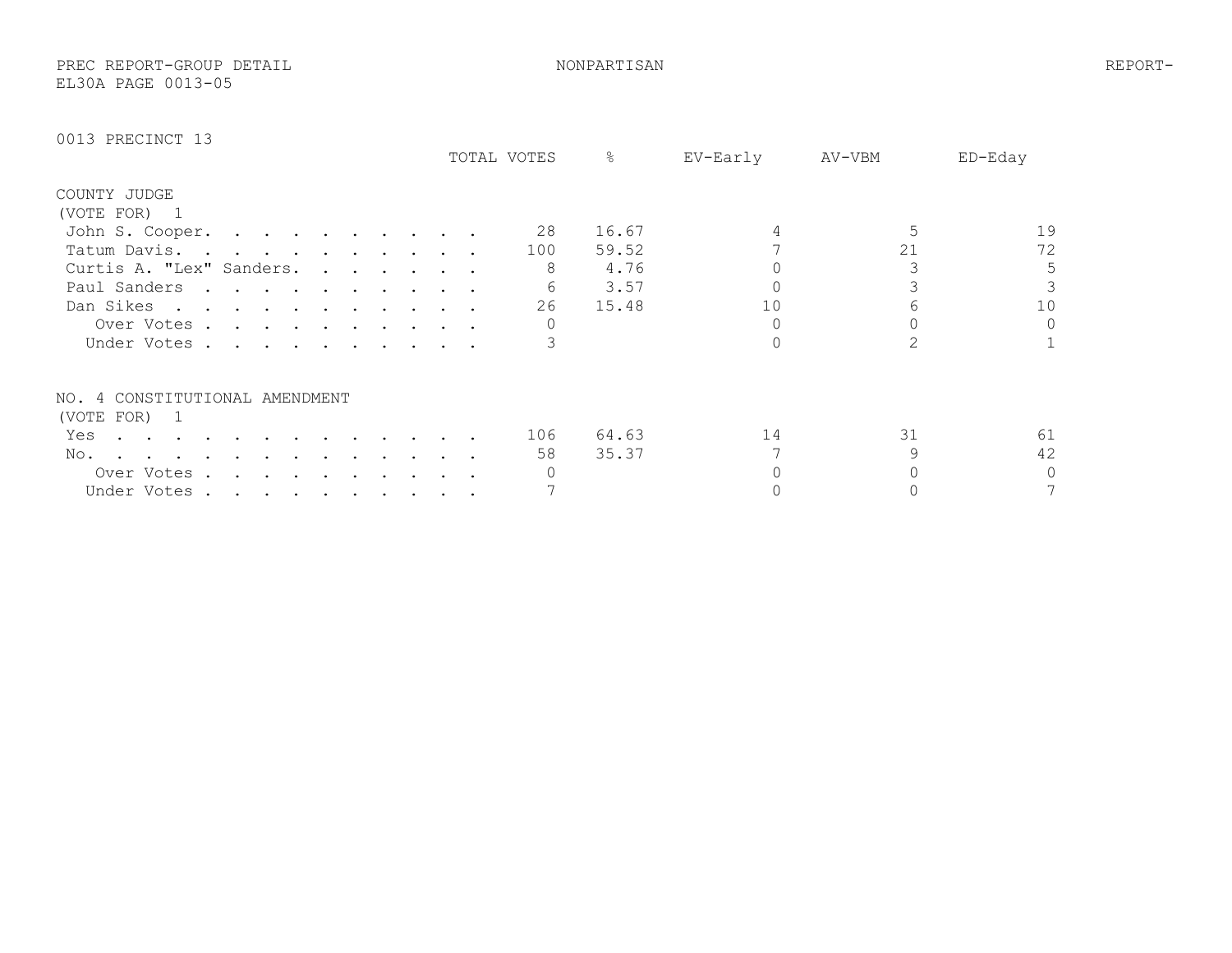PREC REPORT-GROUP DETAIL NONPARTISAN REPORT-
EL30A PAGE 0013-05

## 0013 PRECINCT 13

### COUNTY JUDGE
(VOTE FOR) 1

| | TOTAL VOTES | % | EV-Early | AV-VBM | ED-Eday |
|---|---|---|---|---|---|
| John S. Cooper | 28 | 16.67 | 4 | 5 | 19 |
| Tatum Davis | 100 | 59.52 | 7 | 21 | 72 |
| Curtis A. "Lex" Sanders | 8 | 4.76 | 0 | 3 | 5 |
| Paul Sanders | 6 | 3.57 | 0 | 3 | 3 |
| Dan Sikes | 26 | 15.48 | 10 | 6 | 10 |
| Over Votes | 0 | | 0 | 0 | 0 |
| Under Votes | 3 | | 0 | 2 | 1 |

### NO. 4 CONSTITUTIONAL AMENDMENT
(VOTE FOR) 1

| | TOTAL VOTES | % | EV-Early | AV-VBM | ED-Eday |
|---|---|---|---|---|---|
| Yes | 106 | 64.63 | 14 | 31 | 61 |
| No | 58 | 35.37 | 7 | 9 | 42 |
| Over Votes | 0 | | 0 | 0 | 0 |
| Under Votes | 7 | | 0 | 0 | 7 |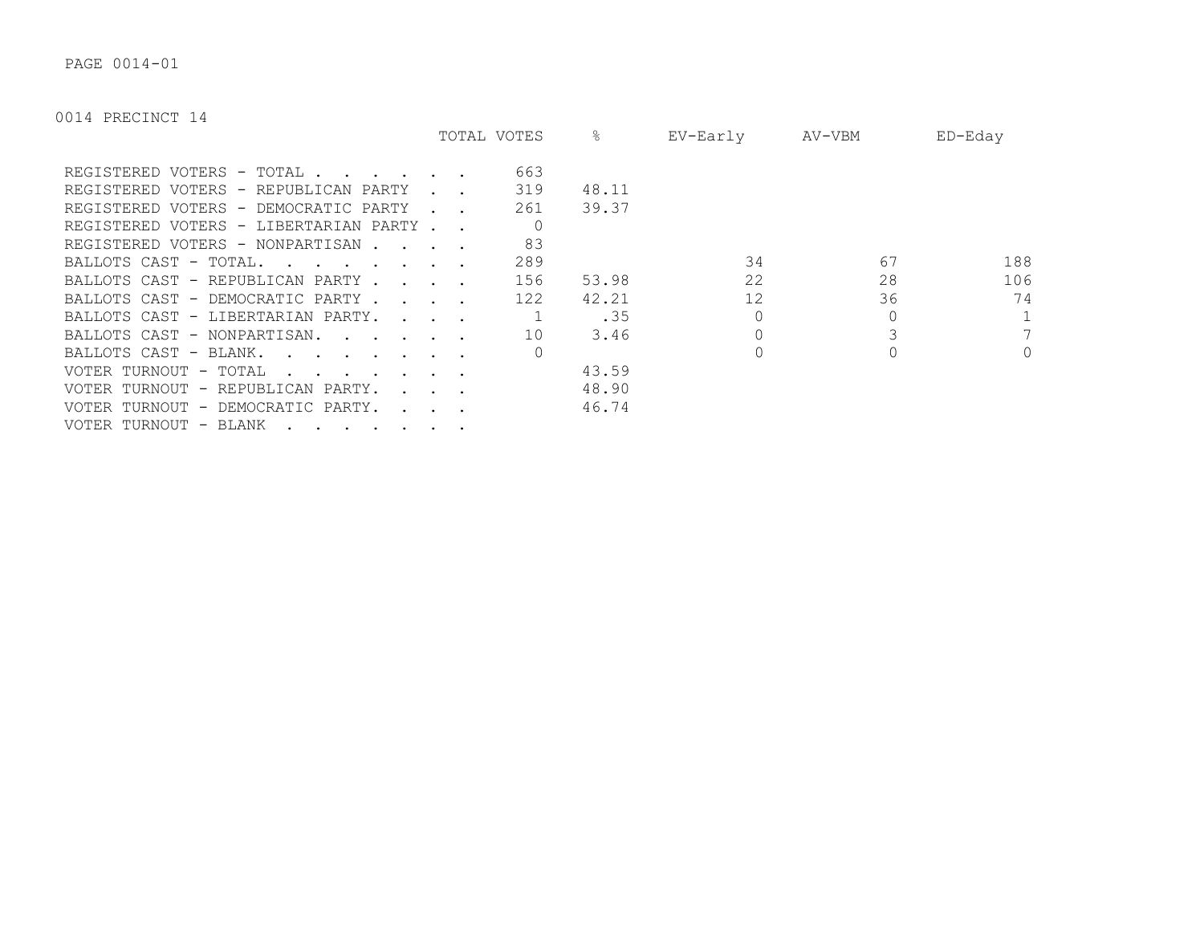PAGE 0014-01

0014 PRECINCT 14

| | TOTAL VOTES | % | EV-Early | AV-VBM | ED-Eday |
|---|---|---|---|---|---|
| REGISTERED VOTERS - TOTAL . . . . . . . | 663 | | | | |
| REGISTERED VOTERS - REPUBLICAN PARTY . . | 319 | 48.11 | | | |
| REGISTERED VOTERS - DEMOCRATIC PARTY . . | 261 | 39.37 | | | |
| REGISTERED VOTERS - LIBERTARIAN PARTY . . | 0 | | | | |
| REGISTERED VOTERS - NONPARTISAN . . . . | 83 | | | | |
| BALLOTS CAST - TOTAL. . . . . . . . . | 289 | | 34 | 67 | 188 |
| BALLOTS CAST - REPUBLICAN PARTY . . . . | 156 | 53.98 | 22 | 28 | 106 |
| BALLOTS CAST - DEMOCRATIC PARTY . . . . | 122 | 42.21 | 12 | 36 | 74 |
| BALLOTS CAST - LIBERTARIAN PARTY. . . . | 1 | .35 | 0 | 0 | 1 |
| BALLOTS CAST - NONPARTISAN. . . . . . | 10 | 3.46 | 0 | 3 | 7 |
| BALLOTS CAST - BLANK. . . . . . . . . | 0 | | 0 | 0 | 0 |
| VOTER TURNOUT - TOTAL . . . . . . . . | | 43.59 | | | |
| VOTER TURNOUT - REPUBLICAN PARTY. . . . | | 48.90 | | | |
| VOTER TURNOUT - DEMOCRATIC PARTY. . . . | | 46.74 | | | |
| VOTER TURNOUT - BLANK . . . . . . . . | | | | | |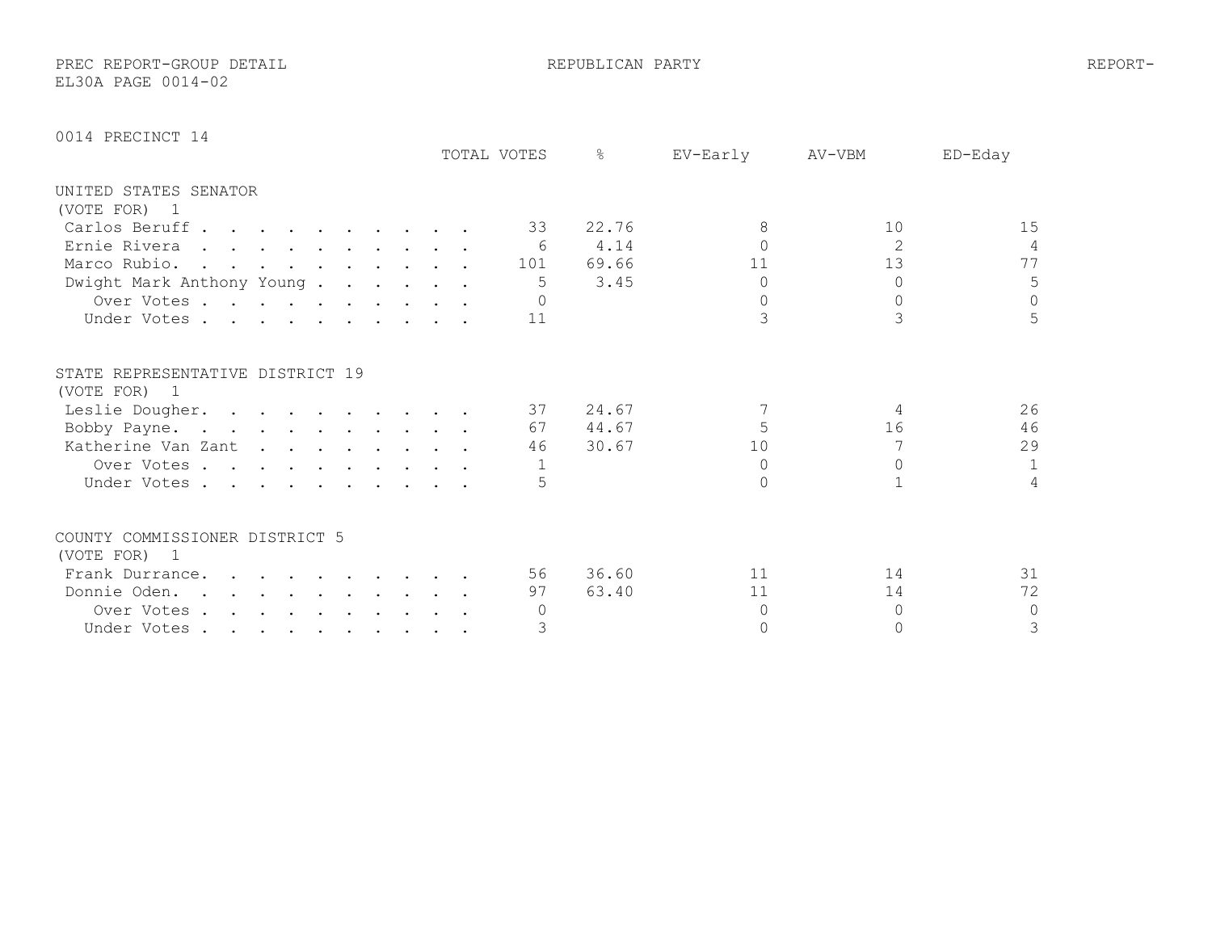PREC REPORT-GROUP DETAIL — REPUBLICAN PARTY — REPORT-EL30A PAGE 0014-02

## 0014 PRECINCT 14

### UNITED STATES SENATOR
(VOTE FOR) 1

| | TOTAL VOTES | % | EV-Early | AV-VBM | ED-Eday |
|---|---|---|---|---|---|
| Carlos Beruff | 33 | 22.76 | 8 | 10 | 15 |
| Ernie Rivera | 6 | 4.14 | 0 | 2 | 4 |
| Marco Rubio. | 101 | 69.66 | 11 | 13 | 77 |
| Dwight Mark Anthony Young | 5 | 3.45 | 0 | 0 | 5 |
| Over Votes | 0 | | 0 | 0 | 0 |
| Under Votes | 11 | | 3 | 3 | 5 |

### STATE REPRESENTATIVE DISTRICT 19
(VOTE FOR) 1

| | TOTAL VOTES | % | EV-Early | AV-VBM | ED-Eday |
|---|---|---|---|---|---|
| Leslie Dougher. | 37 | 24.67 | 7 | 4 | 26 |
| Bobby Payne. | 67 | 44.67 | 5 | 16 | 46 |
| Katherine Van Zant | 46 | 30.67 | 10 | 7 | 29 |
| Over Votes | 1 | | 0 | 0 | 1 |
| Under Votes | 5 | | 0 | 1 | 4 |

### COUNTY COMMISSIONER DISTRICT 5
(VOTE FOR) 1

| | TOTAL VOTES | % | EV-Early | AV-VBM | ED-Eday |
|---|---|---|---|---|---|
| Frank Durrance. | 56 | 36.60 | 11 | 14 | 31 |
| Donnie Oden. | 97 | 63.40 | 11 | 14 | 72 |
| Over Votes | 0 | | 0 | 0 | 0 |
| Under Votes | 3 | | 0 | 0 | 3 |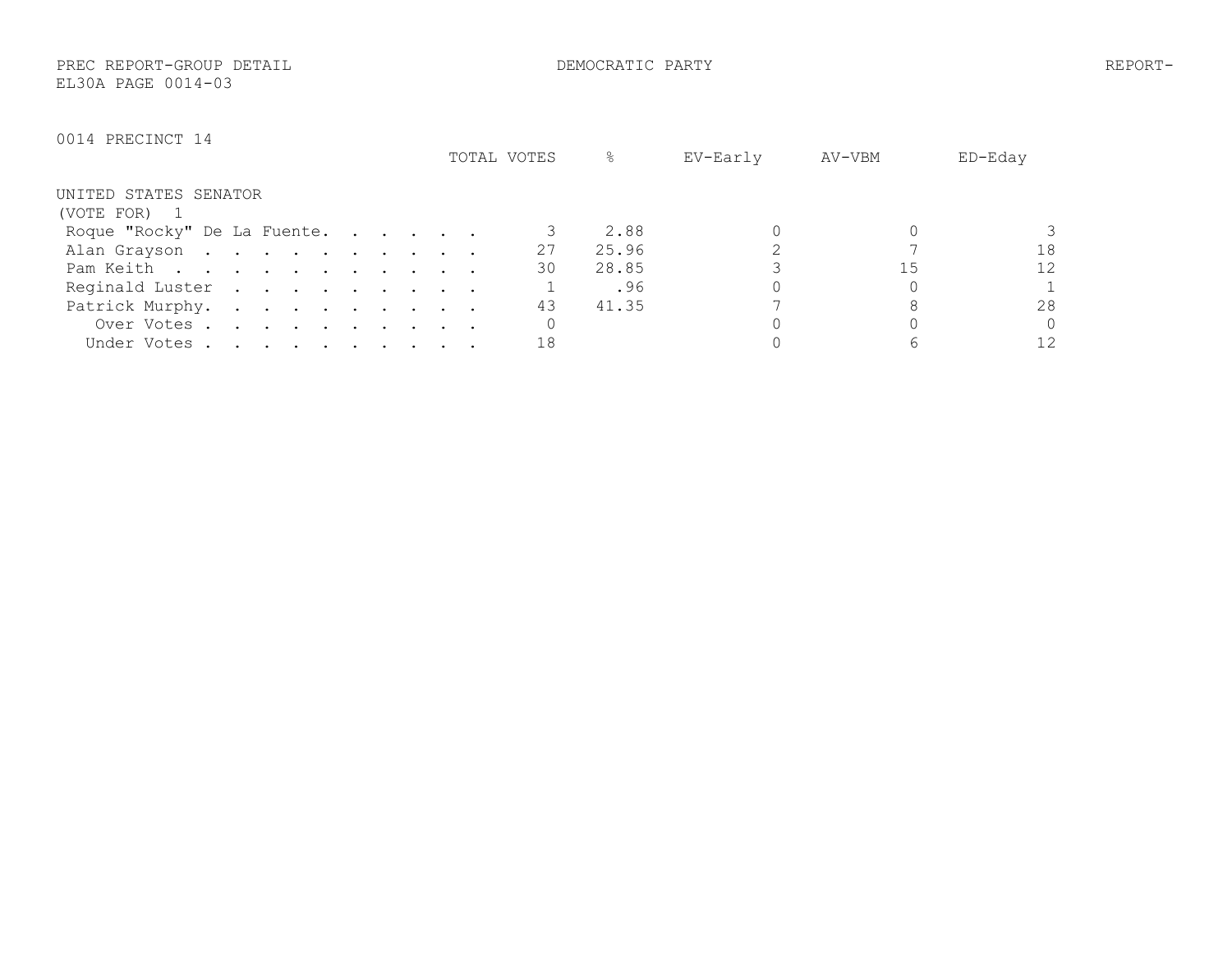PREC REPORT-GROUP DETAIL DEMOCRATIC PARTY REPORT-
EL30A PAGE 0014-03

0014 PRECINCT 14

| UNITED STATES SENATOR (VOTE FOR) 1 | TOTAL VOTES | % | EV-Early | AV-VBM | ED-Eday |
|---|---|---|---|---|---|
| Roque "Rocky" De La Fuente | 3 | 2.88 | 0 | 0 | 3 |
| Alan Grayson | 27 | 25.96 | 2 | 7 | 18 |
| Pam Keith | 30 | 28.85 | 3 | 15 | 12 |
| Reginald Luster | 1 | .96 | 0 | 0 | 1 |
| Patrick Murphy | 43 | 41.35 | 7 | 8 | 28 |
| Over Votes | 0 | | 0 | 0 | 0 |
| Under Votes | 18 | | 0 | 6 | 12 |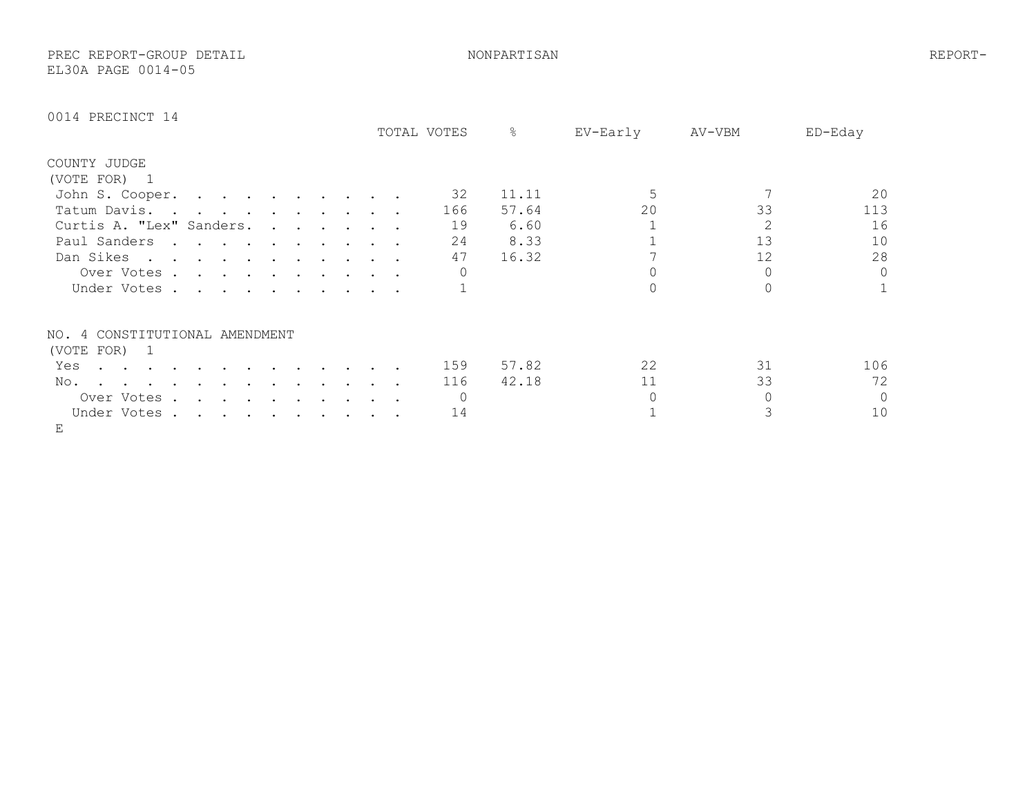PREC REPORT-GROUP DETAIL NONPARTISAN REPORT-
EL30A PAGE 0014-05

0014 PRECINCT 14

| | TOTAL VOTES | % | EV-Early | AV-VBM | ED-Eday |
|---|---|---|---|---|---|
| **COUNTY JUDGE** | | | | | |
| (VOTE FOR) 1 | | | | | |
| John S. Cooper. . . . . . . . . . . | 32 | 11.11 | 5 | 7 | 20 |
| Tatum Davis. . . . . . . . . . . . | 166 | 57.64 | 20 | 33 | 113 |
| Curtis A. "Lex" Sanders. . . . . . . . | 19 | 6.60 | 1 | 2 | 16 |
| Paul Sanders . . . . . . . . . . . | 24 | 8.33 | 1 | 13 | 10 |
| Dan Sikes . . . . . . . . . . . . | 47 | 16.32 | 7 | 12 | 28 |
| Over Votes . . . . . . . . . . . | 0 | | 0 | 0 | 0 |
| Under Votes . . . . . . . . . . . | 1 | | 0 | 0 | 1 |
| **NO. 4 CONSTITUTIONAL AMENDMENT** | | | | | |
| (VOTE FOR) 1 | | | | | |
| Yes . . . . . . . . . . . . . . | 159 | 57.82 | 22 | 31 | 106 |
| No. . . . . . . . . . . . . . . | 116 | 42.18 | 11 | 33 | 72 |
| Over Votes . . . . . . . . . . . | 0 | | 0 | 0 | 0 |
| Under Votes . . . . . . . . . . . | 14 | | 1 | 3 | 10 |

E